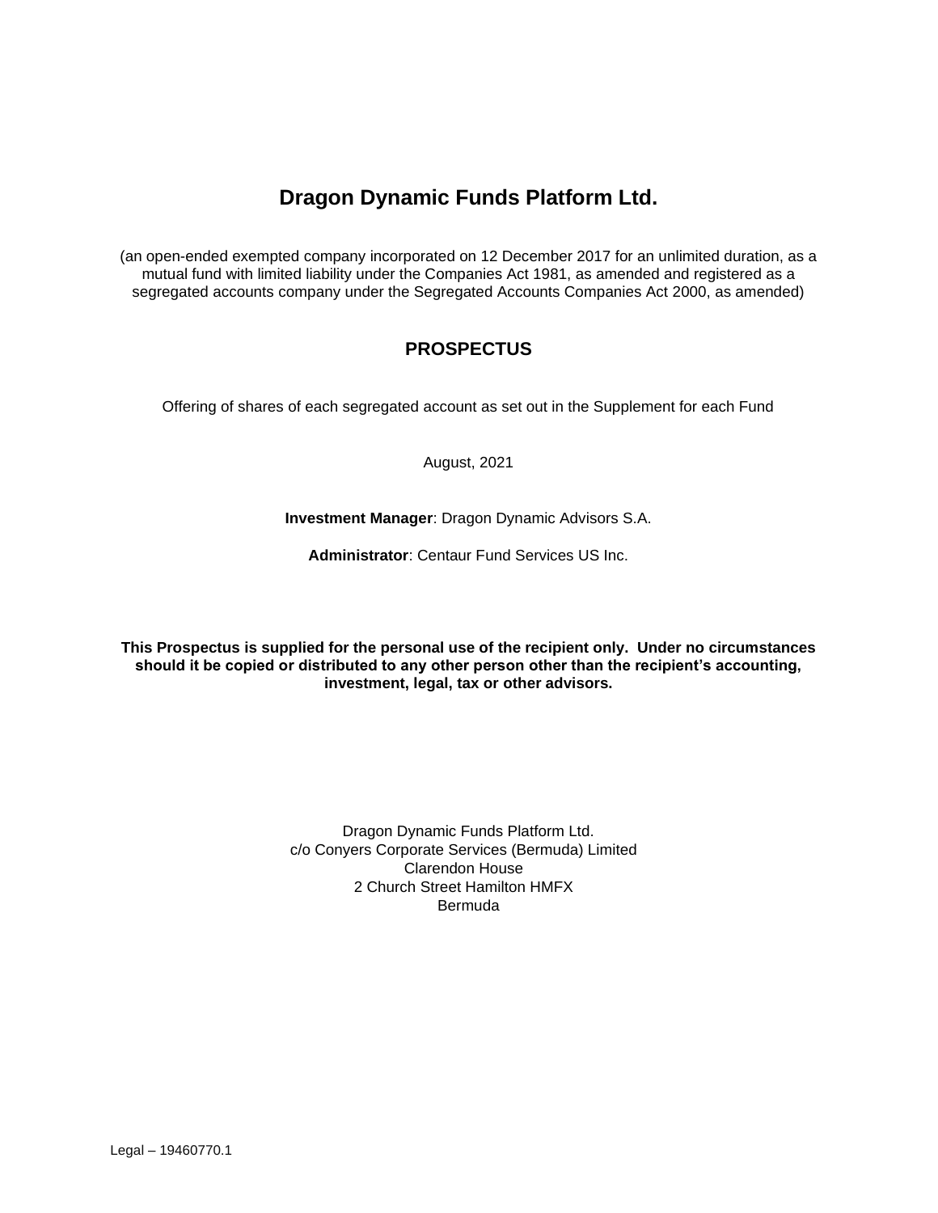# Dragon Dynamic Funds Platform Ltd.

(an open-ended exempted company incorporated on 12 December 2017 for an unlimited duration, as a mutual fund with limited liability under the Companies Act 1981, as amended and registered as a segregated accounts company under the Segregated Accounts Companies Act 2000, as amended)

## PROSPECTUS

Offering of shares of each segregated account as set out in the Supplement for each Fund

August, 2021

**Investment Manager**: Dragon Dynamic Advisors S.A.

**Administrator**: Centaur Fund Services US Inc.

**This Prospectus is supplied for the personal use of the recipient only. Under no circumstances should it be copied or distributed to any other person other than the recipient's accounting, investment, legal, tax or other advisors.**

Dragon Dynamic Funds Platform Ltd.
c/o Conyers Corporate Services (Bermuda) Limited
Clarendon House
2 Church Street Hamilton HMFX
Bermuda

Legal – 19460770.1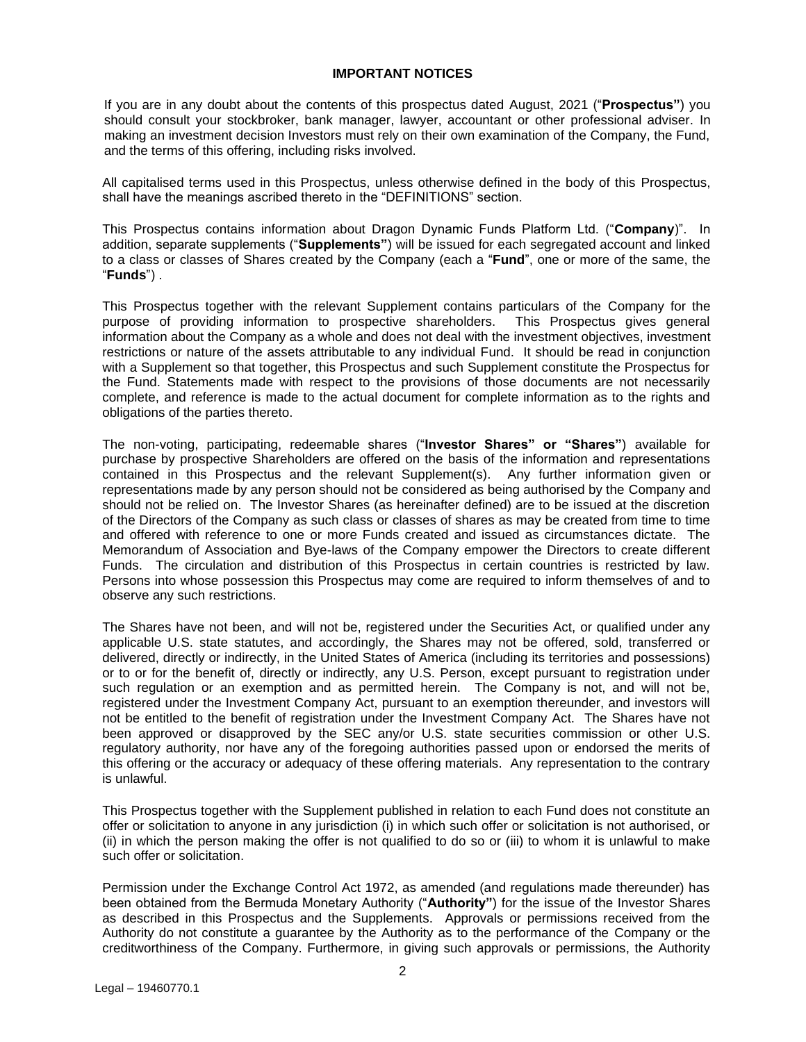## IMPORTANT NOTICES

If you are in any doubt about the contents of this prospectus dated August, 2021 ("**Prospectus"**) you should consult your stockbroker, bank manager, lawyer, accountant or other professional adviser. In making an investment decision Investors must rely on their own examination of the Company, the Fund, and the terms of this offering, including risks involved.

All capitalised terms used in this Prospectus, unless otherwise defined in the body of this Prospectus, shall have the meanings ascribed thereto in the "DEFINITIONS" section.

This Prospectus contains information about Dragon Dynamic Funds Platform Ltd. ("**Company**)". In addition, separate supplements ("**Supplements"**) will be issued for each segregated account and linked to a class or classes of Shares created by the Company (each a "**Fund**", one or more of the same, the "**Funds**") .

This Prospectus together with the relevant Supplement contains particulars of the Company for the purpose of providing information to prospective shareholders. This Prospectus gives general information about the Company as a whole and does not deal with the investment objectives, investment restrictions or nature of the assets attributable to any individual Fund. It should be read in conjunction with a Supplement so that together, this Prospectus and such Supplement constitute the Prospectus for the Fund. Statements made with respect to the provisions of those documents are not necessarily complete, and reference is made to the actual document for complete information as to the rights and obligations of the parties thereto.

The non-voting, participating, redeemable shares ("**Investor Shares" or "Shares"**) available for purchase by prospective Shareholders are offered on the basis of the information and representations contained in this Prospectus and the relevant Supplement(s). Any further information given or representations made by any person should not be considered as being authorised by the Company and should not be relied on. The Investor Shares (as hereinafter defined) are to be issued at the discretion of the Directors of the Company as such class or classes of shares as may be created from time to time and offered with reference to one or more Funds created and issued as circumstances dictate. The Memorandum of Association and Bye-laws of the Company empower the Directors to create different Funds. The circulation and distribution of this Prospectus in certain countries is restricted by law. Persons into whose possession this Prospectus may come are required to inform themselves of and to observe any such restrictions.

The Shares have not been, and will not be, registered under the Securities Act, or qualified under any applicable U.S. state statutes, and accordingly, the Shares may not be offered, sold, transferred or delivered, directly or indirectly, in the United States of America (including its territories and possessions) or to or for the benefit of, directly or indirectly, any U.S. Person, except pursuant to registration under such regulation or an exemption and as permitted herein. The Company is not, and will not be, registered under the Investment Company Act, pursuant to an exemption thereunder, and investors will not be entitled to the benefit of registration under the Investment Company Act. The Shares have not been approved or disapproved by the SEC any/or U.S. state securities commission or other U.S. regulatory authority, nor have any of the foregoing authorities passed upon or endorsed the merits of this offering or the accuracy or adequacy of these offering materials. Any representation to the contrary is unlawful.

This Prospectus together with the Supplement published in relation to each Fund does not constitute an offer or solicitation to anyone in any jurisdiction (i) in which such offer or solicitation is not authorised, or (ii) in which the person making the offer is not qualified to do so or (iii) to whom it is unlawful to make such offer or solicitation.

Permission under the Exchange Control Act 1972, as amended (and regulations made thereunder) has been obtained from the Bermuda Monetary Authority ("**Authority"**) for the issue of the Investor Shares as described in this Prospectus and the Supplements. Approvals or permissions received from the Authority do not constitute a guarantee by the Authority as to the performance of the Company or the creditworthiness of the Company. Furthermore, in giving such approvals or permissions, the Authority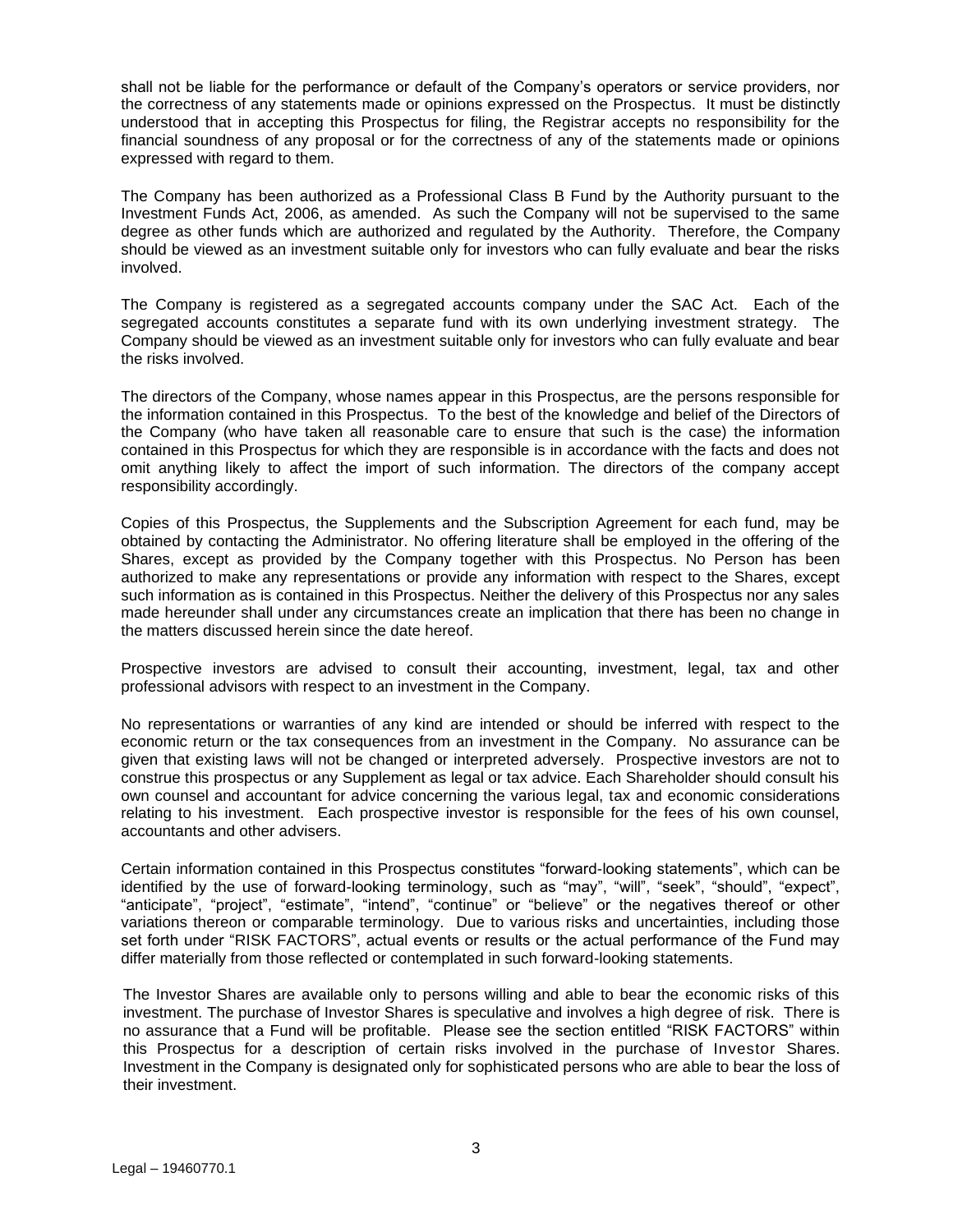shall not be liable for the performance or default of the Company's operators or service providers, nor the correctness of any statements made or opinions expressed on the Prospectus. It must be distinctly understood that in accepting this Prospectus for filing, the Registrar accepts no responsibility for the financial soundness of any proposal or for the correctness of any of the statements made or opinions expressed with regard to them.

The Company has been authorized as a Professional Class B Fund by the Authority pursuant to the Investment Funds Act, 2006, as amended. As such the Company will not be supervised to the same degree as other funds which are authorized and regulated by the Authority. Therefore, the Company should be viewed as an investment suitable only for investors who can fully evaluate and bear the risks involved.

The Company is registered as a segregated accounts company under the SAC Act. Each of the segregated accounts constitutes a separate fund with its own underlying investment strategy. The Company should be viewed as an investment suitable only for investors who can fully evaluate and bear the risks involved.

The directors of the Company, whose names appear in this Prospectus, are the persons responsible for the information contained in this Prospectus. To the best of the knowledge and belief of the Directors of the Company (who have taken all reasonable care to ensure that such is the case) the information contained in this Prospectus for which they are responsible is in accordance with the facts and does not omit anything likely to affect the import of such information. The directors of the company accept responsibility accordingly.

Copies of this Prospectus, the Supplements and the Subscription Agreement for each fund, may be obtained by contacting the Administrator. No offering literature shall be employed in the offering of the Shares, except as provided by the Company together with this Prospectus. No Person has been authorized to make any representations or provide any information with respect to the Shares, except such information as is contained in this Prospectus. Neither the delivery of this Prospectus nor any sales made hereunder shall under any circumstances create an implication that there has been no change in the matters discussed herein since the date hereof.

Prospective investors are advised to consult their accounting, investment, legal, tax and other professional advisors with respect to an investment in the Company.

No representations or warranties of any kind are intended or should be inferred with respect to the economic return or the tax consequences from an investment in the Company. No assurance can be given that existing laws will not be changed or interpreted adversely. Prospective investors are not to construe this prospectus or any Supplement as legal or tax advice. Each Shareholder should consult his own counsel and accountant for advice concerning the various legal, tax and economic considerations relating to his investment. Each prospective investor is responsible for the fees of his own counsel, accountants and other advisers.

Certain information contained in this Prospectus constitutes "forward-looking statements", which can be identified by the use of forward-looking terminology, such as "may", "will", "seek", "should", "expect", "anticipate", "project", "estimate", "intend", "continue" or "believe" or the negatives thereof or other variations thereon or comparable terminology. Due to various risks and uncertainties, including those set forth under "RISK FACTORS", actual events or results or the actual performance of the Fund may differ materially from those reflected or contemplated in such forward-looking statements.

The Investor Shares are available only to persons willing and able to bear the economic risks of this investment. The purchase of Investor Shares is speculative and involves a high degree of risk. There is no assurance that a Fund will be profitable. Please see the section entitled "RISK FACTORS" within this Prospectus for a description of certain risks involved in the purchase of Investor Shares. Investment in the Company is designated only for sophisticated persons who are able to bear the loss of their investment.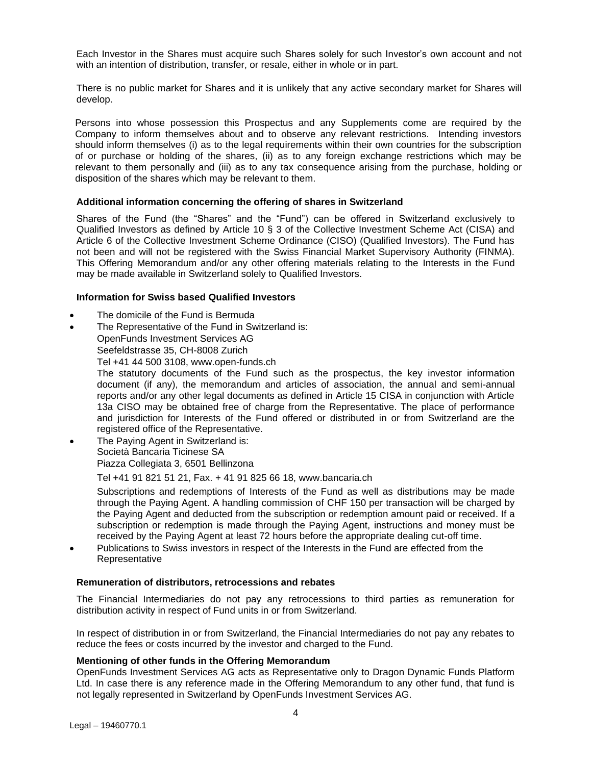Each Investor in the Shares must acquire such Shares solely for such Investor's own account and not with an intention of distribution, transfer, or resale, either in whole or in part.

There is no public market for Shares and it is unlikely that any active secondary market for Shares will develop.

Persons into whose possession this Prospectus and any Supplements come are required by the Company to inform themselves about and to observe any relevant restrictions. Intending investors should inform themselves (i) as to the legal requirements within their own countries for the subscription of or purchase or holding of the shares, (ii) as to any foreign exchange restrictions which may be relevant to them personally and (iii) as to any tax consequence arising from the purchase, holding or disposition of the shares which may be relevant to them.

**Additional information concerning the offering of shares in Switzerland**

Shares of the Fund (the "Shares" and the "Fund") can be offered in Switzerland exclusively to Qualified Investors as defined by Article 10 § 3 of the Collective Investment Scheme Act (CISA) and Article 6 of the Collective Investment Scheme Ordinance (CISO) (Qualified Investors). The Fund has not been and will not be registered with the Swiss Financial Market Supervisory Authority (FINMA). This Offering Memorandum and/or any other offering materials relating to the Interests in the Fund may be made available in Switzerland solely to Qualified Investors.

**Information for Swiss based Qualified Investors**

- The domicile of the Fund is Bermuda
- The Representative of the Fund in Switzerland is:
  OpenFunds Investment Services AG
  Seefeldstrasse 35, CH-8008 Zurich
  Tel +41 44 500 3108, www.open-funds.ch
  The statutory documents of the Fund such as the prospectus, the key investor information document (if any), the memorandum and articles of association, the annual and semi-annual reports and/or any other legal documents as defined in Article 15 CISA in conjunction with Article 13a CISO may be obtained free of charge from the Representative. The place of performance and jurisdiction for Interests of the Fund offered or distributed in or from Switzerland are the registered office of the Representative.
- The Paying Agent in Switzerland is:
  Società Bancaria Ticinese SA
  Piazza Collegiata 3, 6501 Bellinzona

  Tel +41 91 821 51 21, Fax. + 41 91 825 66 18, www.bancaria.ch

  Subscriptions and redemptions of Interests of the Fund as well as distributions may be made through the Paying Agent. A handling commission of CHF 150 per transaction will be charged by the Paying Agent and deducted from the subscription or redemption amount paid or received. If a subscription or redemption is made through the Paying Agent, instructions and money must be received by the Paying Agent at least 72 hours before the appropriate dealing cut-off time.
- Publications to Swiss investors in respect of the Interests in the Fund are effected from the Representative

**Remuneration of distributors, retrocessions and rebates**

The Financial Intermediaries do not pay any retrocessions to third parties as remuneration for distribution activity in respect of Fund units in or from Switzerland.

In respect of distribution in or from Switzerland, the Financial Intermediaries do not pay any rebates to reduce the fees or costs incurred by the investor and charged to the Fund.

**Mentioning of other funds in the Offering Memorandum**

OpenFunds Investment Services AG acts as Representative only to Dragon Dynamic Funds Platform Ltd. In case there is any reference made in the Offering Memorandum to any other fund, that fund is not legally represented in Switzerland by OpenFunds Investment Services AG.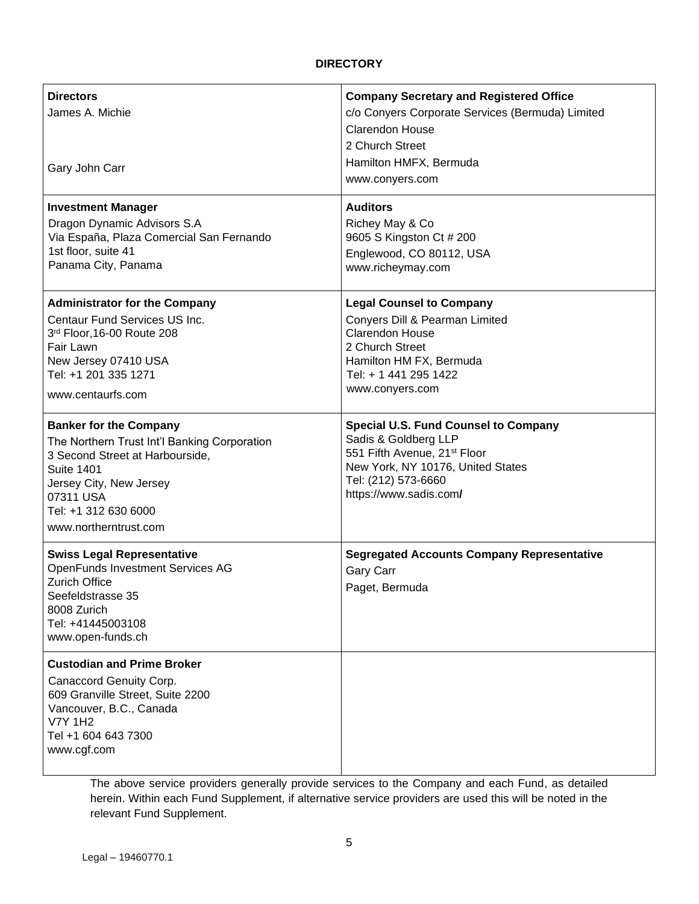## DIRECTORY

| | |
|---|---|
| **Directors**<br>James A. Michie<br><br>Gary John Carr | **Company Secretary and Registered Office**<br>c/o Conyers Corporate Services (Bermuda) Limited<br>Clarendon House<br>2 Church Street<br>Hamilton HMFX, Bermuda<br>www.conyers.com |
| **Investment Manager**<br>Dragon Dynamic Advisors S.A<br>Via España, Plaza Comercial San Fernando<br>1st floor, suite 41<br>Panama City, Panama | **Auditors**<br>Richey May & Co<br>9605 S Kingston Ct # 200<br>Englewood, CO 80112, USA<br>www.richeymay.com |
| **Administrator for the Company**<br>Centaur Fund Services US Inc.<br>3rd Floor,16-00 Route 208<br>Fair Lawn<br>New Jersey 07410 USA<br>Tel: +1 201 335 1271<br>www.centaurfs.com | **Legal Counsel to Company**<br>Conyers Dill & Pearman Limited<br>Clarendon House<br>2 Church Street<br>Hamilton HM FX, Bermuda<br>Tel: + 1 441 295 1422<br>www.conyers.com |
| **Banker for the Company**<br>The Northern Trust Int'l Banking Corporation<br>3 Second Street at Harbourside,<br>Suite 1401<br>Jersey City, New Jersey<br>07311 USA<br>Tel: +1 312 630 6000<br>www.northerntrust.com | **Special U.S. Fund Counsel to Company**<br>Sadis & Goldberg LLP<br>551 Fifth Avenue, 21st Floor<br>New York, NY 10176, United States<br>Tel: (212) 573-6660<br>https://www.sadis.com/ |
| **Swiss Legal Representative**<br>OpenFunds Investment Services AG<br>Zurich Office<br>Seefeldstrasse 35<br>8008 Zurich<br>Tel: +41445003108<br>www.open-funds.ch | **Segregated Accounts Company Representative**<br>Gary Carr<br>Paget, Bermuda |
| **Custodian and Prime Broker**<br>Canaccord Genuity Corp.<br>609 Granville Street, Suite 2200<br>Vancouver, B.C., Canada<br>V7Y 1H2<br>Tel +1 604 643 7300<br>www.cgf.com | |

The above service providers generally provide services to the Company and each Fund, as detailed herein. Within each Fund Supplement, if alternative service providers are used this will be noted in the relevant Fund Supplement.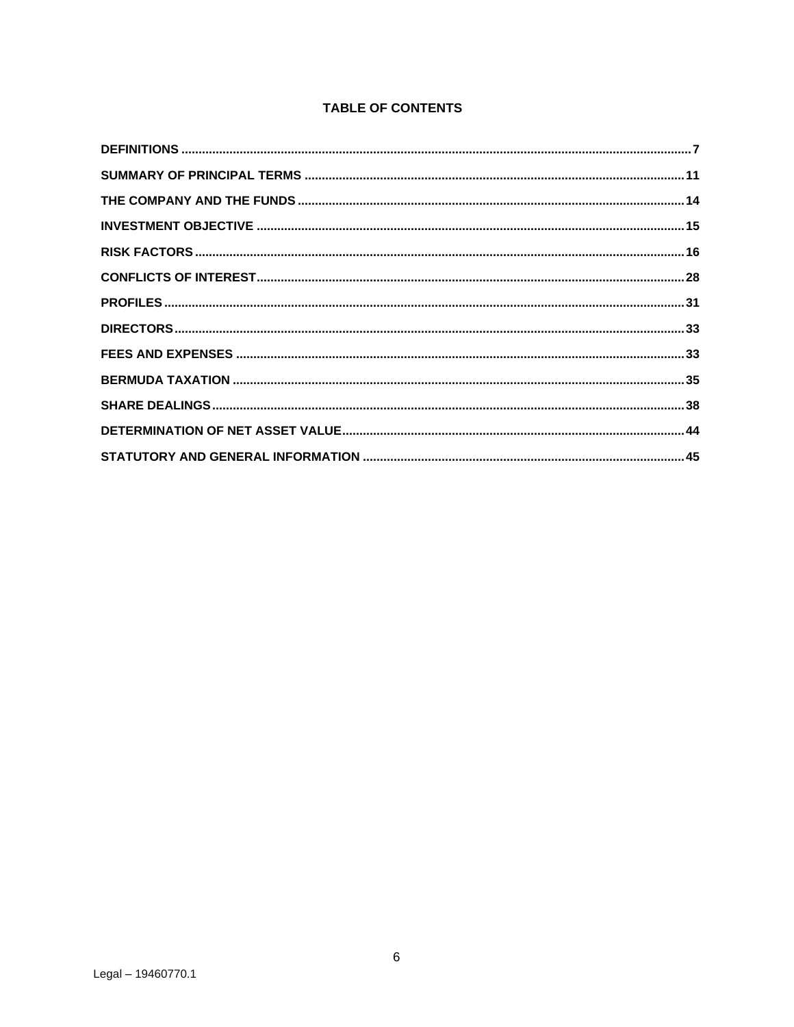## TABLE OF CONTENTS

DEFINITIONS .......... 7

SUMMARY OF PRINCIPAL TERMS .......... 11

THE COMPANY AND THE FUNDS .......... 14

INVESTMENT OBJECTIVE .......... 15

RISK FACTORS .......... 16

CONFLICTS OF INTEREST .......... 28

PROFILES .......... 31

DIRECTORS .......... 33

FEES AND EXPENSES .......... 33

BERMUDA TAXATION .......... 35

SHARE DEALINGS .......... 38

DETERMINATION OF NET ASSET VALUE .......... 44

STATUTORY AND GENERAL INFORMATION .......... 45

Legal – 19460770.1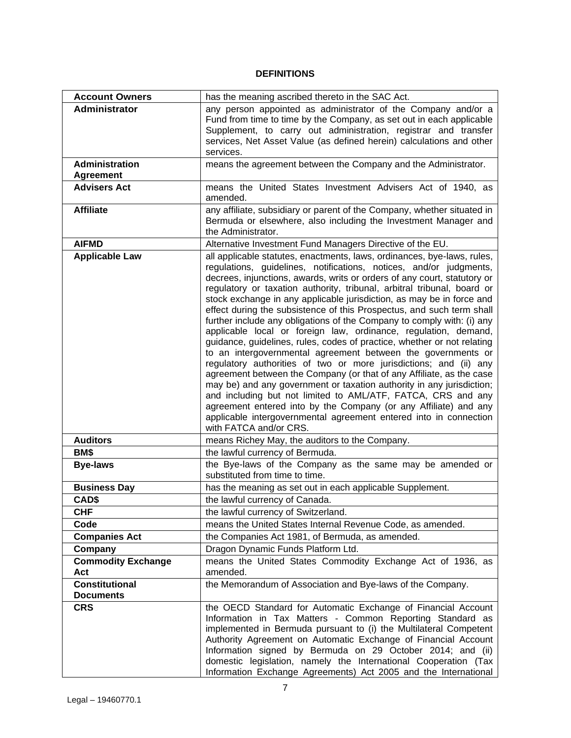## DEFINITIONS

| | |
|---|---|
| **Account Owners** | has the meaning ascribed thereto in the SAC Act. |
| **Administrator** | any person appointed as administrator of the Company and/or a Fund from time to time by the Company, as set out in each applicable Supplement, to carry out administration, registrar and transfer services, Net Asset Value (as defined herein) calculations and other services. |
| **Administration Agreement** | means the agreement between the Company and the Administrator. |
| **Advisers Act** | means the United States Investment Advisers Act of 1940, as amended. |
| **Affiliate** | any affiliate, subsidiary or parent of the Company, whether situated in Bermuda or elsewhere, also including the Investment Manager and the Administrator. |
| **AIFMD** | Alternative Investment Fund Managers Directive of the EU. |
| **Applicable Law** | all applicable statutes, enactments, laws, ordinances, bye-laws, rules, regulations, guidelines, notifications, notices, and/or judgments, decrees, injunctions, awards, writs or orders of any court, statutory or regulatory or taxation authority, tribunal, arbitral tribunal, board or stock exchange in any applicable jurisdiction, as may be in force and effect during the subsistence of this Prospectus, and such term shall further include any obligations of the Company to comply with: (i) any applicable local or foreign law, ordinance, regulation, demand, guidance, guidelines, rules, codes of practice, whether or not relating to an intergovernmental agreement between the governments or regulatory authorities of two or more jurisdictions; and (ii) any agreement between the Company (or that of any Affiliate, as the case may be) and any government or taxation authority in any jurisdiction; and including but not limited to AML/ATF, FATCA, CRS and any agreement entered into by the Company (or any Affiliate) and any applicable intergovernmental agreement entered into in connection with FATCA and/or CRS. |
| **Auditors** | means Richey May, the auditors to the Company. |
| **BM$** | the lawful currency of Bermuda. |
| **Bye-laws** | the Bye-laws of the Company as the same may be amended or substituted from time to time. |
| **Business Day** | has the meaning as set out in each applicable Supplement. |
| **CAD$** | the lawful currency of Canada. |
| **CHF** | the lawful currency of Switzerland. |
| **Code** | means the United States Internal Revenue Code, as amended. |
| **Companies Act** | the Companies Act 1981, of Bermuda, as amended. |
| **Company** | Dragon Dynamic Funds Platform Ltd. |
| **Commodity Exchange Act** | means the United States Commodity Exchange Act of 1936, as amended. |
| **Constitutional Documents** | the Memorandum of Association and Bye-laws of the Company. |
| **CRS** | the OECD Standard for Automatic Exchange of Financial Account Information in Tax Matters - Common Reporting Standard as implemented in Bermuda pursuant to (i) the Multilateral Competent Authority Agreement on Automatic Exchange of Financial Account Information signed by Bermuda on 29 October 2014; and (ii) domestic legislation, namely the International Cooperation (Tax Information Exchange Agreements) Act 2005 and the International |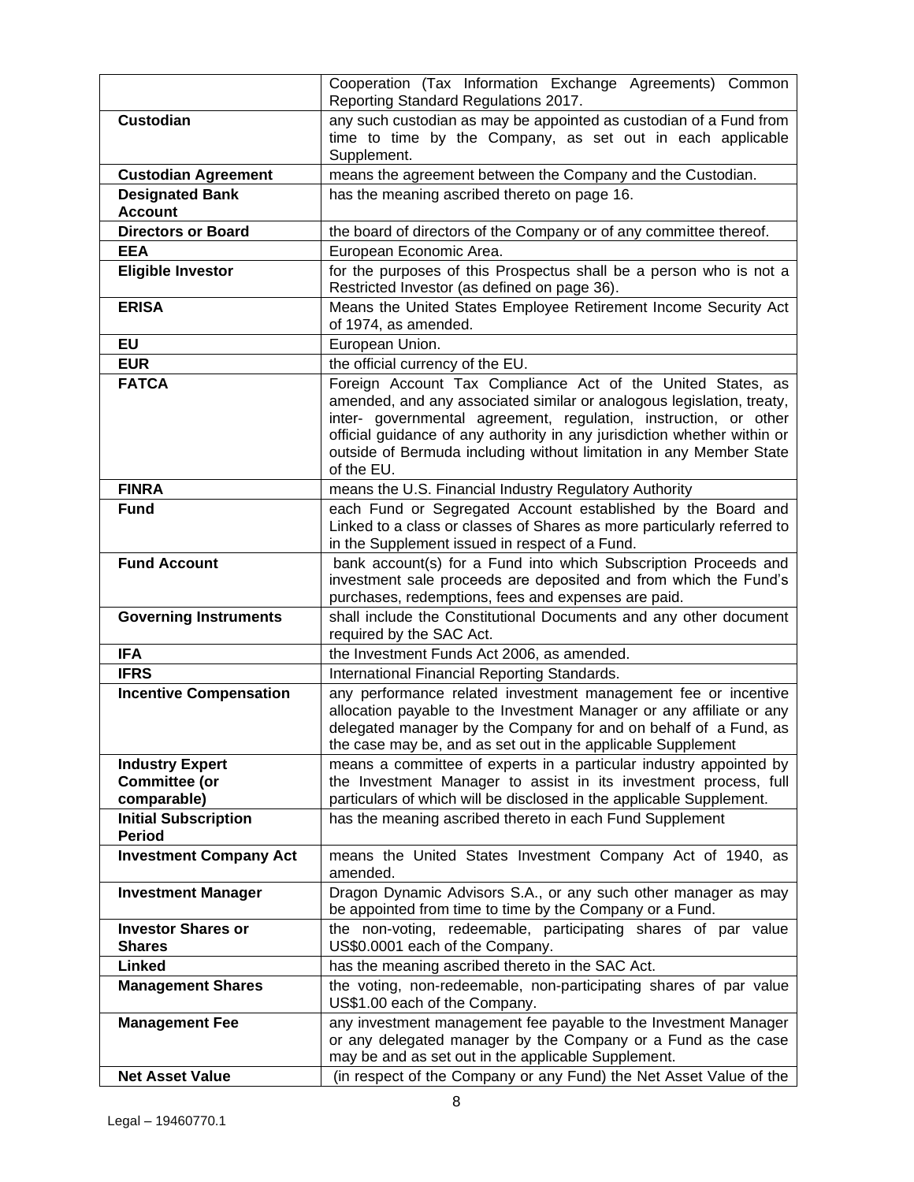| | |
|---|---|
| | Cooperation (Tax Information Exchange Agreements) Common Reporting Standard Regulations 2017. |
| **Custodian** | any such custodian as may be appointed as custodian of a Fund from time to time by the Company, as set out in each applicable Supplement. |
| **Custodian Agreement** | means the agreement between the Company and the Custodian. |
| **Designated Bank Account** | has the meaning ascribed thereto on page 16. |
| **Directors or Board** | the board of directors of the Company or of any committee thereof. |
| **EEA** | European Economic Area. |
| **Eligible Investor** | for the purposes of this Prospectus shall be a person who is not a Restricted Investor (as defined on page 36). |
| **ERISA** | Means the United States Employee Retirement Income Security Act of 1974, as amended. |
| **EU** | European Union. |
| **EUR** | the official currency of the EU. |
| **FATCA** | Foreign Account Tax Compliance Act of the United States, as amended, and any associated similar or analogous legislation, treaty, inter- governmental agreement, regulation, instruction, or other official guidance of any authority in any jurisdiction whether within or outside of Bermuda including without limitation in any Member State of the EU. |
| **FINRA** | means the U.S. Financial Industry Regulatory Authority |
| **Fund** | each Fund or Segregated Account established by the Board and Linked to a class or classes of Shares as more particularly referred to in the Supplement issued in respect of a Fund. |
| **Fund Account** | bank account(s) for a Fund into which Subscription Proceeds and investment sale proceeds are deposited and from which the Fund's purchases, redemptions, fees and expenses are paid. |
| **Governing Instruments** | shall include the Constitutional Documents and any other document required by the SAC Act. |
| **IFA** | the Investment Funds Act 2006, as amended. |
| **IFRS** | International Financial Reporting Standards. |
| **Incentive Compensation** | any performance related investment management fee or incentive allocation payable to the Investment Manager or any affiliate or any delegated manager by the Company for and on behalf of a Fund, as the case may be, and as set out in the applicable Supplement |
| **Industry Expert Committee (or comparable)** | means a committee of experts in a particular industry appointed by the Investment Manager to assist in its investment process, full particulars of which will be disclosed in the applicable Supplement. |
| **Initial Subscription Period** | has the meaning ascribed thereto in each Fund Supplement |
| **Investment Company Act** | means the United States Investment Company Act of 1940, as amended. |
| **Investment Manager** | Dragon Dynamic Advisors S.A., or any such other manager as may be appointed from time to time by the Company or a Fund. |
| **Investor Shares or Shares** | the non-voting, redeemable, participating shares of par value US$0.0001 each of the Company. |
| **Linked** | has the meaning ascribed thereto in the SAC Act. |
| **Management Shares** | the voting, non-redeemable, non-participating shares of par value US$1.00 each of the Company. |
| **Management Fee** | any investment management fee payable to the Investment Manager or any delegated manager by the Company or a Fund as the case may be and as set out in the applicable Supplement. |
| **Net Asset Value** | (in respect of the Company or any Fund) the Net Asset Value of the |

Legal – 19460770.1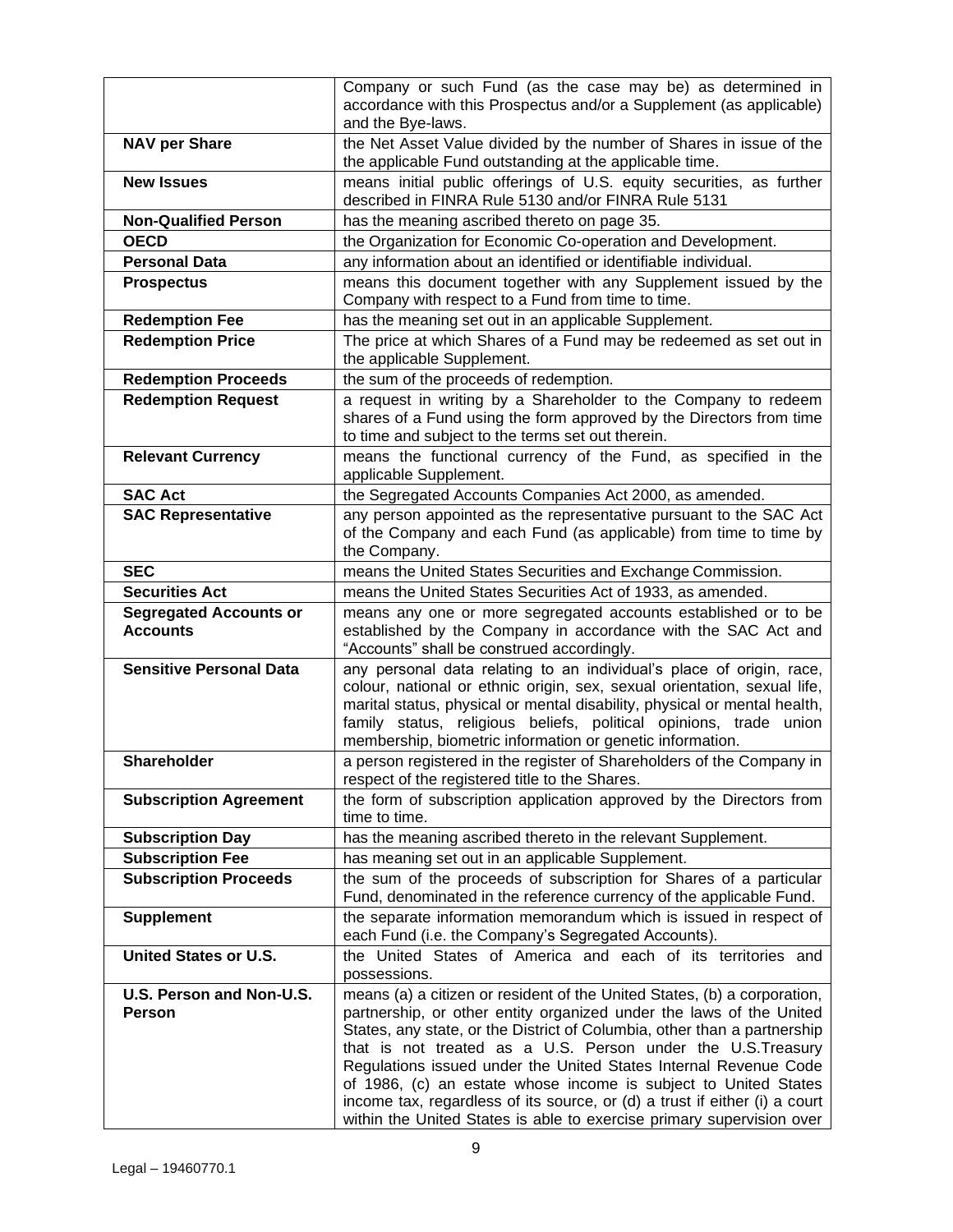| | |
|---|---|
| | Company or such Fund (as the case may be) as determined in accordance with this Prospectus and/or a Supplement (as applicable) and the Bye-laws. |
| **NAV per Share** | the Net Asset Value divided by the number of Shares in issue of the the applicable Fund outstanding at the applicable time. |
| **New Issues** | means initial public offerings of U.S. equity securities, as further described in FINRA Rule 5130 and/or FINRA Rule 5131 |
| **Non-Qualified Person** | has the meaning ascribed thereto on page 35. |
| **OECD** | the Organization for Economic Co-operation and Development. |
| **Personal Data** | any information about an identified or identifiable individual. |
| **Prospectus** | means this document together with any Supplement issued by the Company with respect to a Fund from time to time. |
| **Redemption Fee** | has the meaning set out in an applicable Supplement. |
| **Redemption Price** | The price at which Shares of a Fund may be redeemed as set out in the applicable Supplement. |
| **Redemption Proceeds** | the sum of the proceeds of redemption. |
| **Redemption Request** | a request in writing by a Shareholder to the Company to redeem shares of a Fund using the form approved by the Directors from time to time and subject to the terms set out therein. |
| **Relevant Currency** | means the functional currency of the Fund, as specified in the applicable Supplement. |
| **SAC Act** | the Segregated Accounts Companies Act 2000, as amended. |
| **SAC Representative** | any person appointed as the representative pursuant to the SAC Act of the Company and each Fund (as applicable) from time to time by the Company. |
| **SEC** | means the United States Securities and Exchange Commission. |
| **Securities Act** | means the United States Securities Act of 1933, as amended. |
| **Segregated Accounts or Accounts** | means any one or more segregated accounts established or to be established by the Company in accordance with the SAC Act and "Accounts" shall be construed accordingly. |
| **Sensitive Personal Data** | any personal data relating to an individual's place of origin, race, colour, national or ethnic origin, sex, sexual orientation, sexual life, marital status, physical or mental disability, physical or mental health, family status, religious beliefs, political opinions, trade union membership, biometric information or genetic information. |
| **Shareholder** | a person registered in the register of Shareholders of the Company in respect of the registered title to the Shares. |
| **Subscription Agreement** | the form of subscription application approved by the Directors from time to time. |
| **Subscription Day** | has the meaning ascribed thereto in the relevant Supplement. |
| **Subscription Fee** | has meaning set out in an applicable Supplement. |
| **Subscription Proceeds** | the sum of the proceeds of subscription for Shares of a particular Fund, denominated in the reference currency of the applicable Fund. |
| **Supplement** | the separate information memorandum which is issued in respect of each Fund (i.e. the Company's Segregated Accounts). |
| **United States or U.S.** | the United States of America and each of its territories and possessions. |
| **U.S. Person and Non-U.S. Person** | means (a) a citizen or resident of the United States, (b) a corporation, partnership, or other entity organized under the laws of the United States, any state, or the District of Columbia, other than a partnership that is not treated as a U.S. Person under the U.S.Treasury Regulations issued under the United States Internal Revenue Code of 1986, (c) an estate whose income is subject to United States income tax, regardless of its source, or (d) a trust if either (i) a court within the United States is able to exercise primary supervision over |

Legal – 19460770.1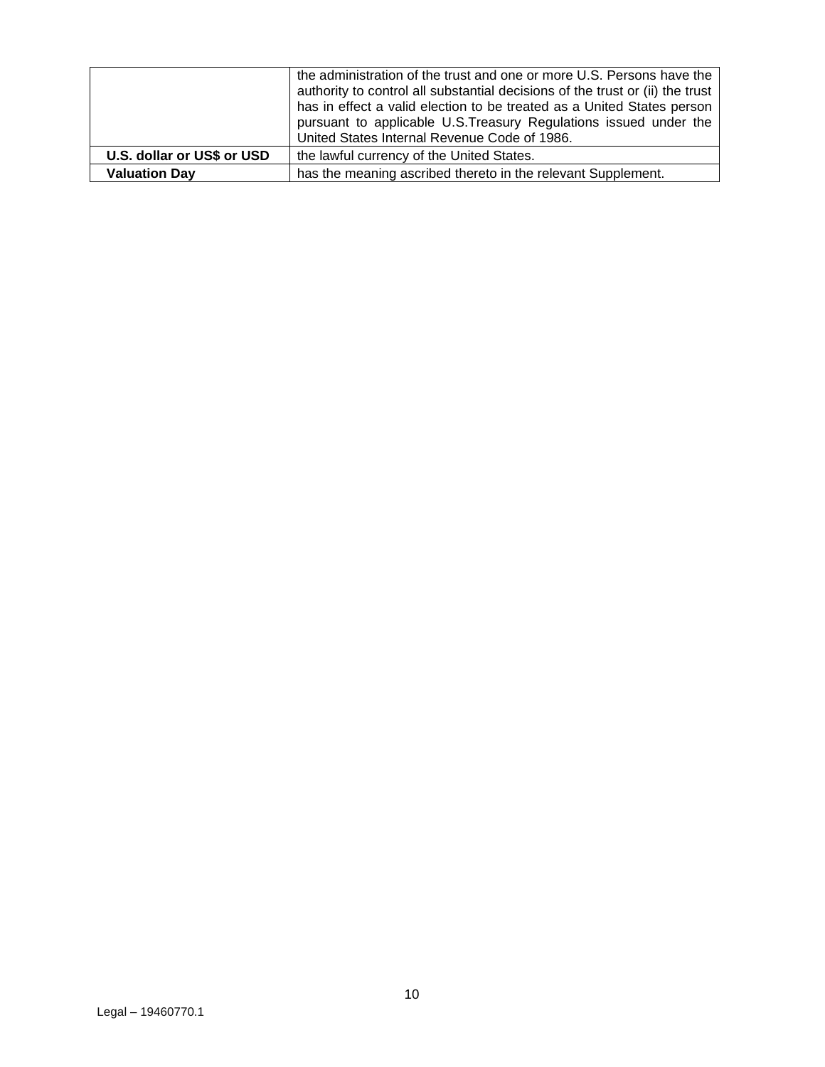| | |
|---|---|
| | the administration of the trust and one or more U.S. Persons have the authority to control all substantial decisions of the trust or (ii) the trust has in effect a valid election to be treated as a United States person pursuant to applicable U.S.Treasury Regulations issued under the United States Internal Revenue Code of 1986. |
| **U.S. dollar or US$ or USD** | the lawful currency of the United States. |
| **Valuation Day** | has the meaning ascribed thereto in the relevant Supplement. |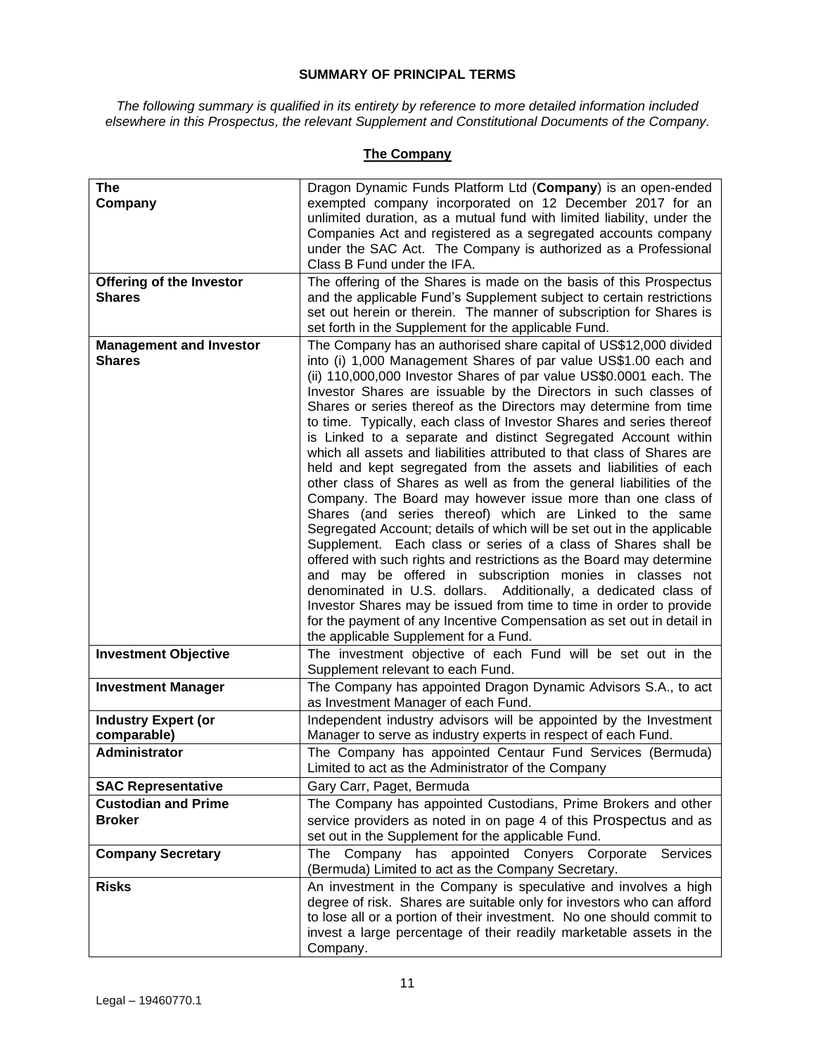# SUMMARY OF PRINCIPAL TERMS

*The following summary is qualified in its entirety by reference to more detailed information included elsewhere in this Prospectus, the relevant Supplement and Constitutional Documents of the Company.*

## The Company

| | |
|---|---|
| **The Company** | Dragon Dynamic Funds Platform Ltd (**Company**) is an open-ended exempted company incorporated on 12 December 2017 for an unlimited duration, as a mutual fund with limited liability, under the Companies Act and registered as a segregated accounts company under the SAC Act. The Company is authorized as a Professional Class B Fund under the IFA. |
| **Offering of the Investor Shares** | The offering of the Shares is made on the basis of this Prospectus and the applicable Fund's Supplement subject to certain restrictions set out herein or therein. The manner of subscription for Shares is set forth in the Supplement for the applicable Fund. |
| **Management and Investor Shares** | The Company has an authorised share capital of US$12,000 divided into (i) 1,000 Management Shares of par value US$1.00 each and (ii) 110,000,000 Investor Shares of par value US$0.0001 each. The Investor Shares are issuable by the Directors in such classes of Shares or series thereof as the Directors may determine from time to time. Typically, each class of Investor Shares and series thereof is Linked to a separate and distinct Segregated Account within which all assets and liabilities attributed to that class of Shares are held and kept segregated from the assets and liabilities of each other class of Shares as well as from the general liabilities of the Company. The Board may however issue more than one class of Shares (and series thereof) which are Linked to the same Segregated Account; details of which will be set out in the applicable Supplement. Each class or series of a class of Shares shall be offered with such rights and restrictions as the Board may determine and may be offered in subscription monies in classes not denominated in U.S. dollars. Additionally, a dedicated class of Investor Shares may be issued from time to time in order to provide for the payment of any Incentive Compensation as set out in detail in the applicable Supplement for a Fund. |
| **Investment Objective** | The investment objective of each Fund will be set out in the Supplement relevant to each Fund. |
| **Investment Manager** | The Company has appointed Dragon Dynamic Advisors S.A., to act as Investment Manager of each Fund. |
| **Industry Expert (or comparable)** | Independent industry advisors will be appointed by the Investment Manager to serve as industry experts in respect of each Fund. |
| **Administrator** | The Company has appointed Centaur Fund Services (Bermuda) Limited to act as the Administrator of the Company |
| **SAC Representative** | Gary Carr, Paget, Bermuda |
| **Custodian and Prime Broker** | The Company has appointed Custodians, Prime Brokers and other service providers as noted in on page 4 of this Prospectus and as set out in the Supplement for the applicable Fund. |
| **Company Secretary** | The Company has appointed Conyers Corporate Services (Bermuda) Limited to act as the Company Secretary. |
| **Risks** | An investment in the Company is speculative and involves a high degree of risk. Shares are suitable only for investors who can afford to lose all or a portion of their investment. No one should commit to invest a large percentage of their readily marketable assets in the Company. |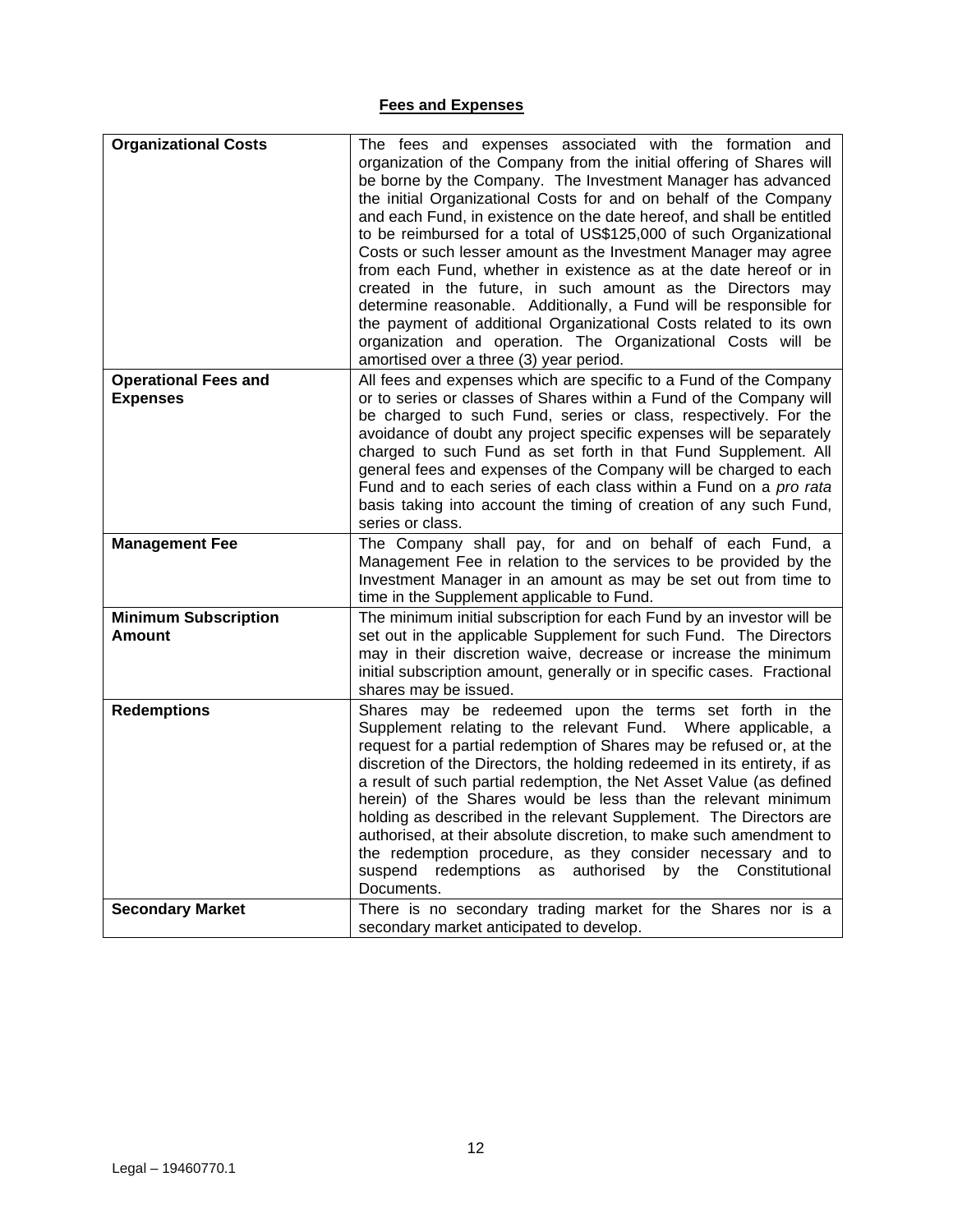## Fees and Expenses

| | |
|---|---|
| **Organizational Costs** | The fees and expenses associated with the formation and organization of the Company from the initial offering of Shares will be borne by the Company. The Investment Manager has advanced the initial Organizational Costs for and on behalf of the Company and each Fund, in existence on the date hereof, and shall be entitled to be reimbursed for a total of US$125,000 of such Organizational Costs or such lesser amount as the Investment Manager may agree from each Fund, whether in existence as at the date hereof or in created in the future, in such amount as the Directors may determine reasonable. Additionally, a Fund will be responsible for the payment of additional Organizational Costs related to its own organization and operation. The Organizational Costs will be amortised over a three (3) year period. |
| **Operational Fees and Expenses** | All fees and expenses which are specific to a Fund of the Company or to series or classes of Shares within a Fund of the Company will be charged to such Fund, series or class, respectively. For the avoidance of doubt any project specific expenses will be separately charged to such Fund as set forth in that Fund Supplement. All general fees and expenses of the Company will be charged to each Fund and to each series of each class within a Fund on a *pro rata* basis taking into account the timing of creation of any such Fund, series or class. |
| **Management Fee** | The Company shall pay, for and on behalf of each Fund, a Management Fee in relation to the services to be provided by the Investment Manager in an amount as may be set out from time to time in the Supplement applicable to Fund. |
| **Minimum Subscription Amount** | The minimum initial subscription for each Fund by an investor will be set out in the applicable Supplement for such Fund. The Directors may in their discretion waive, decrease or increase the minimum initial subscription amount, generally or in specific cases. Fractional shares may be issued. |
| **Redemptions** | Shares may be redeemed upon the terms set forth in the Supplement relating to the relevant Fund. Where applicable, a request for a partial redemption of Shares may be refused or, at the discretion of the Directors, the holding redeemed in its entirety, if as a result of such partial redemption, the Net Asset Value (as defined herein) of the Shares would be less than the relevant minimum holding as described in the relevant Supplement. The Directors are authorised, at their absolute discretion, to make such amendment to the redemption procedure, as they consider necessary and to suspend redemptions as authorised by the Constitutional Documents. |
| **Secondary Market** | There is no secondary trading market for the Shares nor is a secondary market anticipated to develop. |

Legal – 19460770.1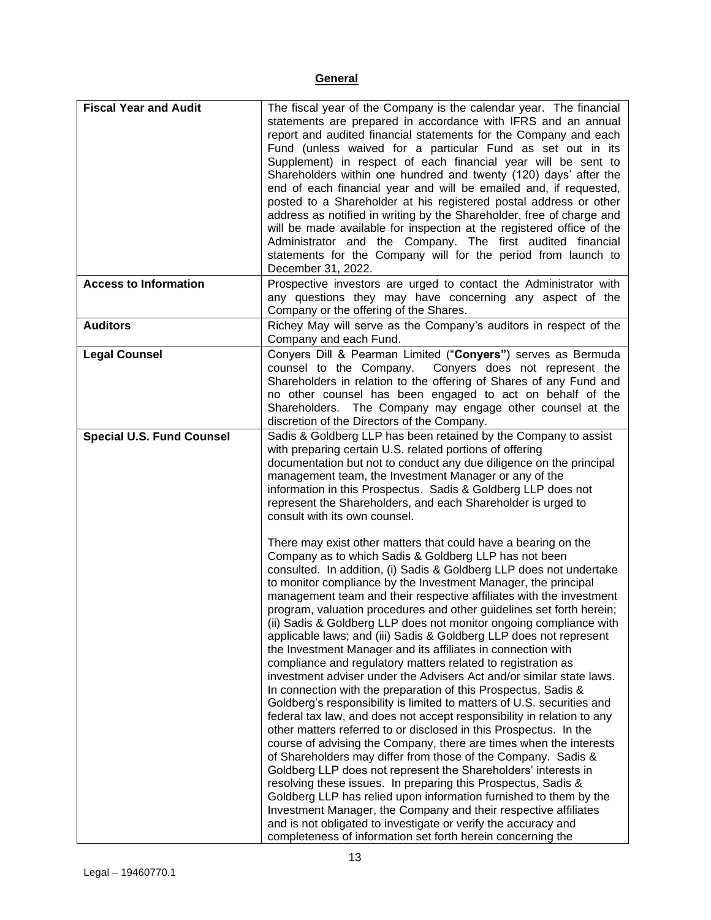## General

| | |
|---|---|
| **Fiscal Year and Audit** | The fiscal year of the Company is the calendar year. The financial statements are prepared in accordance with IFRS and an annual report and audited financial statements for the Company and each Fund (unless waived for a particular Fund as set out in its Supplement) in respect of each financial year will be sent to Shareholders within one hundred and twenty (120) days' after the end of each financial year and will be emailed and, if requested, posted to a Shareholder at his registered postal address or other address as notified in writing by the Shareholder, free of charge and will be made available for inspection at the registered office of the Administrator and the Company. The first audited financial statements for the Company will for the period from launch to December 31, 2022. |
| **Access to Information** | Prospective investors are urged to contact the Administrator with any questions they may have concerning any aspect of the Company or the offering of the Shares. |
| **Auditors** | Richey May will serve as the Company's auditors in respect of the Company and each Fund. |
| **Legal Counsel** | Conyers Dill & Pearman Limited ("**Conyers"**) serves as Bermuda counsel to the Company. Conyers does not represent the Shareholders in relation to the offering of Shares of any Fund and no other counsel has been engaged to act on behalf of the Shareholders. The Company may engage other counsel at the discretion of the Directors of the Company. |
| **Special U.S. Fund Counsel** | Sadis & Goldberg LLP has been retained by the Company to assist with preparing certain U.S. related portions of offering documentation but not to conduct any due diligence on the principal management team, the Investment Manager or any of the information in this Prospectus. Sadis & Goldberg LLP does not represent the Shareholders, and each Shareholder is urged to consult with its own counsel.<br><br>There may exist other matters that could have a bearing on the Company as to which Sadis & Goldberg LLP has not been consulted. In addition, (i) Sadis & Goldberg LLP does not undertake to monitor compliance by the Investment Manager, the principal management team and their respective affiliates with the investment program, valuation procedures and other guidelines set forth herein; (ii) Sadis & Goldberg LLP does not monitor ongoing compliance with applicable laws; and (iii) Sadis & Goldberg LLP does not represent the Investment Manager and its affiliates in connection with compliance and regulatory matters related to registration as investment adviser under the Advisers Act and/or similar state laws. In connection with the preparation of this Prospectus, Sadis & Goldberg's responsibility is limited to matters of U.S. securities and federal tax law, and does not accept responsibility in relation to any other matters referred to or disclosed in this Prospectus. In the course of advising the Company, there are times when the interests of Shareholders may differ from those of the Company. Sadis & Goldberg LLP does not represent the Shareholders' interests in resolving these issues. In preparing this Prospectus, Sadis & Goldberg LLP has relied upon information furnished to them by the Investment Manager, the Company and their respective affiliates and is not obligated to investigate or verify the accuracy and completeness of information set forth herein concerning the |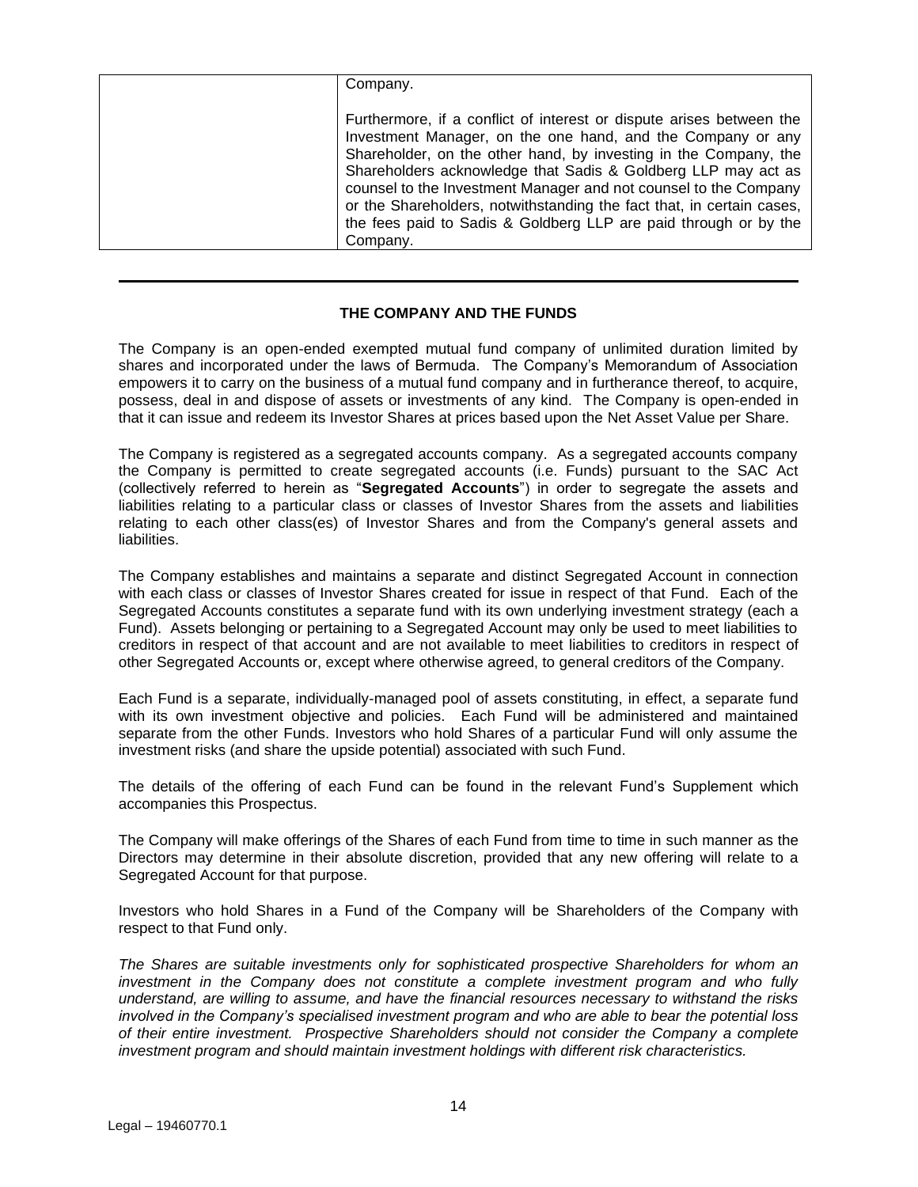| | Company.<br><br>Furthermore, if a conflict of interest or dispute arises between the Investment Manager, on the one hand, and the Company or any Shareholder, on the other hand, by investing in the Company, the Shareholders acknowledge that Sadis & Goldberg LLP may act as counsel to the Investment Manager and not counsel to the Company or the Shareholders, notwithstanding the fact that, in certain cases, the fees paid to Sadis & Goldberg LLP are paid through or by the Company. |
|---|---|

## THE COMPANY AND THE FUNDS

The Company is an open-ended exempted mutual fund company of unlimited duration limited by shares and incorporated under the laws of Bermuda. The Company's Memorandum of Association empowers it to carry on the business of a mutual fund company and in furtherance thereof, to acquire, possess, deal in and dispose of assets or investments of any kind. The Company is open-ended in that it can issue and redeem its Investor Shares at prices based upon the Net Asset Value per Share.

The Company is registered as a segregated accounts company. As a segregated accounts company the Company is permitted to create segregated accounts (i.e. Funds) pursuant to the SAC Act (collectively referred to herein as "**Segregated Accounts**") in order to segregate the assets and liabilities relating to a particular class or classes of Investor Shares from the assets and liabilities relating to each other class(es) of Investor Shares and from the Company's general assets and liabilities.

The Company establishes and maintains a separate and distinct Segregated Account in connection with each class or classes of Investor Shares created for issue in respect of that Fund. Each of the Segregated Accounts constitutes a separate fund with its own underlying investment strategy (each a Fund). Assets belonging or pertaining to a Segregated Account may only be used to meet liabilities to creditors in respect of that account and are not available to meet liabilities to creditors in respect of other Segregated Accounts or, except where otherwise agreed, to general creditors of the Company.

Each Fund is a separate, individually-managed pool of assets constituting, in effect, a separate fund with its own investment objective and policies. Each Fund will be administered and maintained separate from the other Funds. Investors who hold Shares of a particular Fund will only assume the investment risks (and share the upside potential) associated with such Fund.

The details of the offering of each Fund can be found in the relevant Fund's Supplement which accompanies this Prospectus.

The Company will make offerings of the Shares of each Fund from time to time in such manner as the Directors may determine in their absolute discretion, provided that any new offering will relate to a Segregated Account for that purpose.

Investors who hold Shares in a Fund of the Company will be Shareholders of the Company with respect to that Fund only.

*The Shares are suitable investments only for sophisticated prospective Shareholders for whom an investment in the Company does not constitute a complete investment program and who fully understand, are willing to assume, and have the financial resources necessary to withstand the risks involved in the Company's specialised investment program and who are able to bear the potential loss of their entire investment. Prospective Shareholders should not consider the Company a complete investment program and should maintain investment holdings with different risk characteristics.*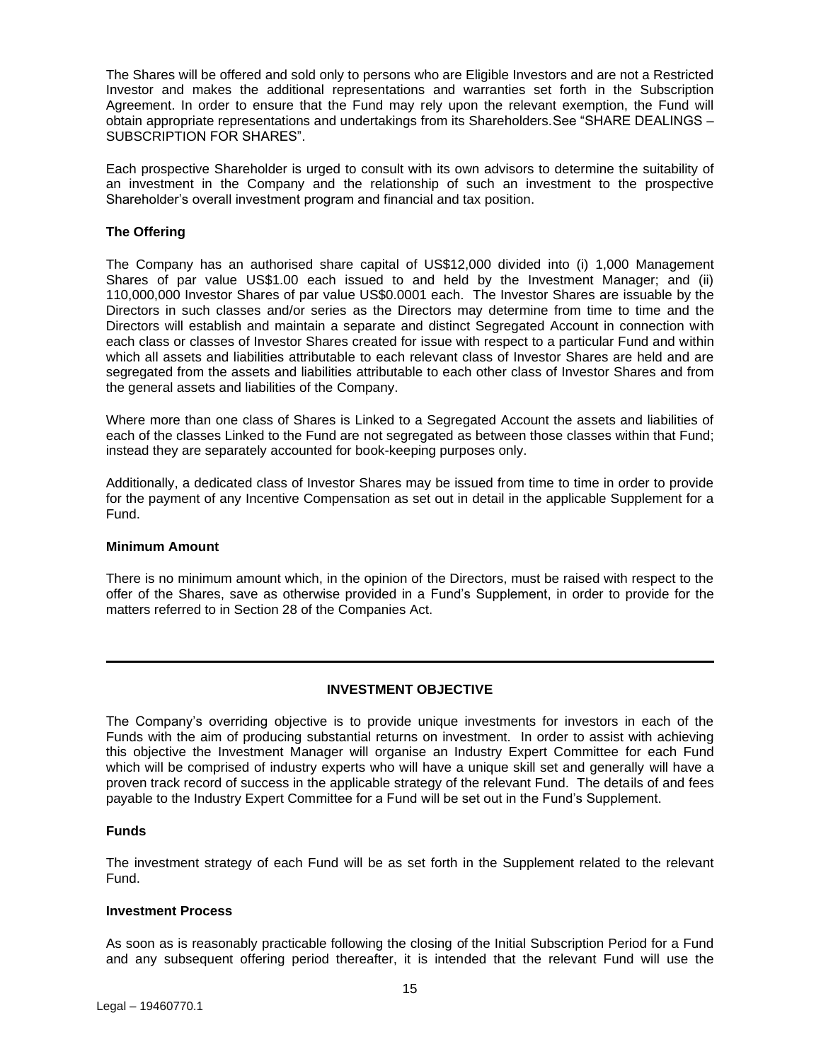The Shares will be offered and sold only to persons who are Eligible Investors and are not a Restricted Investor and makes the additional representations and warranties set forth in the Subscription Agreement. In order to ensure that the Fund may rely upon the relevant exemption, the Fund will obtain appropriate representations and undertakings from its Shareholders.See "SHARE DEALINGS – SUBSCRIPTION FOR SHARES".

Each prospective Shareholder is urged to consult with its own advisors to determine the suitability of an investment in the Company and the relationship of such an investment to the prospective Shareholder's overall investment program and financial and tax position.

**The Offering**

The Company has an authorised share capital of US$12,000 divided into (i) 1,000 Management Shares of par value US$1.00 each issued to and held by the Investment Manager; and (ii) 110,000,000 Investor Shares of par value US$0.0001 each. The Investor Shares are issuable by the Directors in such classes and/or series as the Directors may determine from time to time and the Directors will establish and maintain a separate and distinct Segregated Account in connection with each class or classes of Investor Shares created for issue with respect to a particular Fund and within which all assets and liabilities attributable to each relevant class of Investor Shares are held and are segregated from the assets and liabilities attributable to each other class of Investor Shares and from the general assets and liabilities of the Company.

Where more than one class of Shares is Linked to a Segregated Account the assets and liabilities of each of the classes Linked to the Fund are not segregated as between those classes within that Fund; instead they are separately accounted for book-keeping purposes only.

Additionally, a dedicated class of Investor Shares may be issued from time to time in order to provide for the payment of any Incentive Compensation as set out in detail in the applicable Supplement for a Fund.

**Minimum Amount**

There is no minimum amount which, in the opinion of the Directors, must be raised with respect to the offer of the Shares, save as otherwise provided in a Fund's Supplement, in order to provide for the matters referred to in Section 28 of the Companies Act.

---

## INVESTMENT OBJECTIVE

The Company's overriding objective is to provide unique investments for investors in each of the Funds with the aim of producing substantial returns on investment. In order to assist with achieving this objective the Investment Manager will organise an Industry Expert Committee for each Fund which will be comprised of industry experts who will have a unique skill set and generally will have a proven track record of success in the applicable strategy of the relevant Fund. The details of and fees payable to the Industry Expert Committee for a Fund will be set out in the Fund's Supplement.

**Funds**

The investment strategy of each Fund will be as set forth in the Supplement related to the relevant Fund.

**Investment Process**

As soon as is reasonably practicable following the closing of the Initial Subscription Period for a Fund and any subsequent offering period thereafter, it is intended that the relevant Fund will use the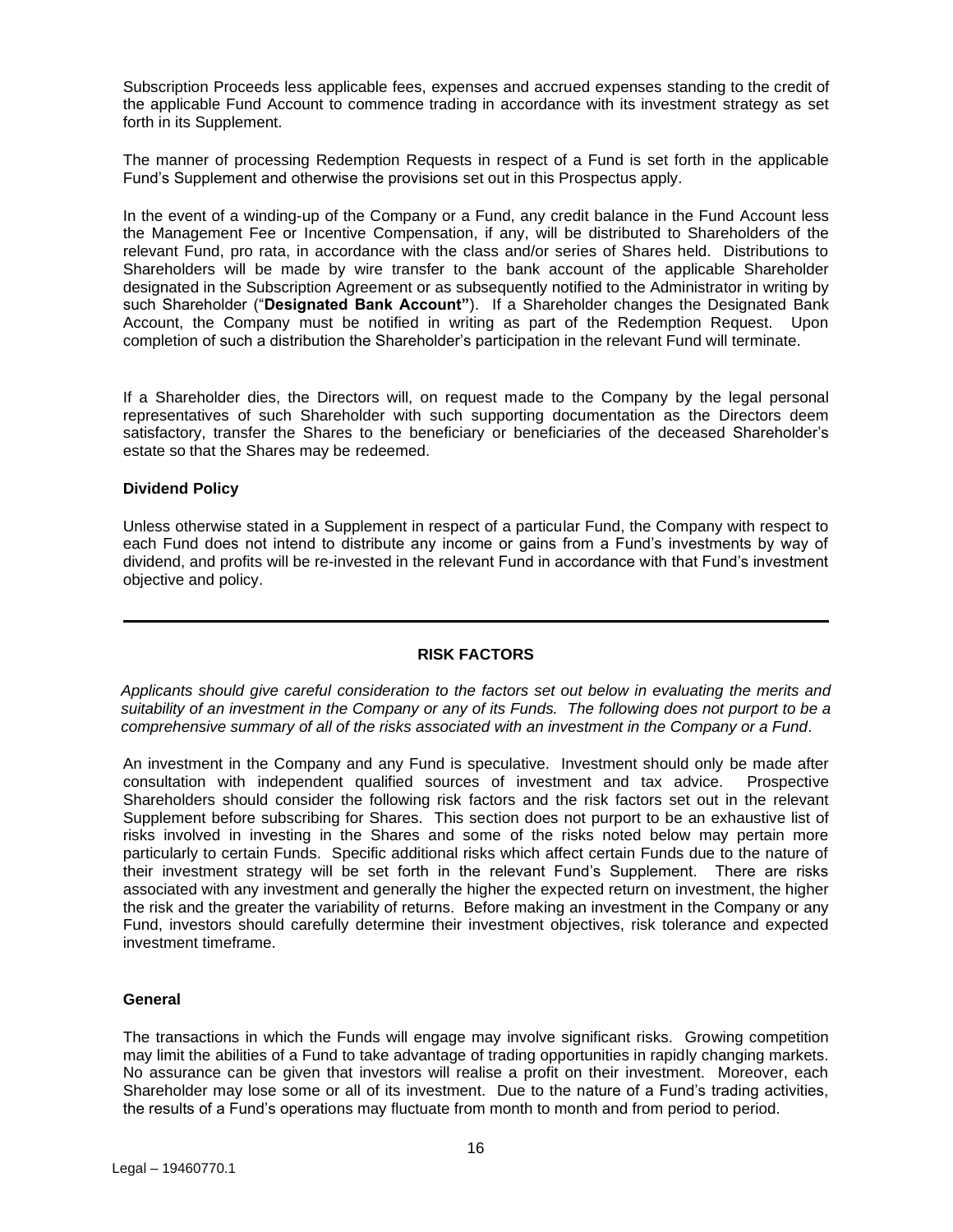Subscription Proceeds less applicable fees, expenses and accrued expenses standing to the credit of the applicable Fund Account to commence trading in accordance with its investment strategy as set forth in its Supplement.

The manner of processing Redemption Requests in respect of a Fund is set forth in the applicable Fund's Supplement and otherwise the provisions set out in this Prospectus apply.

In the event of a winding-up of the Company or a Fund, any credit balance in the Fund Account less the Management Fee or Incentive Compensation, if any, will be distributed to Shareholders of the relevant Fund, pro rata, in accordance with the class and/or series of Shares held. Distributions to Shareholders will be made by wire transfer to the bank account of the applicable Shareholder designated in the Subscription Agreement or as subsequently notified to the Administrator in writing by such Shareholder ("**Designated Bank Account"**). If a Shareholder changes the Designated Bank Account, the Company must be notified in writing as part of the Redemption Request. Upon completion of such a distribution the Shareholder's participation in the relevant Fund will terminate.

If a Shareholder dies, the Directors will, on request made to the Company by the legal personal representatives of such Shareholder with such supporting documentation as the Directors deem satisfactory, transfer the Shares to the beneficiary or beneficiaries of the deceased Shareholder's estate so that the Shares may be redeemed.

### Dividend Policy

Unless otherwise stated in a Supplement in respect of a particular Fund, the Company with respect to each Fund does not intend to distribute any income or gains from a Fund's investments by way of dividend, and profits will be re-invested in the relevant Fund in accordance with that Fund's investment objective and policy.

---

## RISK FACTORS

*Applicants should give careful consideration to the factors set out below in evaluating the merits and suitability of an investment in the Company or any of its Funds. The following does not purport to be a comprehensive summary of all of the risks associated with an investment in the Company or a Fund*.

An investment in the Company and any Fund is speculative. Investment should only be made after consultation with independent qualified sources of investment and tax advice. Prospective Shareholders should consider the following risk factors and the risk factors set out in the relevant Supplement before subscribing for Shares. This section does not purport to be an exhaustive list of risks involved in investing in the Shares and some of the risks noted below may pertain more particularly to certain Funds. Specific additional risks which affect certain Funds due to the nature of their investment strategy will be set forth in the relevant Fund's Supplement. There are risks associated with any investment and generally the higher the expected return on investment, the higher the risk and the greater the variability of returns. Before making an investment in the Company or any Fund, investors should carefully determine their investment objectives, risk tolerance and expected investment timeframe.

### General

The transactions in which the Funds will engage may involve significant risks. Growing competition may limit the abilities of a Fund to take advantage of trading opportunities in rapidly changing markets. No assurance can be given that investors will realise a profit on their investment. Moreover, each Shareholder may lose some or all of its investment. Due to the nature of a Fund's trading activities, the results of a Fund's operations may fluctuate from month to month and from period to period.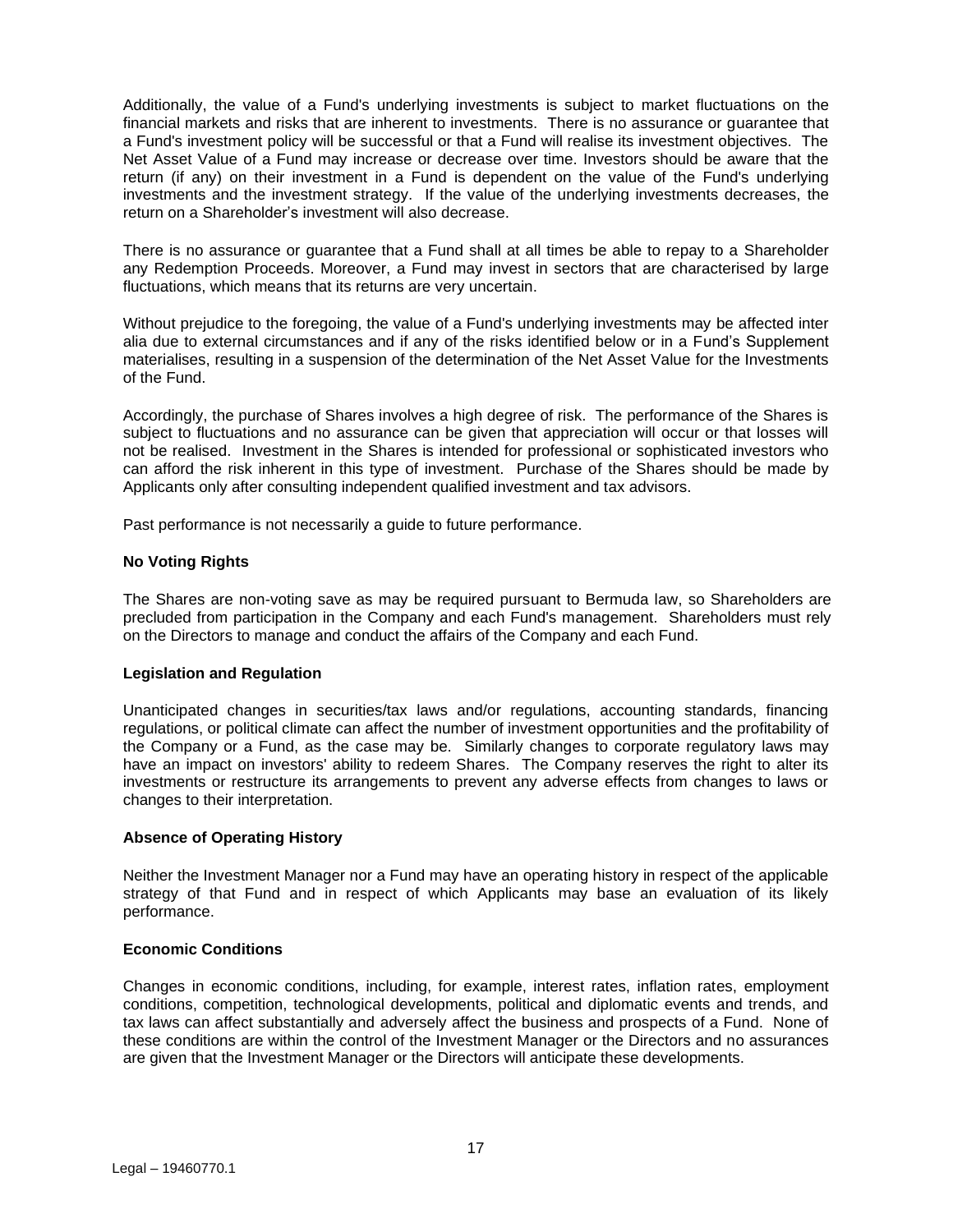Additionally, the value of a Fund's underlying investments is subject to market fluctuations on the financial markets and risks that are inherent to investments. There is no assurance or guarantee that a Fund's investment policy will be successful or that a Fund will realise its investment objectives. The Net Asset Value of a Fund may increase or decrease over time. Investors should be aware that the return (if any) on their investment in a Fund is dependent on the value of the Fund's underlying investments and the investment strategy. If the value of the underlying investments decreases, the return on a Shareholder's investment will also decrease.

There is no assurance or guarantee that a Fund shall at all times be able to repay to a Shareholder any Redemption Proceeds. Moreover, a Fund may invest in sectors that are characterised by large fluctuations, which means that its returns are very uncertain.

Without prejudice to the foregoing, the value of a Fund's underlying investments may be affected inter alia due to external circumstances and if any of the risks identified below or in a Fund's Supplement materialises, resulting in a suspension of the determination of the Net Asset Value for the Investments of the Fund.

Accordingly, the purchase of Shares involves a high degree of risk. The performance of the Shares is subject to fluctuations and no assurance can be given that appreciation will occur or that losses will not be realised. Investment in the Shares is intended for professional or sophisticated investors who can afford the risk inherent in this type of investment. Purchase of the Shares should be made by Applicants only after consulting independent qualified investment and tax advisors.

Past performance is not necessarily a guide to future performance.

**No Voting Rights**

The Shares are non-voting save as may be required pursuant to Bermuda law, so Shareholders are precluded from participation in the Company and each Fund's management. Shareholders must rely on the Directors to manage and conduct the affairs of the Company and each Fund.

**Legislation and Regulation**

Unanticipated changes in securities/tax laws and/or regulations, accounting standards, financing regulations, or political climate can affect the number of investment opportunities and the profitability of the Company or a Fund, as the case may be. Similarly changes to corporate regulatory laws may have an impact on investors' ability to redeem Shares. The Company reserves the right to alter its investments or restructure its arrangements to prevent any adverse effects from changes to laws or changes to their interpretation.

**Absence of Operating History**

Neither the Investment Manager nor a Fund may have an operating history in respect of the applicable strategy of that Fund and in respect of which Applicants may base an evaluation of its likely performance.

**Economic Conditions**

Changes in economic conditions, including, for example, interest rates, inflation rates, employment conditions, competition, technological developments, political and diplomatic events and trends, and tax laws can affect substantially and adversely affect the business and prospects of a Fund. None of these conditions are within the control of the Investment Manager or the Directors and no assurances are given that the Investment Manager or the Directors will anticipate these developments.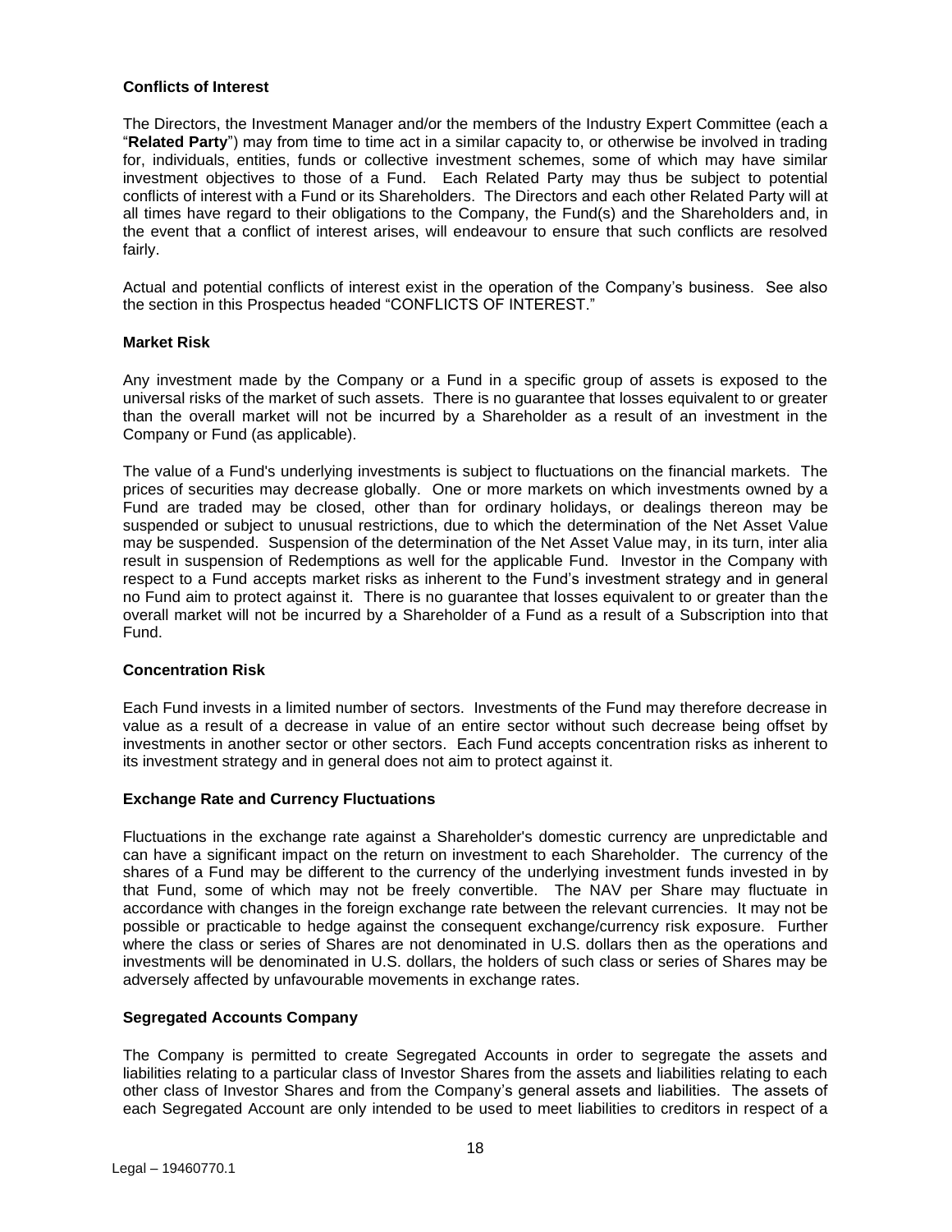**Conflicts of Interest**

The Directors, the Investment Manager and/or the members of the Industry Expert Committee (each a "**Related Party**") may from time to time act in a similar capacity to, or otherwise be involved in trading for, individuals, entities, funds or collective investment schemes, some of which may have similar investment objectives to those of a Fund. Each Related Party may thus be subject to potential conflicts of interest with a Fund or its Shareholders. The Directors and each other Related Party will at all times have regard to their obligations to the Company, the Fund(s) and the Shareholders and, in the event that a conflict of interest arises, will endeavour to ensure that such conflicts are resolved fairly.

Actual and potential conflicts of interest exist in the operation of the Company's business. See also the section in this Prospectus headed "CONFLICTS OF INTEREST."

**Market Risk**

Any investment made by the Company or a Fund in a specific group of assets is exposed to the universal risks of the market of such assets. There is no guarantee that losses equivalent to or greater than the overall market will not be incurred by a Shareholder as a result of an investment in the Company or Fund (as applicable).

The value of a Fund's underlying investments is subject to fluctuations on the financial markets. The prices of securities may decrease globally. One or more markets on which investments owned by a Fund are traded may be closed, other than for ordinary holidays, or dealings thereon may be suspended or subject to unusual restrictions, due to which the determination of the Net Asset Value may be suspended. Suspension of the determination of the Net Asset Value may, in its turn, inter alia result in suspension of Redemptions as well for the applicable Fund. Investor in the Company with respect to a Fund accepts market risks as inherent to the Fund's investment strategy and in general no Fund aim to protect against it. There is no guarantee that losses equivalent to or greater than the overall market will not be incurred by a Shareholder of a Fund as a result of a Subscription into that Fund.

**Concentration Risk**

Each Fund invests in a limited number of sectors. Investments of the Fund may therefore decrease in value as a result of a decrease in value of an entire sector without such decrease being offset by investments in another sector or other sectors. Each Fund accepts concentration risks as inherent to its investment strategy and in general does not aim to protect against it.

**Exchange Rate and Currency Fluctuations**

Fluctuations in the exchange rate against a Shareholder's domestic currency are unpredictable and can have a significant impact on the return on investment to each Shareholder. The currency of the shares of a Fund may be different to the currency of the underlying investment funds invested in by that Fund, some of which may not be freely convertible. The NAV per Share may fluctuate in accordance with changes in the foreign exchange rate between the relevant currencies. It may not be possible or practicable to hedge against the consequent exchange/currency risk exposure. Further where the class or series of Shares are not denominated in U.S. dollars then as the operations and investments will be denominated in U.S. dollars, the holders of such class or series of Shares may be adversely affected by unfavourable movements in exchange rates.

**Segregated Accounts Company**

The Company is permitted to create Segregated Accounts in order to segregate the assets and liabilities relating to a particular class of Investor Shares from the assets and liabilities relating to each other class of Investor Shares and from the Company's general assets and liabilities. The assets of each Segregated Account are only intended to be used to meet liabilities to creditors in respect of a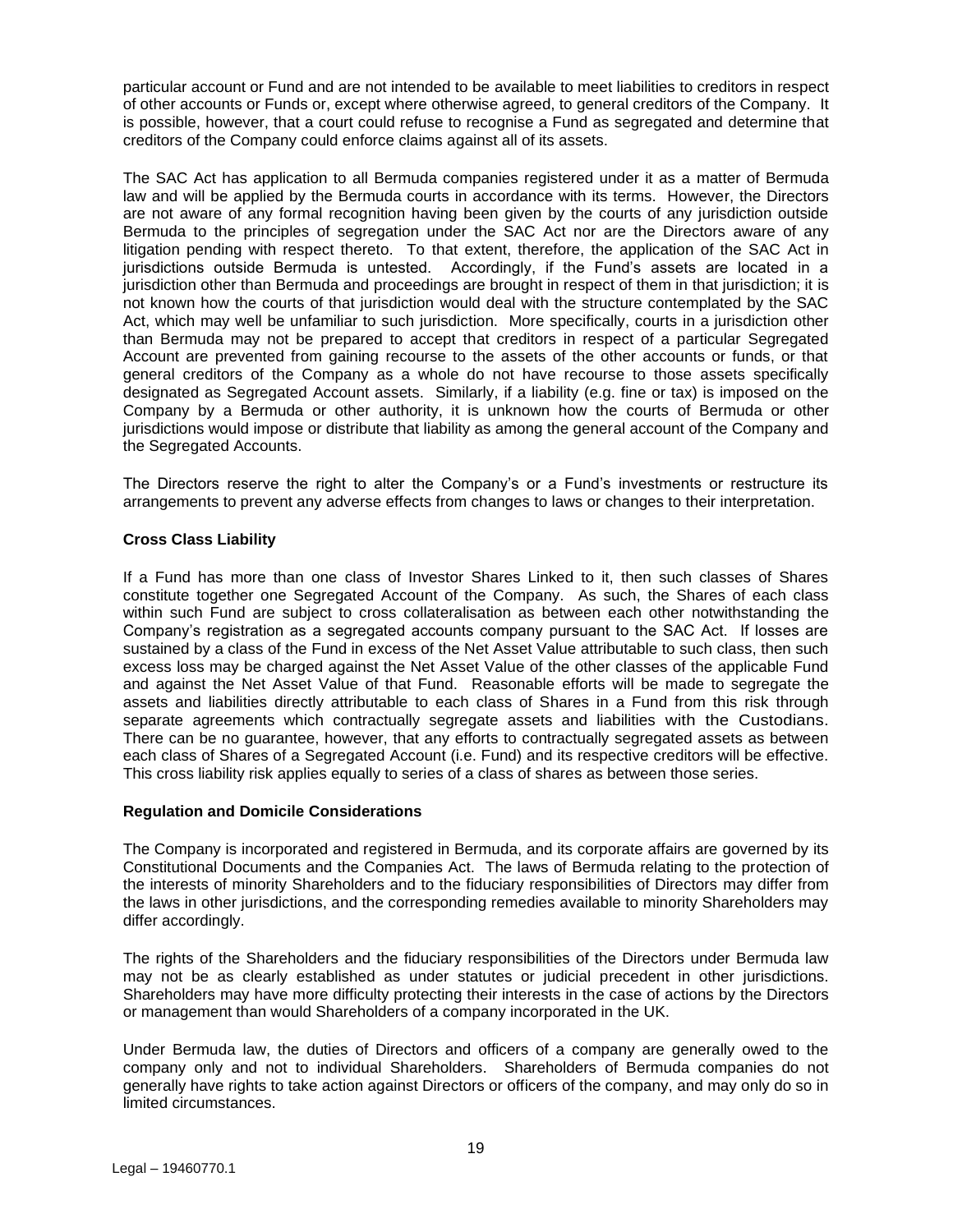particular account or Fund and are not intended to be available to meet liabilities to creditors in respect of other accounts or Funds or, except where otherwise agreed, to general creditors of the Company. It is possible, however, that a court could refuse to recognise a Fund as segregated and determine that creditors of the Company could enforce claims against all of its assets.

The SAC Act has application to all Bermuda companies registered under it as a matter of Bermuda law and will be applied by the Bermuda courts in accordance with its terms. However, the Directors are not aware of any formal recognition having been given by the courts of any jurisdiction outside Bermuda to the principles of segregation under the SAC Act nor are the Directors aware of any litigation pending with respect thereto. To that extent, therefore, the application of the SAC Act in jurisdictions outside Bermuda is untested. Accordingly, if the Fund's assets are located in a jurisdiction other than Bermuda and proceedings are brought in respect of them in that jurisdiction; it is not known how the courts of that jurisdiction would deal with the structure contemplated by the SAC Act, which may well be unfamiliar to such jurisdiction. More specifically, courts in a jurisdiction other than Bermuda may not be prepared to accept that creditors in respect of a particular Segregated Account are prevented from gaining recourse to the assets of the other accounts or funds, or that general creditors of the Company as a whole do not have recourse to those assets specifically designated as Segregated Account assets. Similarly, if a liability (e.g. fine or tax) is imposed on the Company by a Bermuda or other authority, it is unknown how the courts of Bermuda or other jurisdictions would impose or distribute that liability as among the general account of the Company and the Segregated Accounts.

The Directors reserve the right to alter the Company's or a Fund's investments or restructure its arrangements to prevent any adverse effects from changes to laws or changes to their interpretation.

**Cross Class Liability**

If a Fund has more than one class of Investor Shares Linked to it, then such classes of Shares constitute together one Segregated Account of the Company. As such, the Shares of each class within such Fund are subject to cross collateralisation as between each other notwithstanding the Company's registration as a segregated accounts company pursuant to the SAC Act. If losses are sustained by a class of the Fund in excess of the Net Asset Value attributable to such class, then such excess loss may be charged against the Net Asset Value of the other classes of the applicable Fund and against the Net Asset Value of that Fund. Reasonable efforts will be made to segregate the assets and liabilities directly attributable to each class of Shares in a Fund from this risk through separate agreements which contractually segregate assets and liabilities with the Custodians. There can be no guarantee, however, that any efforts to contractually segregated assets as between each class of Shares of a Segregated Account (i.e. Fund) and its respective creditors will be effective. This cross liability risk applies equally to series of a class of shares as between those series.

**Regulation and Domicile Considerations**

The Company is incorporated and registered in Bermuda, and its corporate affairs are governed by its Constitutional Documents and the Companies Act. The laws of Bermuda relating to the protection of the interests of minority Shareholders and to the fiduciary responsibilities of Directors may differ from the laws in other jurisdictions, and the corresponding remedies available to minority Shareholders may differ accordingly.

The rights of the Shareholders and the fiduciary responsibilities of the Directors under Bermuda law may not be as clearly established as under statutes or judicial precedent in other jurisdictions. Shareholders may have more difficulty protecting their interests in the case of actions by the Directors or management than would Shareholders of a company incorporated in the UK.

Under Bermuda law, the duties of Directors and officers of a company are generally owed to the company only and not to individual Shareholders. Shareholders of Bermuda companies do not generally have rights to take action against Directors or officers of the company, and may only do so in limited circumstances.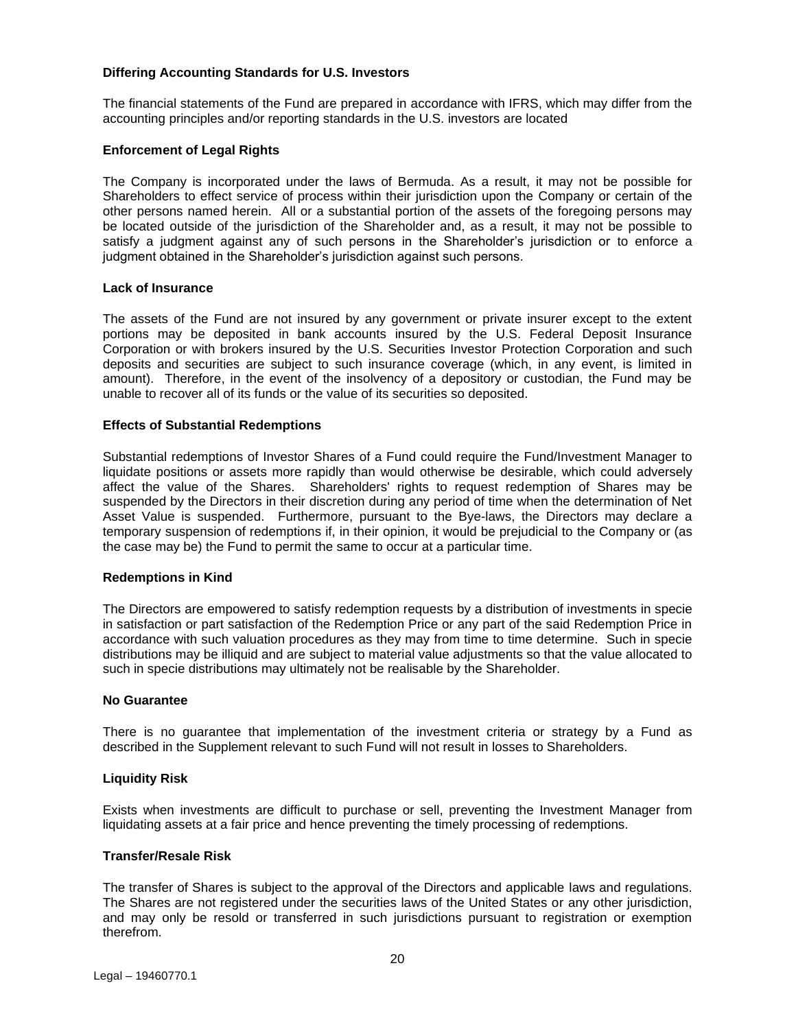**Differing Accounting Standards for U.S. Investors**

The financial statements of the Fund are prepared in accordance with IFRS, which may differ from the accounting principles and/or reporting standards in the U.S. investors are located

**Enforcement of Legal Rights**

The Company is incorporated under the laws of Bermuda. As a result, it may not be possible for Shareholders to effect service of process within their jurisdiction upon the Company or certain of the other persons named herein. All or a substantial portion of the assets of the foregoing persons may be located outside of the jurisdiction of the Shareholder and, as a result, it may not be possible to satisfy a judgment against any of such persons in the Shareholder's jurisdiction or to enforce a judgment obtained in the Shareholder's jurisdiction against such persons.

**Lack of Insurance**

The assets of the Fund are not insured by any government or private insurer except to the extent portions may be deposited in bank accounts insured by the U.S. Federal Deposit Insurance Corporation or with brokers insured by the U.S. Securities Investor Protection Corporation and such deposits and securities are subject to such insurance coverage (which, in any event, is limited in amount). Therefore, in the event of the insolvency of a depository or custodian, the Fund may be unable to recover all of its funds or the value of its securities so deposited.

**Effects of Substantial Redemptions**

Substantial redemptions of Investor Shares of a Fund could require the Fund/Investment Manager to liquidate positions or assets more rapidly than would otherwise be desirable, which could adversely affect the value of the Shares. Shareholders' rights to request redemption of Shares may be suspended by the Directors in their discretion during any period of time when the determination of Net Asset Value is suspended. Furthermore, pursuant to the Bye-laws, the Directors may declare a temporary suspension of redemptions if, in their opinion, it would be prejudicial to the Company or (as the case may be) the Fund to permit the same to occur at a particular time.

**Redemptions in Kind**

The Directors are empowered to satisfy redemption requests by a distribution of investments in specie in satisfaction or part satisfaction of the Redemption Price or any part of the said Redemption Price in accordance with such valuation procedures as they may from time to time determine. Such in specie distributions may be illiquid and are subject to material value adjustments so that the value allocated to such in specie distributions may ultimately not be realisable by the Shareholder.

**No Guarantee**

There is no guarantee that implementation of the investment criteria or strategy by a Fund as described in the Supplement relevant to such Fund will not result in losses to Shareholders.

**Liquidity Risk**

Exists when investments are difficult to purchase or sell, preventing the Investment Manager from liquidating assets at a fair price and hence preventing the timely processing of redemptions.

**Transfer/Resale Risk**

The transfer of Shares is subject to the approval of the Directors and applicable laws and regulations. The Shares are not registered under the securities laws of the United States or any other jurisdiction, and may only be resold or transferred in such jurisdictions pursuant to registration or exemption therefrom.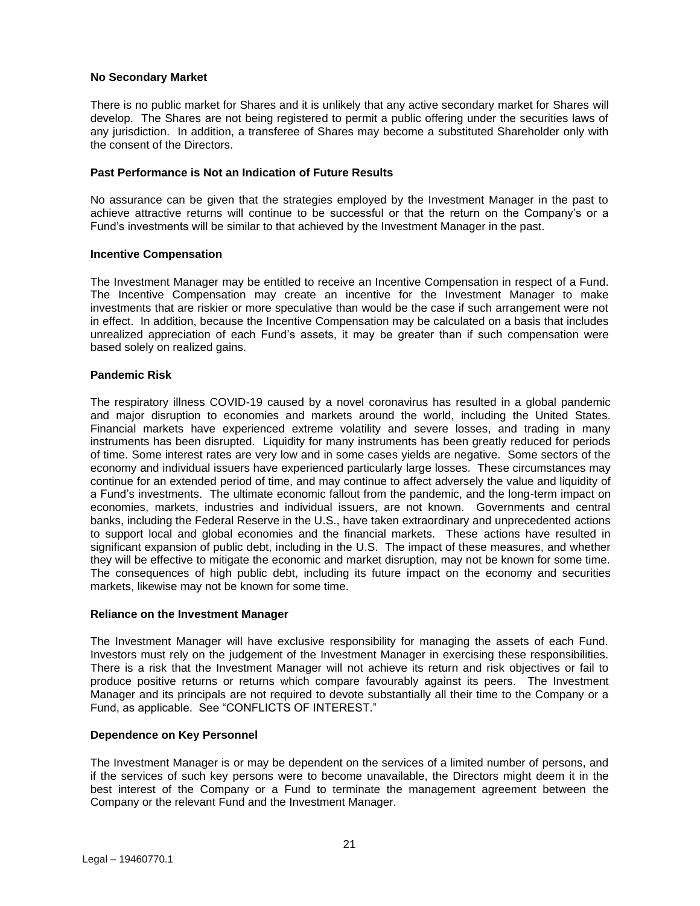### No Secondary Market

There is no public market for Shares and it is unlikely that any active secondary market for Shares will develop. The Shares are not being registered to permit a public offering under the securities laws of any jurisdiction. In addition, a transferee of Shares may become a substituted Shareholder only with the consent of the Directors.

### Past Performance is Not an Indication of Future Results

No assurance can be given that the strategies employed by the Investment Manager in the past to achieve attractive returns will continue to be successful or that the return on the Company's or a Fund's investments will be similar to that achieved by the Investment Manager in the past.

### Incentive Compensation

The Investment Manager may be entitled to receive an Incentive Compensation in respect of a Fund. The Incentive Compensation may create an incentive for the Investment Manager to make investments that are riskier or more speculative than would be the case if such arrangement were not in effect. In addition, because the Incentive Compensation may be calculated on a basis that includes unrealized appreciation of each Fund's assets, it may be greater than if such compensation were based solely on realized gains.

### Pandemic Risk

The respiratory illness COVID-19 caused by a novel coronavirus has resulted in a global pandemic and major disruption to economies and markets around the world, including the United States. Financial markets have experienced extreme volatility and severe losses, and trading in many instruments has been disrupted. Liquidity for many instruments has been greatly reduced for periods of time. Some interest rates are very low and in some cases yields are negative. Some sectors of the economy and individual issuers have experienced particularly large losses. These circumstances may continue for an extended period of time, and may continue to affect adversely the value and liquidity of a Fund's investments. The ultimate economic fallout from the pandemic, and the long-term impact on economies, markets, industries and individual issuers, are not known. Governments and central banks, including the Federal Reserve in the U.S., have taken extraordinary and unprecedented actions to support local and global economies and the financial markets. These actions have resulted in significant expansion of public debt, including in the U.S. The impact of these measures, and whether they will be effective to mitigate the economic and market disruption, may not be known for some time. The consequences of high public debt, including its future impact on the economy and securities markets, likewise may not be known for some time.

### Reliance on the Investment Manager

The Investment Manager will have exclusive responsibility for managing the assets of each Fund. Investors must rely on the judgement of the Investment Manager in exercising these responsibilities. There is a risk that the Investment Manager will not achieve its return and risk objectives or fail to produce positive returns or returns which compare favourably against its peers. The Investment Manager and its principals are not required to devote substantially all their time to the Company or a Fund, as applicable. See "CONFLICTS OF INTEREST."

### Dependence on Key Personnel

The Investment Manager is or may be dependent on the services of a limited number of persons, and if the services of such key persons were to become unavailable, the Directors might deem it in the best interest of the Company or a Fund to terminate the management agreement between the Company or the relevant Fund and the Investment Manager.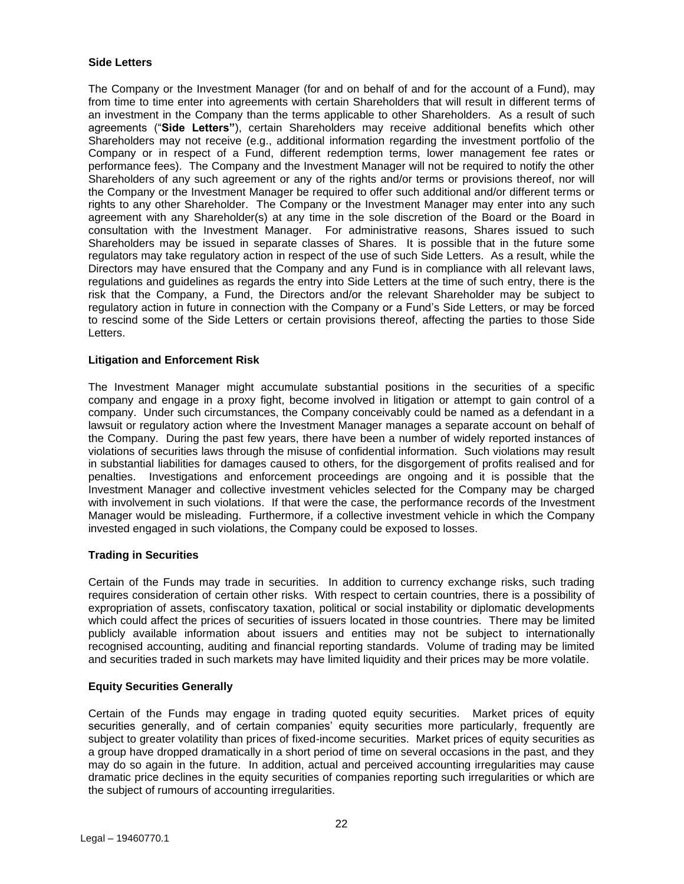**Side Letters**

The Company or the Investment Manager (for and on behalf of and for the account of a Fund), may from time to time enter into agreements with certain Shareholders that will result in different terms of an investment in the Company than the terms applicable to other Shareholders. As a result of such agreements ("**Side Letters"**), certain Shareholders may receive additional benefits which other Shareholders may not receive (e.g., additional information regarding the investment portfolio of the Company or in respect of a Fund, different redemption terms, lower management fee rates or performance fees). The Company and the Investment Manager will not be required to notify the other Shareholders of any such agreement or any of the rights and/or terms or provisions thereof, nor will the Company or the Investment Manager be required to offer such additional and/or different terms or rights to any other Shareholder. The Company or the Investment Manager may enter into any such agreement with any Shareholder(s) at any time in the sole discretion of the Board or the Board in consultation with the Investment Manager. For administrative reasons, Shares issued to such Shareholders may be issued in separate classes of Shares. It is possible that in the future some regulators may take regulatory action in respect of the use of such Side Letters. As a result, while the Directors may have ensured that the Company and any Fund is in compliance with all relevant laws, regulations and guidelines as regards the entry into Side Letters at the time of such entry, there is the risk that the Company, a Fund, the Directors and/or the relevant Shareholder may be subject to regulatory action in future in connection with the Company or a Fund's Side Letters, or may be forced to rescind some of the Side Letters or certain provisions thereof, affecting the parties to those Side Letters.

**Litigation and Enforcement Risk**

The Investment Manager might accumulate substantial positions in the securities of a specific company and engage in a proxy fight, become involved in litigation or attempt to gain control of a company. Under such circumstances, the Company conceivably could be named as a defendant in a lawsuit or regulatory action where the Investment Manager manages a separate account on behalf of the Company. During the past few years, there have been a number of widely reported instances of violations of securities laws through the misuse of confidential information. Such violations may result in substantial liabilities for damages caused to others, for the disgorgement of profits realised and for penalties. Investigations and enforcement proceedings are ongoing and it is possible that the Investment Manager and collective investment vehicles selected for the Company may be charged with involvement in such violations. If that were the case, the performance records of the Investment Manager would be misleading. Furthermore, if a collective investment vehicle in which the Company invested engaged in such violations, the Company could be exposed to losses.

**Trading in Securities**

Certain of the Funds may trade in securities. In addition to currency exchange risks, such trading requires consideration of certain other risks. With respect to certain countries, there is a possibility of expropriation of assets, confiscatory taxation, political or social instability or diplomatic developments which could affect the prices of securities of issuers located in those countries. There may be limited publicly available information about issuers and entities may not be subject to internationally recognised accounting, auditing and financial reporting standards. Volume of trading may be limited and securities traded in such markets may have limited liquidity and their prices may be more volatile.

**Equity Securities Generally**

Certain of the Funds may engage in trading quoted equity securities. Market prices of equity securities generally, and of certain companies' equity securities more particularly, frequently are subject to greater volatility than prices of fixed-income securities. Market prices of equity securities as a group have dropped dramatically in a short period of time on several occasions in the past, and they may do so again in the future. In addition, actual and perceived accounting irregularities may cause dramatic price declines in the equity securities of companies reporting such irregularities or which are the subject of rumours of accounting irregularities.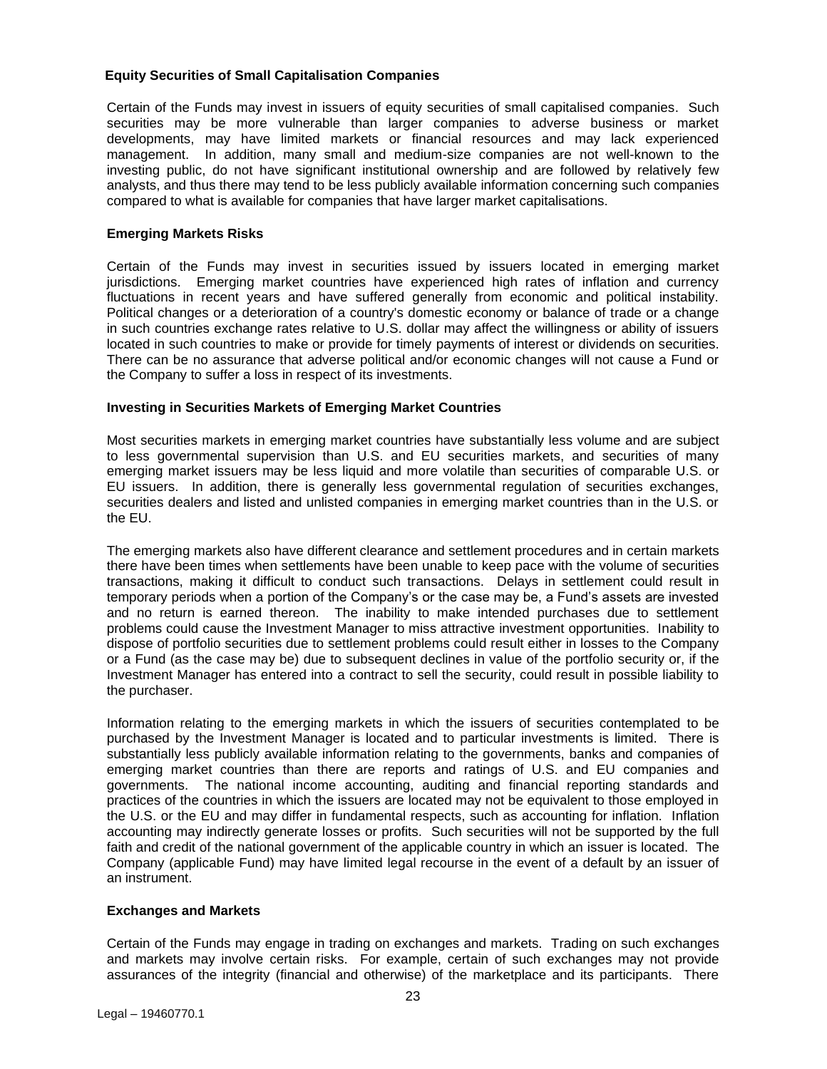### Equity Securities of Small Capitalisation Companies

Certain of the Funds may invest in issuers of equity securities of small capitalised companies. Such securities may be more vulnerable than larger companies to adverse business or market developments, may have limited markets or financial resources and may lack experienced management. In addition, many small and medium-size companies are not well-known to the investing public, do not have significant institutional ownership and are followed by relatively few analysts, and thus there may tend to be less publicly available information concerning such companies compared to what is available for companies that have larger market capitalisations.

### Emerging Markets Risks

Certain of the Funds may invest in securities issued by issuers located in emerging market jurisdictions. Emerging market countries have experienced high rates of inflation and currency fluctuations in recent years and have suffered generally from economic and political instability. Political changes or a deterioration of a country's domestic economy or balance of trade or a change in such countries exchange rates relative to U.S. dollar may affect the willingness or ability of issuers located in such countries to make or provide for timely payments of interest or dividends on securities. There can be no assurance that adverse political and/or economic changes will not cause a Fund or the Company to suffer a loss in respect of its investments.

### Investing in Securities Markets of Emerging Market Countries

Most securities markets in emerging market countries have substantially less volume and are subject to less governmental supervision than U.S. and EU securities markets, and securities of many emerging market issuers may be less liquid and more volatile than securities of comparable U.S. or EU issuers. In addition, there is generally less governmental regulation of securities exchanges, securities dealers and listed and unlisted companies in emerging market countries than in the U.S. or the EU.

The emerging markets also have different clearance and settlement procedures and in certain markets there have been times when settlements have been unable to keep pace with the volume of securities transactions, making it difficult to conduct such transactions. Delays in settlement could result in temporary periods when a portion of the Company's or the case may be, a Fund's assets are invested and no return is earned thereon. The inability to make intended purchases due to settlement problems could cause the Investment Manager to miss attractive investment opportunities. Inability to dispose of portfolio securities due to settlement problems could result either in losses to the Company or a Fund (as the case may be) due to subsequent declines in value of the portfolio security or, if the Investment Manager has entered into a contract to sell the security, could result in possible liability to the purchaser.

Information relating to the emerging markets in which the issuers of securities contemplated to be purchased by the Investment Manager is located and to particular investments is limited. There is substantially less publicly available information relating to the governments, banks and companies of emerging market countries than there are reports and ratings of U.S. and EU companies and governments. The national income accounting, auditing and financial reporting standards and practices of the countries in which the issuers are located may not be equivalent to those employed in the U.S. or the EU and may differ in fundamental respects, such as accounting for inflation. Inflation accounting may indirectly generate losses or profits. Such securities will not be supported by the full faith and credit of the national government of the applicable country in which an issuer is located. The Company (applicable Fund) may have limited legal recourse in the event of a default by an issuer of an instrument.

### Exchanges and Markets

Certain of the Funds may engage in trading on exchanges and markets. Trading on such exchanges and markets may involve certain risks. For example, certain of such exchanges may not provide assurances of the integrity (financial and otherwise) of the marketplace and its participants. There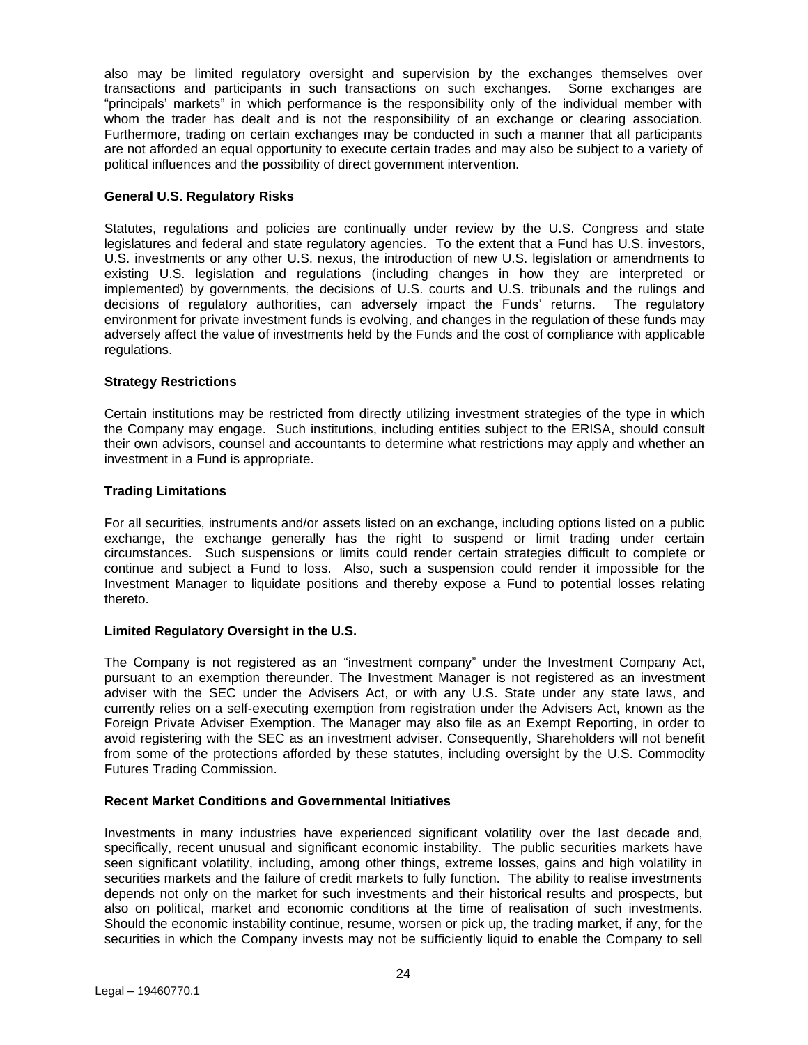also may be limited regulatory oversight and supervision by the exchanges themselves over transactions and participants in such transactions on such exchanges. Some exchanges are "principals' markets" in which performance is the responsibility only of the individual member with whom the trader has dealt and is not the responsibility of an exchange or clearing association. Furthermore, trading on certain exchanges may be conducted in such a manner that all participants are not afforded an equal opportunity to execute certain trades and may also be subject to a variety of political influences and the possibility of direct government intervention.

**General U.S. Regulatory Risks**

Statutes, regulations and policies are continually under review by the U.S. Congress and state legislatures and federal and state regulatory agencies. To the extent that a Fund has U.S. investors, U.S. investments or any other U.S. nexus, the introduction of new U.S. legislation or amendments to existing U.S. legislation and regulations (including changes in how they are interpreted or implemented) by governments, the decisions of U.S. courts and U.S. tribunals and the rulings and decisions of regulatory authorities, can adversely impact the Funds' returns. The regulatory environment for private investment funds is evolving, and changes in the regulation of these funds may adversely affect the value of investments held by the Funds and the cost of compliance with applicable regulations.

**Strategy Restrictions**

Certain institutions may be restricted from directly utilizing investment strategies of the type in which the Company may engage. Such institutions, including entities subject to the ERISA, should consult their own advisors, counsel and accountants to determine what restrictions may apply and whether an investment in a Fund is appropriate.

**Trading Limitations**

For all securities, instruments and/or assets listed on an exchange, including options listed on a public exchange, the exchange generally has the right to suspend or limit trading under certain circumstances. Such suspensions or limits could render certain strategies difficult to complete or continue and subject a Fund to loss. Also, such a suspension could render it impossible for the Investment Manager to liquidate positions and thereby expose a Fund to potential losses relating thereto.

**Limited Regulatory Oversight in the U.S.**

The Company is not registered as an "investment company" under the Investment Company Act, pursuant to an exemption thereunder. The Investment Manager is not registered as an investment adviser with the SEC under the Advisers Act, or with any U.S. State under any state laws, and currently relies on a self-executing exemption from registration under the Advisers Act, known as the Foreign Private Adviser Exemption. The Manager may also file as an Exempt Reporting, in order to avoid registering with the SEC as an investment adviser. Consequently, Shareholders will not benefit from some of the protections afforded by these statutes, including oversight by the U.S. Commodity Futures Trading Commission.

**Recent Market Conditions and Governmental Initiatives**

Investments in many industries have experienced significant volatility over the last decade and, specifically, recent unusual and significant economic instability. The public securities markets have seen significant volatility, including, among other things, extreme losses, gains and high volatility in securities markets and the failure of credit markets to fully function. The ability to realise investments depends not only on the market for such investments and their historical results and prospects, but also on political, market and economic conditions at the time of realisation of such investments. Should the economic instability continue, resume, worsen or pick up, the trading market, if any, for the securities in which the Company invests may not be sufficiently liquid to enable the Company to sell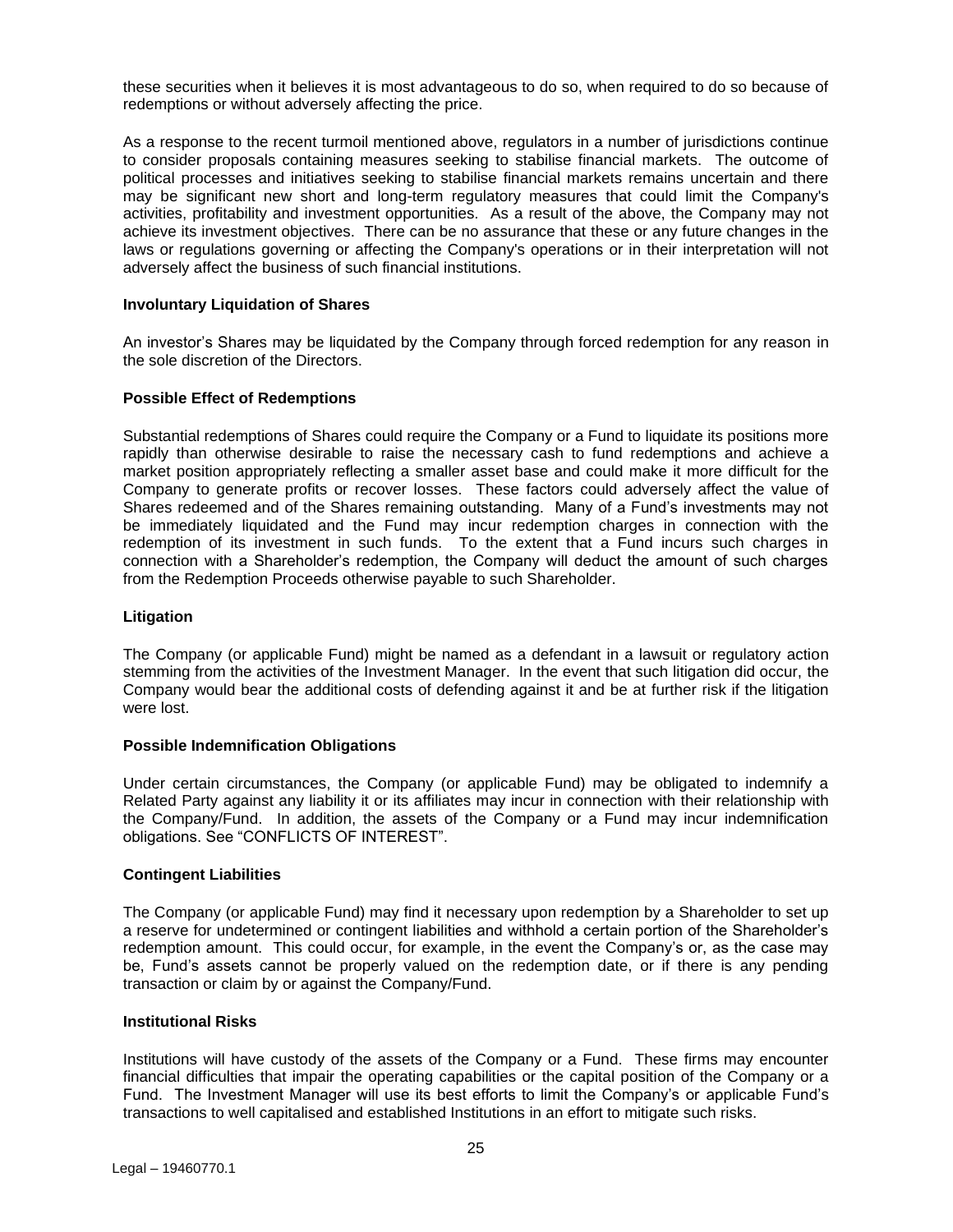these securities when it believes it is most advantageous to do so, when required to do so because of redemptions or without adversely affecting the price.

As a response to the recent turmoil mentioned above, regulators in a number of jurisdictions continue to consider proposals containing measures seeking to stabilise financial markets. The outcome of political processes and initiatives seeking to stabilise financial markets remains uncertain and there may be significant new short and long-term regulatory measures that could limit the Company's activities, profitability and investment opportunities. As a result of the above, the Company may not achieve its investment objectives. There can be no assurance that these or any future changes in the laws or regulations governing or affecting the Company's operations or in their interpretation will not adversely affect the business of such financial institutions.

**Involuntary Liquidation of Shares**

An investor's Shares may be liquidated by the Company through forced redemption for any reason in the sole discretion of the Directors.

**Possible Effect of Redemptions**

Substantial redemptions of Shares could require the Company or a Fund to liquidate its positions more rapidly than otherwise desirable to raise the necessary cash to fund redemptions and achieve a market position appropriately reflecting a smaller asset base and could make it more difficult for the Company to generate profits or recover losses. These factors could adversely affect the value of Shares redeemed and of the Shares remaining outstanding. Many of a Fund's investments may not be immediately liquidated and the Fund may incur redemption charges in connection with the redemption of its investment in such funds. To the extent that a Fund incurs such charges in connection with a Shareholder's redemption, the Company will deduct the amount of such charges from the Redemption Proceeds otherwise payable to such Shareholder.

**Litigation**

The Company (or applicable Fund) might be named as a defendant in a lawsuit or regulatory action stemming from the activities of the Investment Manager. In the event that such litigation did occur, the Company would bear the additional costs of defending against it and be at further risk if the litigation were lost.

**Possible Indemnification Obligations**

Under certain circumstances, the Company (or applicable Fund) may be obligated to indemnify a Related Party against any liability it or its affiliates may incur in connection with their relationship with the Company/Fund. In addition, the assets of the Company or a Fund may incur indemnification obligations. See "CONFLICTS OF INTEREST".

**Contingent Liabilities**

The Company (or applicable Fund) may find it necessary upon redemption by a Shareholder to set up a reserve for undetermined or contingent liabilities and withhold a certain portion of the Shareholder's redemption amount. This could occur, for example, in the event the Company's or, as the case may be, Fund's assets cannot be properly valued on the redemption date, or if there is any pending transaction or claim by or against the Company/Fund.

**Institutional Risks**

Institutions will have custody of the assets of the Company or a Fund. These firms may encounter financial difficulties that impair the operating capabilities or the capital position of the Company or a Fund. The Investment Manager will use its best efforts to limit the Company's or applicable Fund's transactions to well capitalised and established Institutions in an effort to mitigate such risks.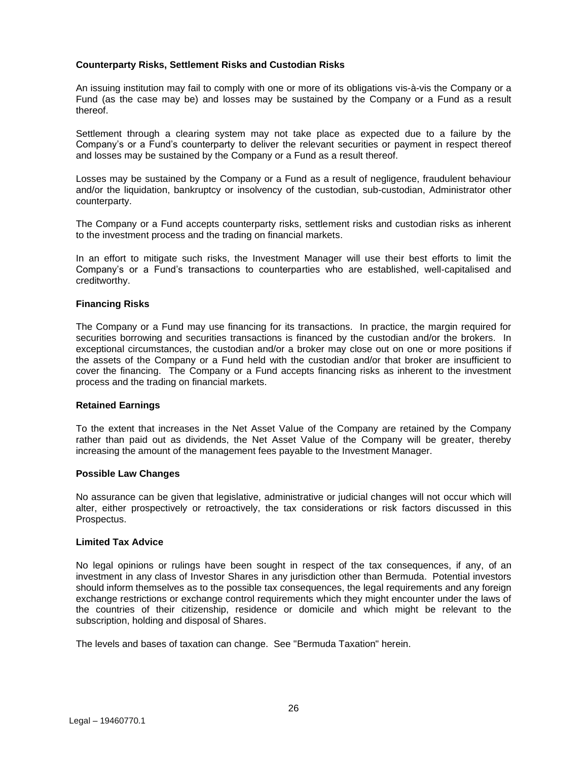**Counterparty Risks, Settlement Risks and Custodian Risks**

An issuing institution may fail to comply with one or more of its obligations vis-à-vis the Company or a Fund (as the case may be) and losses may be sustained by the Company or a Fund as a result thereof.

Settlement through a clearing system may not take place as expected due to a failure by the Company's or a Fund's counterparty to deliver the relevant securities or payment in respect thereof and losses may be sustained by the Company or a Fund as a result thereof.

Losses may be sustained by the Company or a Fund as a result of negligence, fraudulent behaviour and/or the liquidation, bankruptcy or insolvency of the custodian, sub-custodian, Administrator other counterparty.

The Company or a Fund accepts counterparty risks, settlement risks and custodian risks as inherent to the investment process and the trading on financial markets.

In an effort to mitigate such risks, the Investment Manager will use their best efforts to limit the Company's or a Fund's transactions to counterparties who are established, well-capitalised and creditworthy.

**Financing Risks**

The Company or a Fund may use financing for its transactions. In practice, the margin required for securities borrowing and securities transactions is financed by the custodian and/or the brokers. In exceptional circumstances, the custodian and/or a broker may close out on one or more positions if the assets of the Company or a Fund held with the custodian and/or that broker are insufficient to cover the financing. The Company or a Fund accepts financing risks as inherent to the investment process and the trading on financial markets.

**Retained Earnings**

To the extent that increases in the Net Asset Value of the Company are retained by the Company rather than paid out as dividends, the Net Asset Value of the Company will be greater, thereby increasing the amount of the management fees payable to the Investment Manager.

**Possible Law Changes**

No assurance can be given that legislative, administrative or judicial changes will not occur which will alter, either prospectively or retroactively, the tax considerations or risk factors discussed in this Prospectus.

**Limited Tax Advice**

No legal opinions or rulings have been sought in respect of the tax consequences, if any, of an investment in any class of Investor Shares in any jurisdiction other than Bermuda. Potential investors should inform themselves as to the possible tax consequences, the legal requirements and any foreign exchange restrictions or exchange control requirements which they might encounter under the laws of the countries of their citizenship, residence or domicile and which might be relevant to the subscription, holding and disposal of Shares.

The levels and bases of taxation can change. See "Bermuda Taxation" herein.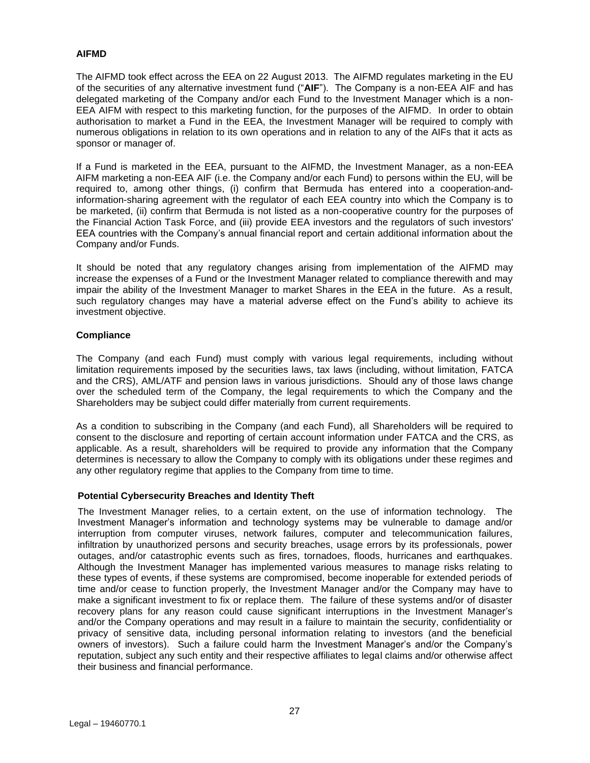**AIFMD**

The AIFMD took effect across the EEA on 22 August 2013. The AIFMD regulates marketing in the EU of the securities of any alternative investment fund ("**AIF**"). The Company is a non-EEA AIF and has delegated marketing of the Company and/or each Fund to the Investment Manager which is a non-EEA AIFM with respect to this marketing function, for the purposes of the AIFMD. In order to obtain authorisation to market a Fund in the EEA, the Investment Manager will be required to comply with numerous obligations in relation to its own operations and in relation to any of the AIFs that it acts as sponsor or manager of.

If a Fund is marketed in the EEA, pursuant to the AIFMD, the Investment Manager, as a non-EEA AIFM marketing a non-EEA AIF (i.e. the Company and/or each Fund) to persons within the EU, will be required to, among other things, (i) confirm that Bermuda has entered into a cooperation-and-information-sharing agreement with the regulator of each EEA country into which the Company is to be marketed, (ii) confirm that Bermuda is not listed as a non-cooperative country for the purposes of the Financial Action Task Force, and (iii) provide EEA investors and the regulators of such investors' EEA countries with the Company's annual financial report and certain additional information about the Company and/or Funds.

It should be noted that any regulatory changes arising from implementation of the AIFMD may increase the expenses of a Fund or the Investment Manager related to compliance therewith and may impair the ability of the Investment Manager to market Shares in the EEA in the future. As a result, such regulatory changes may have a material adverse effect on the Fund's ability to achieve its investment objective.

**Compliance**

The Company (and each Fund) must comply with various legal requirements, including without limitation requirements imposed by the securities laws, tax laws (including, without limitation, FATCA and the CRS), AML/ATF and pension laws in various jurisdictions. Should any of those laws change over the scheduled term of the Company, the legal requirements to which the Company and the Shareholders may be subject could differ materially from current requirements.

As a condition to subscribing in the Company (and each Fund), all Shareholders will be required to consent to the disclosure and reporting of certain account information under FATCA and the CRS, as applicable. As a result, shareholders will be required to provide any information that the Company determines is necessary to allow the Company to comply with its obligations under these regimes and any other regulatory regime that applies to the Company from time to time.

**Potential Cybersecurity Breaches and Identity Theft**

The Investment Manager relies, to a certain extent, on the use of information technology. The Investment Manager's information and technology systems may be vulnerable to damage and/or interruption from computer viruses, network failures, computer and telecommunication failures, infiltration by unauthorized persons and security breaches, usage errors by its professionals, power outages, and/or catastrophic events such as fires, tornadoes, floods, hurricanes and earthquakes. Although the Investment Manager has implemented various measures to manage risks relating to these types of events, if these systems are compromised, become inoperable for extended periods of time and/or cease to function properly, the Investment Manager and/or the Company may have to make a significant investment to fix or replace them. The failure of these systems and/or of disaster recovery plans for any reason could cause significant interruptions in the Investment Manager's and/or the Company operations and may result in a failure to maintain the security, confidentiality or privacy of sensitive data, including personal information relating to investors (and the beneficial owners of investors). Such a failure could harm the Investment Manager's and/or the Company's reputation, subject any such entity and their respective affiliates to legal claims and/or otherwise affect their business and financial performance.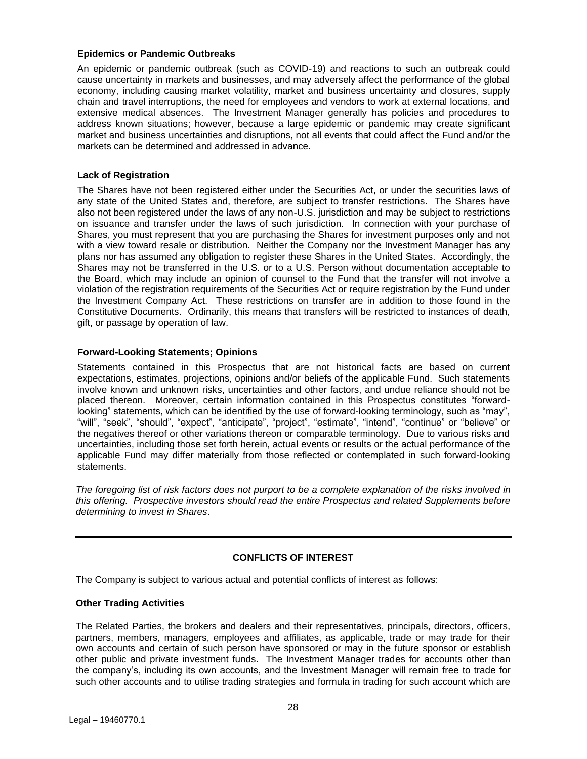### Epidemics or Pandemic Outbreaks

An epidemic or pandemic outbreak (such as COVID-19) and reactions to such an outbreak could cause uncertainty in markets and businesses, and may adversely affect the performance of the global economy, including causing market volatility, market and business uncertainty and closures, supply chain and travel interruptions, the need for employees and vendors to work at external locations, and extensive medical absences. The Investment Manager generally has policies and procedures to address known situations; however, because a large epidemic or pandemic may create significant market and business uncertainties and disruptions, not all events that could affect the Fund and/or the markets can be determined and addressed in advance.

### Lack of Registration

The Shares have not been registered either under the Securities Act, or under the securities laws of any state of the United States and, therefore, are subject to transfer restrictions. The Shares have also not been registered under the laws of any non-U.S. jurisdiction and may be subject to restrictions on issuance and transfer under the laws of such jurisdiction. In connection with your purchase of Shares, you must represent that you are purchasing the Shares for investment purposes only and not with a view toward resale or distribution. Neither the Company nor the Investment Manager has any plans nor has assumed any obligation to register these Shares in the United States. Accordingly, the Shares may not be transferred in the U.S. or to a U.S. Person without documentation acceptable to the Board, which may include an opinion of counsel to the Fund that the transfer will not involve a violation of the registration requirements of the Securities Act or require registration by the Fund under the Investment Company Act. These restrictions on transfer are in addition to those found in the Constitutive Documents. Ordinarily, this means that transfers will be restricted to instances of death, gift, or passage by operation of law.

### Forward-Looking Statements; Opinions

Statements contained in this Prospectus that are not historical facts are based on current expectations, estimates, projections, opinions and/or beliefs of the applicable Fund. Such statements involve known and unknown risks, uncertainties and other factors, and undue reliance should not be placed thereon. Moreover, certain information contained in this Prospectus constitutes "forward-looking" statements, which can be identified by the use of forward-looking terminology, such as "may", "will", "seek", "should", "expect", "anticipate", "project", "estimate", "intend", "continue" or "believe" or the negatives thereof or other variations thereon or comparable terminology. Due to various risks and uncertainties, including those set forth herein, actual events or results or the actual performance of the applicable Fund may differ materially from those reflected or contemplated in such forward-looking statements.

*The foregoing list of risk factors does not purport to be a complete explanation of the risks involved in this offering. Prospective investors should read the entire Prospectus and related Supplements before determining to invest in Shares*.

---

## CONFLICTS OF INTEREST

The Company is subject to various actual and potential conflicts of interest as follows:

### Other Trading Activities

The Related Parties, the brokers and dealers and their representatives, principals, directors, officers, partners, members, managers, employees and affiliates, as applicable, trade or may trade for their own accounts and certain of such person have sponsored or may in the future sponsor or establish other public and private investment funds. The Investment Manager trades for accounts other than the company's, including its own accounts, and the Investment Manager will remain free to trade for such other accounts and to utilise trading strategies and formula in trading for such account which are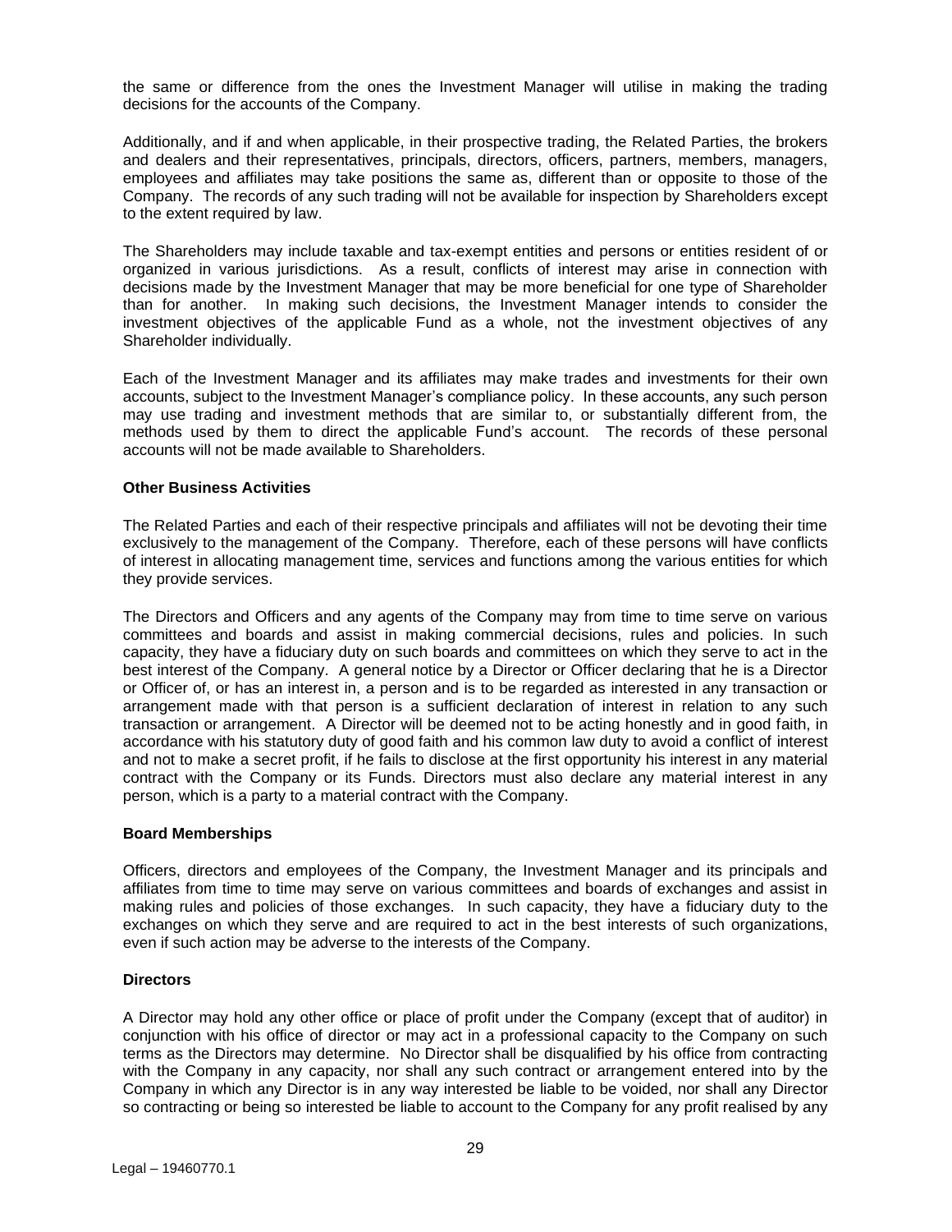the same or difference from the ones the Investment Manager will utilise in making the trading decisions for the accounts of the Company.

Additionally, and if and when applicable, in their prospective trading, the Related Parties, the brokers and dealers and their representatives, principals, directors, officers, partners, members, managers, employees and affiliates may take positions the same as, different than or opposite to those of the Company. The records of any such trading will not be available for inspection by Shareholders except to the extent required by law.

The Shareholders may include taxable and tax-exempt entities and persons or entities resident of or organized in various jurisdictions. As a result, conflicts of interest may arise in connection with decisions made by the Investment Manager that may be more beneficial for one type of Shareholder than for another. In making such decisions, the Investment Manager intends to consider the investment objectives of the applicable Fund as a whole, not the investment objectives of any Shareholder individually.

Each of the Investment Manager and its affiliates may make trades and investments for their own accounts, subject to the Investment Manager's compliance policy. In these accounts, any such person may use trading and investment methods that are similar to, or substantially different from, the methods used by them to direct the applicable Fund's account. The records of these personal accounts will not be made available to Shareholders.

**Other Business Activities**

The Related Parties and each of their respective principals and affiliates will not be devoting their time exclusively to the management of the Company. Therefore, each of these persons will have conflicts of interest in allocating management time, services and functions among the various entities for which they provide services.

The Directors and Officers and any agents of the Company may from time to time serve on various committees and boards and assist in making commercial decisions, rules and policies. In such capacity, they have a fiduciary duty on such boards and committees on which they serve to act in the best interest of the Company. A general notice by a Director or Officer declaring that he is a Director or Officer of, or has an interest in, a person and is to be regarded as interested in any transaction or arrangement made with that person is a sufficient declaration of interest in relation to any such transaction or arrangement. A Director will be deemed not to be acting honestly and in good faith, in accordance with his statutory duty of good faith and his common law duty to avoid a conflict of interest and not to make a secret profit, if he fails to disclose at the first opportunity his interest in any material contract with the Company or its Funds. Directors must also declare any material interest in any person, which is a party to a material contract with the Company.

**Board Memberships**

Officers, directors and employees of the Company, the Investment Manager and its principals and affiliates from time to time may serve on various committees and boards of exchanges and assist in making rules and policies of those exchanges. In such capacity, they have a fiduciary duty to the exchanges on which they serve and are required to act in the best interests of such organizations, even if such action may be adverse to the interests of the Company.

**Directors**

A Director may hold any other office or place of profit under the Company (except that of auditor) in conjunction with his office of director or may act in a professional capacity to the Company on such terms as the Directors may determine. No Director shall be disqualified by his office from contracting with the Company in any capacity, nor shall any such contract or arrangement entered into by the Company in which any Director is in any way interested be liable to be voided, nor shall any Director so contracting or being so interested be liable to account to the Company for any profit realised by any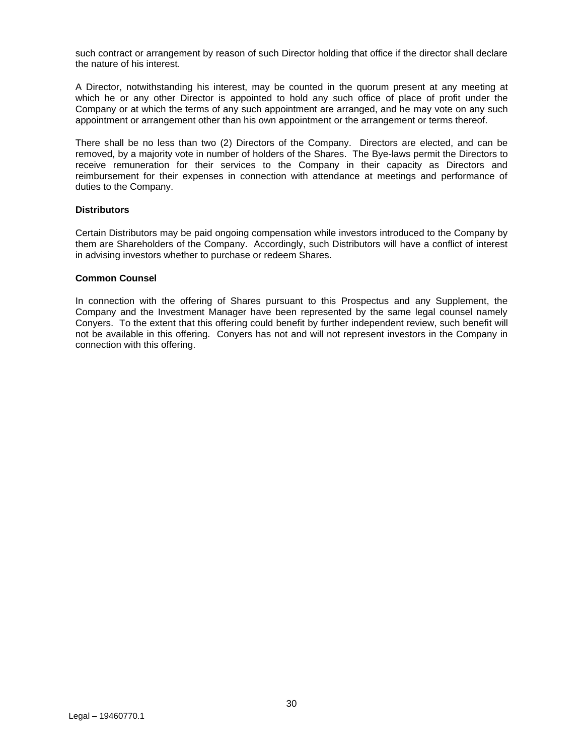such contract or arrangement by reason of such Director holding that office if the director shall declare the nature of his interest.

A Director, notwithstanding his interest, may be counted in the quorum present at any meeting at which he or any other Director is appointed to hold any such office of place of profit under the Company or at which the terms of any such appointment are arranged, and he may vote on any such appointment or arrangement other than his own appointment or the arrangement or terms thereof.

There shall be no less than two (2) Directors of the Company. Directors are elected, and can be removed, by a majority vote in number of holders of the Shares. The Bye-laws permit the Directors to receive remuneration for their services to the Company in their capacity as Directors and reimbursement for their expenses in connection with attendance at meetings and performance of duties to the Company.

**Distributors**

Certain Distributors may be paid ongoing compensation while investors introduced to the Company by them are Shareholders of the Company. Accordingly, such Distributors will have a conflict of interest in advising investors whether to purchase or redeem Shares.

**Common Counsel**

In connection with the offering of Shares pursuant to this Prospectus and any Supplement, the Company and the Investment Manager have been represented by the same legal counsel namely Conyers. To the extent that this offering could benefit by further independent review, such benefit will not be available in this offering. Conyers has not and will not represent investors in the Company in connection with this offering.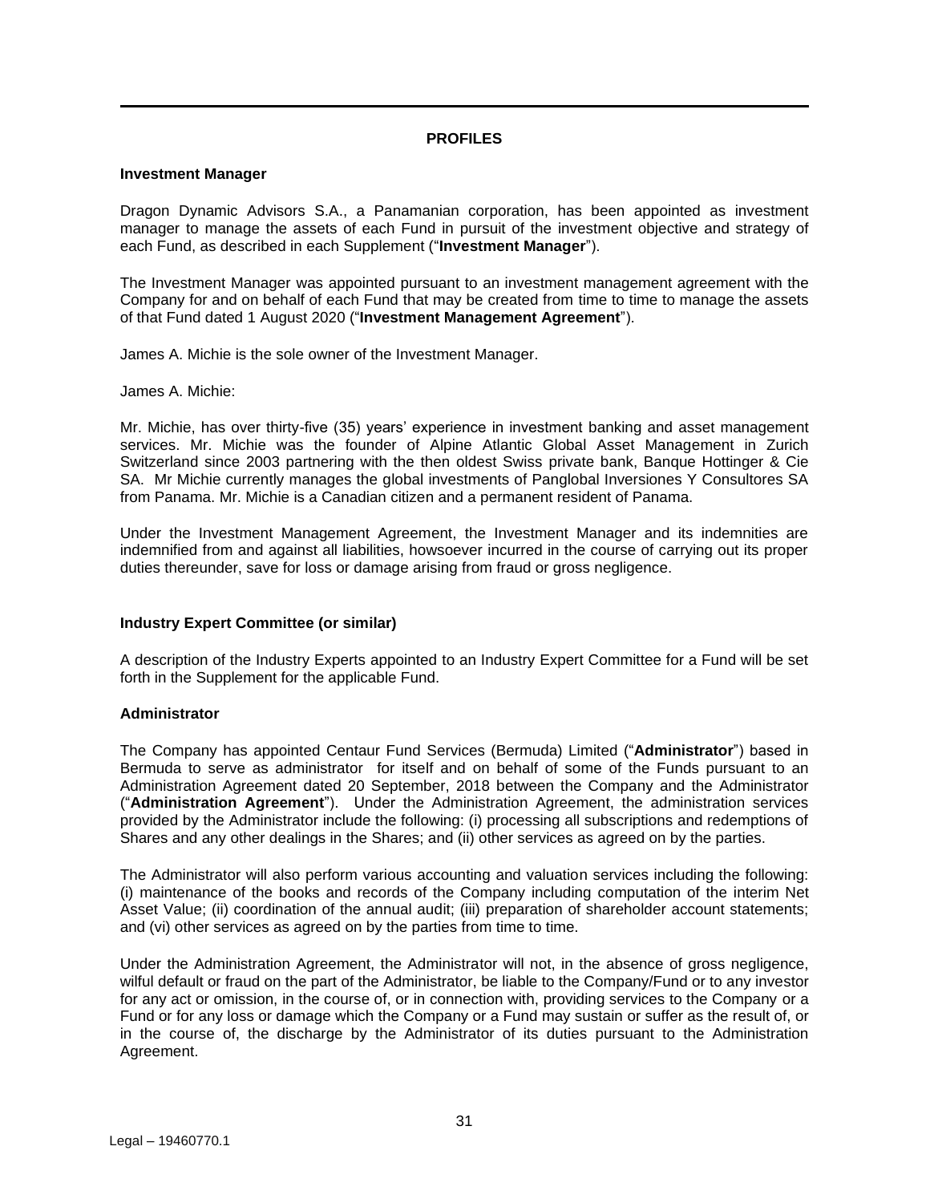## PROFILES

### Investment Manager

Dragon Dynamic Advisors S.A., a Panamanian corporation, has been appointed as investment manager to manage the assets of each Fund in pursuit of the investment objective and strategy of each Fund, as described in each Supplement ("**Investment Manager**").

The Investment Manager was appointed pursuant to an investment management agreement with the Company for and on behalf of each Fund that may be created from time to time to manage the assets of that Fund dated 1 August 2020 ("**Investment Management Agreement**").

James A. Michie is the sole owner of the Investment Manager.

James A. Michie:

Mr. Michie, has over thirty-five (35) years' experience in investment banking and asset management services. Mr. Michie was the founder of Alpine Atlantic Global Asset Management in Zurich Switzerland since 2003 partnering with the then oldest Swiss private bank, Banque Hottinger & Cie SA. Mr Michie currently manages the global investments of Panglobal Inversiones Y Consultores SA from Panama. Mr. Michie is a Canadian citizen and a permanent resident of Panama.

Under the Investment Management Agreement, the Investment Manager and its indemnities are indemnified from and against all liabilities, howsoever incurred in the course of carrying out its proper duties thereunder, save for loss or damage arising from fraud or gross negligence.

### Industry Expert Committee (or similar)

A description of the Industry Experts appointed to an Industry Expert Committee for a Fund will be set forth in the Supplement for the applicable Fund.

### Administrator

The Company has appointed Centaur Fund Services (Bermuda) Limited ("**Administrator**") based in Bermuda to serve as administrator for itself and on behalf of some of the Funds pursuant to an Administration Agreement dated 20 September, 2018 between the Company and the Administrator ("**Administration Agreement**"). Under the Administration Agreement, the administration services provided by the Administrator include the following: (i) processing all subscriptions and redemptions of Shares and any other dealings in the Shares; and (ii) other services as agreed on by the parties.

The Administrator will also perform various accounting and valuation services including the following: (i) maintenance of the books and records of the Company including computation of the interim Net Asset Value; (ii) coordination of the annual audit; (iii) preparation of shareholder account statements; and (vi) other services as agreed on by the parties from time to time.

Under the Administration Agreement, the Administrator will not, in the absence of gross negligence, wilful default or fraud on the part of the Administrator, be liable to the Company/Fund or to any investor for any act or omission, in the course of, or in connection with, providing services to the Company or a Fund or for any loss or damage which the Company or a Fund may sustain or suffer as the result of, or in the course of, the discharge by the Administrator of its duties pursuant to the Administration Agreement.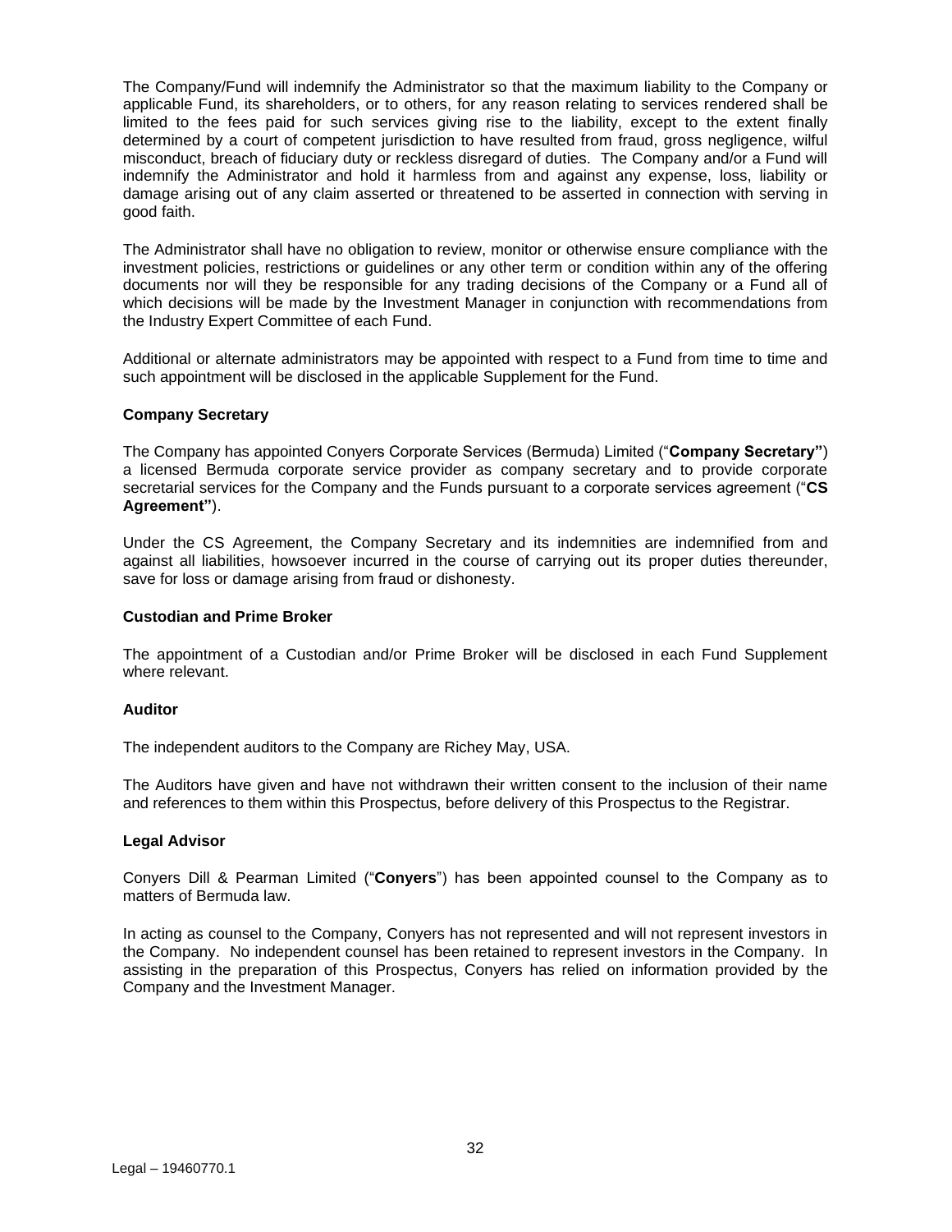The Company/Fund will indemnify the Administrator so that the maximum liability to the Company or applicable Fund, its shareholders, or to others, for any reason relating to services rendered shall be limited to the fees paid for such services giving rise to the liability, except to the extent finally determined by a court of competent jurisdiction to have resulted from fraud, gross negligence, wilful misconduct, breach of fiduciary duty or reckless disregard of duties. The Company and/or a Fund will indemnify the Administrator and hold it harmless from and against any expense, loss, liability or damage arising out of any claim asserted or threatened to be asserted in connection with serving in good faith.

The Administrator shall have no obligation to review, monitor or otherwise ensure compliance with the investment policies, restrictions or guidelines or any other term or condition within any of the offering documents nor will they be responsible for any trading decisions of the Company or a Fund all of which decisions will be made by the Investment Manager in conjunction with recommendations from the Industry Expert Committee of each Fund.

Additional or alternate administrators may be appointed with respect to a Fund from time to time and such appointment will be disclosed in the applicable Supplement for the Fund.

**Company Secretary**

The Company has appointed Conyers Corporate Services (Bermuda) Limited ("**Company Secretary"**) a licensed Bermuda corporate service provider as company secretary and to provide corporate secretarial services for the Company and the Funds pursuant to a corporate services agreement ("**CS Agreement"**).

Under the CS Agreement, the Company Secretary and its indemnities are indemnified from and against all liabilities, howsoever incurred in the course of carrying out its proper duties thereunder, save for loss or damage arising from fraud or dishonesty.

**Custodian and Prime Broker**

The appointment of a Custodian and/or Prime Broker will be disclosed in each Fund Supplement where relevant.

**Auditor**

The independent auditors to the Company are Richey May, USA.

The Auditors have given and have not withdrawn their written consent to the inclusion of their name and references to them within this Prospectus, before delivery of this Prospectus to the Registrar.

**Legal Advisor**

Conyers Dill & Pearman Limited ("**Conyers**") has been appointed counsel to the Company as to matters of Bermuda law.

In acting as counsel to the Company, Conyers has not represented and will not represent investors in the Company. No independent counsel has been retained to represent investors in the Company. In assisting in the preparation of this Prospectus, Conyers has relied on information provided by the Company and the Investment Manager.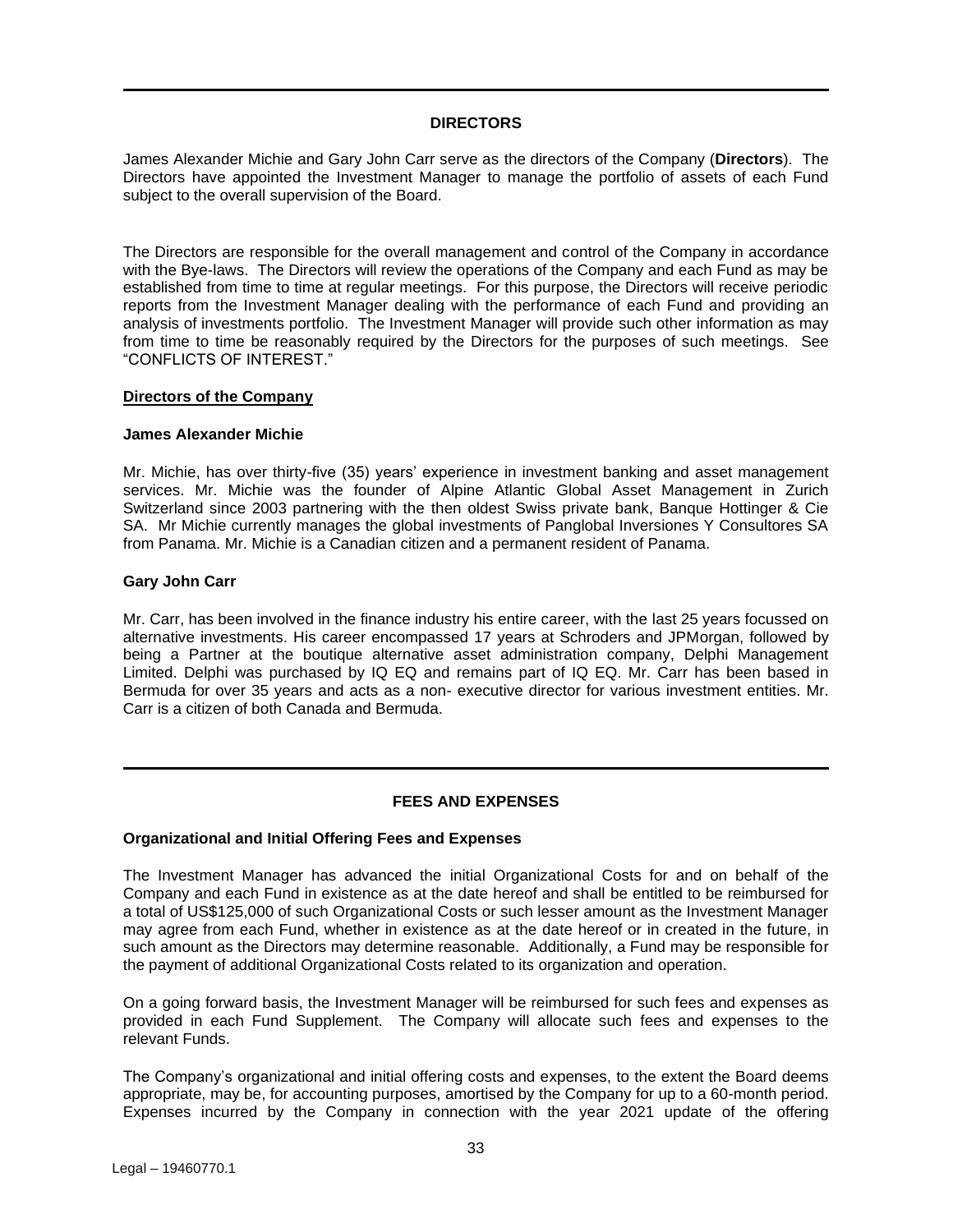## DIRECTORS

James Alexander Michie and Gary John Carr serve as the directors of the Company (**Directors**). The Directors have appointed the Investment Manager to manage the portfolio of assets of each Fund subject to the overall supervision of the Board.

The Directors are responsible for the overall management and control of the Company in accordance with the Bye-laws. The Directors will review the operations of the Company and each Fund as may be established from time to time at regular meetings. For this purpose, the Directors will receive periodic reports from the Investment Manager dealing with the performance of each Fund and providing an analysis of investments portfolio. The Investment Manager will provide such other information as may from time to time be reasonably required by the Directors for the purposes of such meetings. See "CONFLICTS OF INTEREST."

### Directors of the Company

**James Alexander Michie**

Mr. Michie, has over thirty-five (35) years' experience in investment banking and asset management services. Mr. Michie was the founder of Alpine Atlantic Global Asset Management in Zurich Switzerland since 2003 partnering with the then oldest Swiss private bank, Banque Hottinger & Cie SA. Mr Michie currently manages the global investments of Panglobal Inversiones Y Consultores SA from Panama. Mr. Michie is a Canadian citizen and a permanent resident of Panama.

**Gary John Carr**

Mr. Carr, has been involved in the finance industry his entire career, with the last 25 years focussed on alternative investments. His career encompassed 17 years at Schroders and JPMorgan, followed by being a Partner at the boutique alternative asset administration company, Delphi Management Limited. Delphi was purchased by IQ EQ and remains part of IQ EQ. Mr. Carr has been based in Bermuda for over 35 years and acts as a non- executive director for various investment entities. Mr. Carr is a citizen of both Canada and Bermuda.

## FEES AND EXPENSES

### Organizational and Initial Offering Fees and Expenses

The Investment Manager has advanced the initial Organizational Costs for and on behalf of the Company and each Fund in existence as at the date hereof and shall be entitled to be reimbursed for a total of US$125,000 of such Organizational Costs or such lesser amount as the Investment Manager may agree from each Fund, whether in existence as at the date hereof or in created in the future, in such amount as the Directors may determine reasonable. Additionally, a Fund may be responsible for the payment of additional Organizational Costs related to its organization and operation.

On a going forward basis, the Investment Manager will be reimbursed for such fees and expenses as provided in each Fund Supplement. The Company will allocate such fees and expenses to the relevant Funds.

The Company's organizational and initial offering costs and expenses, to the extent the Board deems appropriate, may be, for accounting purposes, amortised by the Company for up to a 60-month period. Expenses incurred by the Company in connection with the year 2021 update of the offering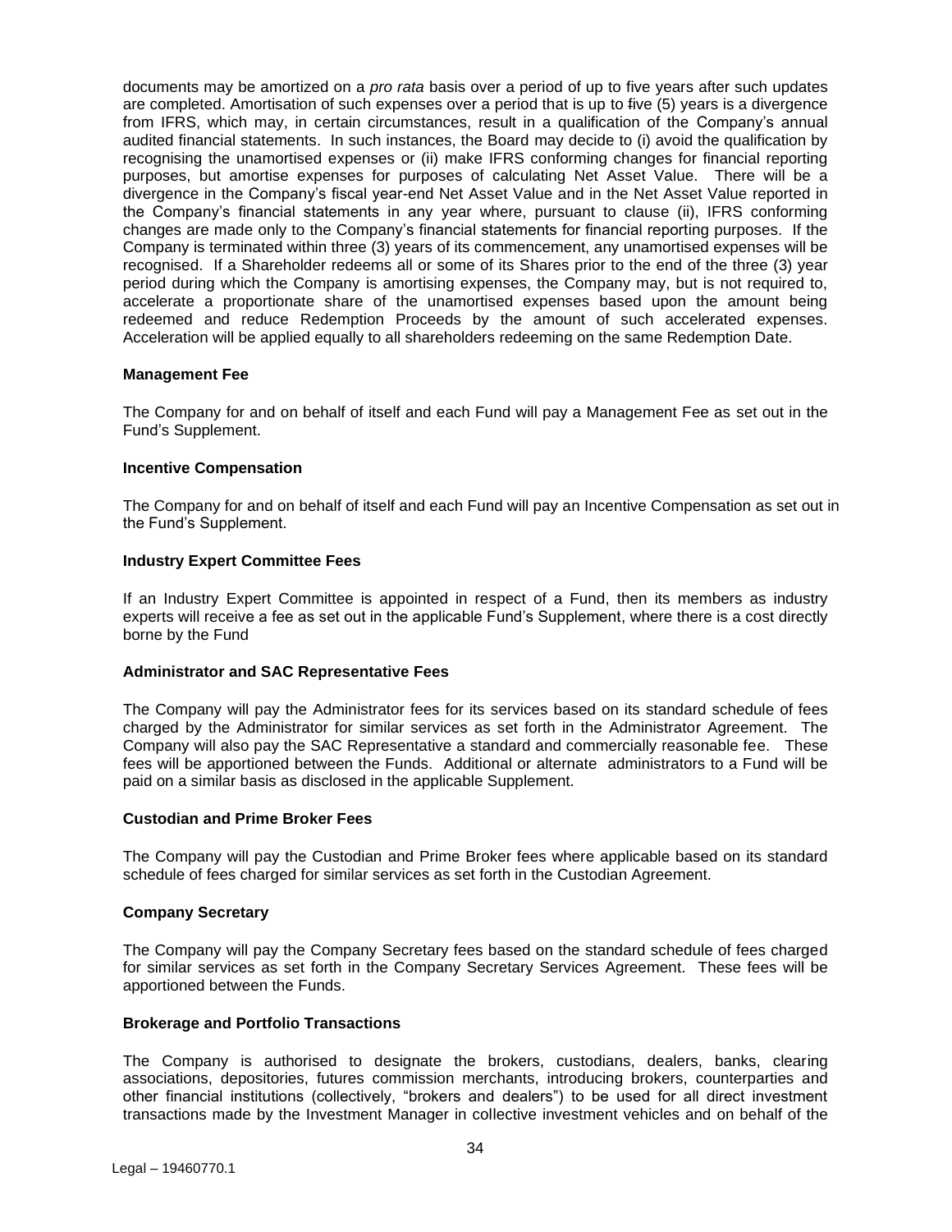documents may be amortized on a *pro rata* basis over a period of up to five years after such updates are completed. Amortisation of such expenses over a period that is up to five (5) years is a divergence from IFRS, which may, in certain circumstances, result in a qualification of the Company's annual audited financial statements. In such instances, the Board may decide to (i) avoid the qualification by recognising the unamortised expenses or (ii) make IFRS conforming changes for financial reporting purposes, but amortise expenses for purposes of calculating Net Asset Value. There will be a divergence in the Company's fiscal year-end Net Asset Value and in the Net Asset Value reported in the Company's financial statements in any year where, pursuant to clause (ii), IFRS conforming changes are made only to the Company's financial statements for financial reporting purposes. If the Company is terminated within three (3) years of its commencement, any unamortised expenses will be recognised. If a Shareholder redeems all or some of its Shares prior to the end of the three (3) year period during which the Company is amortising expenses, the Company may, but is not required to, accelerate a proportionate share of the unamortised expenses based upon the amount being redeemed and reduce Redemption Proceeds by the amount of such accelerated expenses. Acceleration will be applied equally to all shareholders redeeming on the same Redemption Date.

**Management Fee**

The Company for and on behalf of itself and each Fund will pay a Management Fee as set out in the Fund's Supplement.

**Incentive Compensation**

The Company for and on behalf of itself and each Fund will pay an Incentive Compensation as set out in the Fund's Supplement.

**Industry Expert Committee Fees**

If an Industry Expert Committee is appointed in respect of a Fund, then its members as industry experts will receive a fee as set out in the applicable Fund's Supplement, where there is a cost directly borne by the Fund

**Administrator and SAC Representative Fees**

The Company will pay the Administrator fees for its services based on its standard schedule of fees charged by the Administrator for similar services as set forth in the Administrator Agreement. The Company will also pay the SAC Representative a standard and commercially reasonable fee. These fees will be apportioned between the Funds. Additional or alternate administrators to a Fund will be paid on a similar basis as disclosed in the applicable Supplement.

**Custodian and Prime Broker Fees**

The Company will pay the Custodian and Prime Broker fees where applicable based on its standard schedule of fees charged for similar services as set forth in the Custodian Agreement.

**Company Secretary**

The Company will pay the Company Secretary fees based on the standard schedule of fees charged for similar services as set forth in the Company Secretary Services Agreement. These fees will be apportioned between the Funds.

**Brokerage and Portfolio Transactions**

The Company is authorised to designate the brokers, custodians, dealers, banks, clearing associations, depositories, futures commission merchants, introducing brokers, counterparties and other financial institutions (collectively, "brokers and dealers") to be used for all direct investment transactions made by the Investment Manager in collective investment vehicles and on behalf of the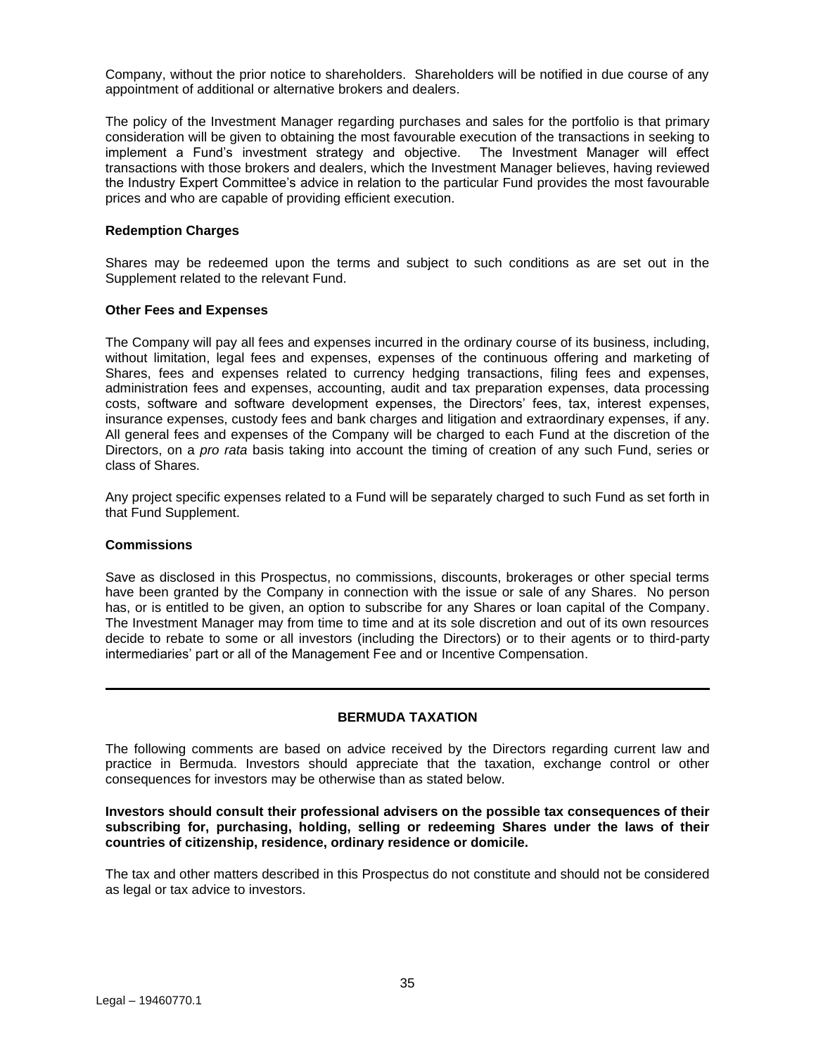Company, without the prior notice to shareholders. Shareholders will be notified in due course of any appointment of additional or alternative brokers and dealers.

The policy of the Investment Manager regarding purchases and sales for the portfolio is that primary consideration will be given to obtaining the most favourable execution of the transactions in seeking to implement a Fund's investment strategy and objective. The Investment Manager will effect transactions with those brokers and dealers, which the Investment Manager believes, having reviewed the Industry Expert Committee's advice in relation to the particular Fund provides the most favourable prices and who are capable of providing efficient execution.

**Redemption Charges**

Shares may be redeemed upon the terms and subject to such conditions as are set out in the Supplement related to the relevant Fund.

**Other Fees and Expenses**

The Company will pay all fees and expenses incurred in the ordinary course of its business, including, without limitation, legal fees and expenses, expenses of the continuous offering and marketing of Shares, fees and expenses related to currency hedging transactions, filing fees and expenses, administration fees and expenses, accounting, audit and tax preparation expenses, data processing costs, software and software development expenses, the Directors' fees, tax, interest expenses, insurance expenses, custody fees and bank charges and litigation and extraordinary expenses, if any. All general fees and expenses of the Company will be charged to each Fund at the discretion of the Directors, on a *pro rata* basis taking into account the timing of creation of any such Fund, series or class of Shares.

Any project specific expenses related to a Fund will be separately charged to such Fund as set forth in that Fund Supplement.

**Commissions**

Save as disclosed in this Prospectus, no commissions, discounts, brokerages or other special terms have been granted by the Company in connection with the issue or sale of any Shares. No person has, or is entitled to be given, an option to subscribe for any Shares or loan capital of the Company. The Investment Manager may from time to time and at its sole discretion and out of its own resources decide to rebate to some or all investors (including the Directors) or to their agents or to third-party intermediaries' part or all of the Management Fee and or Incentive Compensation.

---

## BERMUDA TAXATION

The following comments are based on advice received by the Directors regarding current law and practice in Bermuda. Investors should appreciate that the taxation, exchange control or other consequences for investors may be otherwise than as stated below.

**Investors should consult their professional advisers on the possible tax consequences of their subscribing for, purchasing, holding, selling or redeeming Shares under the laws of their countries of citizenship, residence, ordinary residence or domicile.**

The tax and other matters described in this Prospectus do not constitute and should not be considered as legal or tax advice to investors.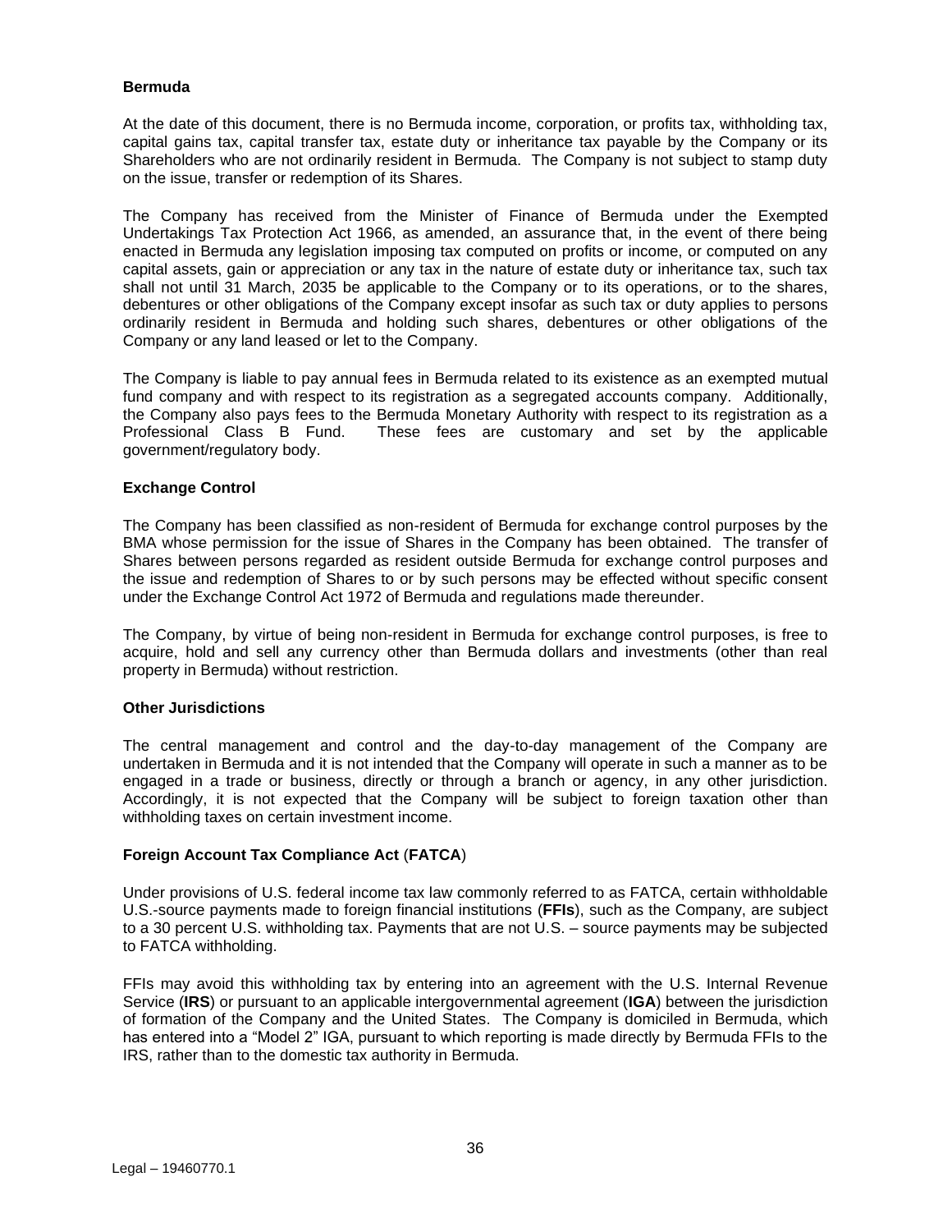**Bermuda**

At the date of this document, there is no Bermuda income, corporation, or profits tax, withholding tax, capital gains tax, capital transfer tax, estate duty or inheritance tax payable by the Company or its Shareholders who are not ordinarily resident in Bermuda. The Company is not subject to stamp duty on the issue, transfer or redemption of its Shares.

The Company has received from the Minister of Finance of Bermuda under the Exempted Undertakings Tax Protection Act 1966, as amended, an assurance that, in the event of there being enacted in Bermuda any legislation imposing tax computed on profits or income, or computed on any capital assets, gain or appreciation or any tax in the nature of estate duty or inheritance tax, such tax shall not until 31 March, 2035 be applicable to the Company or to its operations, or to the shares, debentures or other obligations of the Company except insofar as such tax or duty applies to persons ordinarily resident in Bermuda and holding such shares, debentures or other obligations of the Company or any land leased or let to the Company.

The Company is liable to pay annual fees in Bermuda related to its existence as an exempted mutual fund company and with respect to its registration as a segregated accounts company. Additionally, the Company also pays fees to the Bermuda Monetary Authority with respect to its registration as a Professional Class B Fund. These fees are customary and set by the applicable government/regulatory body.

**Exchange Control**

The Company has been classified as non-resident of Bermuda for exchange control purposes by the BMA whose permission for the issue of Shares in the Company has been obtained. The transfer of Shares between persons regarded as resident outside Bermuda for exchange control purposes and the issue and redemption of Shares to or by such persons may be effected without specific consent under the Exchange Control Act 1972 of Bermuda and regulations made thereunder.

The Company, by virtue of being non-resident in Bermuda for exchange control purposes, is free to acquire, hold and sell any currency other than Bermuda dollars and investments (other than real property in Bermuda) without restriction.

**Other Jurisdictions**

The central management and control and the day-to-day management of the Company are undertaken in Bermuda and it is not intended that the Company will operate in such a manner as to be engaged in a trade or business, directly or through a branch or agency, in any other jurisdiction. Accordingly, it is not expected that the Company will be subject to foreign taxation other than withholding taxes on certain investment income.

**Foreign Account Tax Compliance Act** (**FATCA**)

Under provisions of U.S. federal income tax law commonly referred to as FATCA, certain withholdable U.S.-source payments made to foreign financial institutions (**FFIs**), such as the Company, are subject to a 30 percent U.S. withholding tax. Payments that are not U.S. – source payments may be subjected to FATCA withholding.

FFIs may avoid this withholding tax by entering into an agreement with the U.S. Internal Revenue Service (**IRS**) or pursuant to an applicable intergovernmental agreement (**IGA**) between the jurisdiction of formation of the Company and the United States. The Company is domiciled in Bermuda, which has entered into a "Model 2" IGA, pursuant to which reporting is made directly by Bermuda FFIs to the IRS, rather than to the domestic tax authority in Bermuda.

Legal – 19460770.1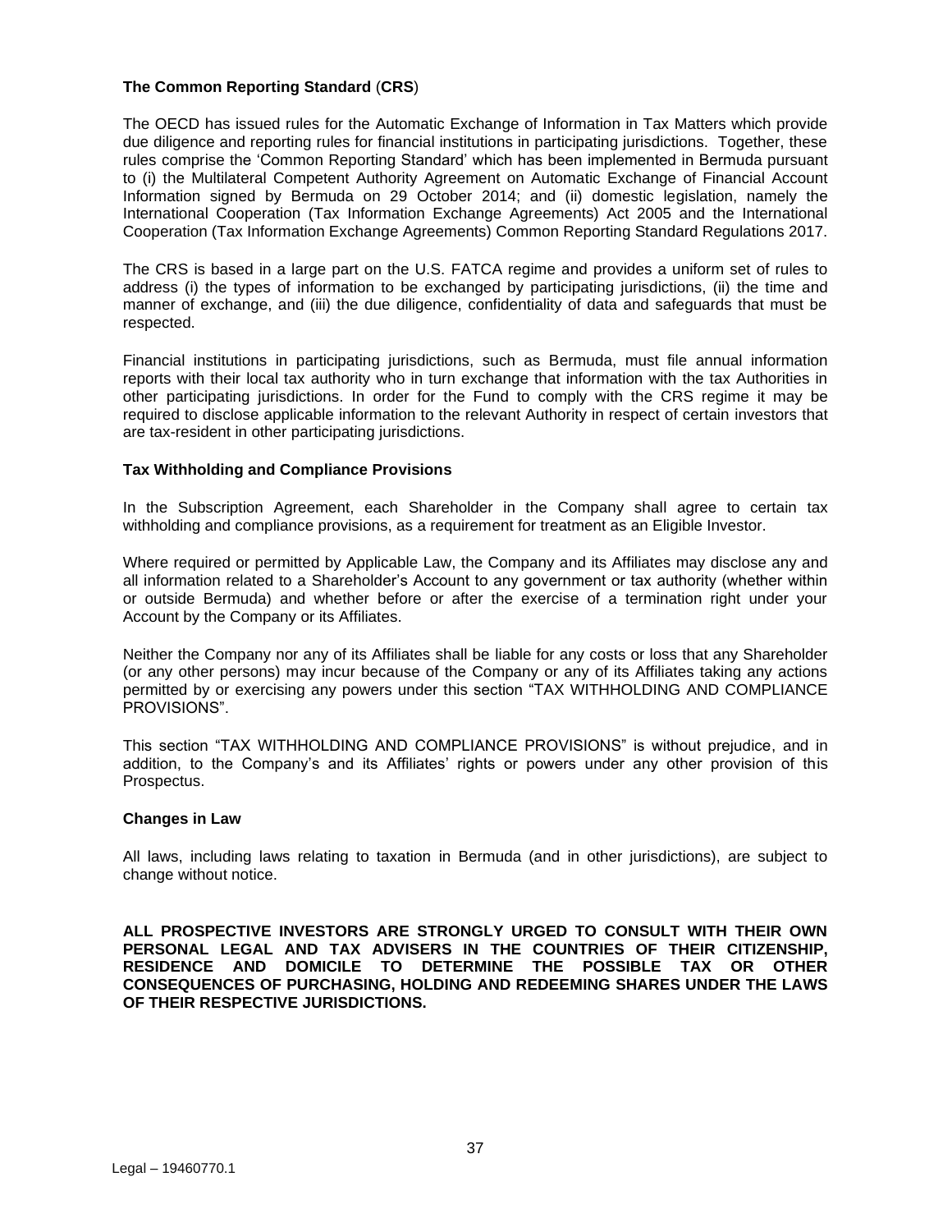### The Common Reporting Standard (**CRS**)

The OECD has issued rules for the Automatic Exchange of Information in Tax Matters which provide due diligence and reporting rules for financial institutions in participating jurisdictions. Together, these rules comprise the 'Common Reporting Standard' which has been implemented in Bermuda pursuant to (i) the Multilateral Competent Authority Agreement on Automatic Exchange of Financial Account Information signed by Bermuda on 29 October 2014; and (ii) domestic legislation, namely the International Cooperation (Tax Information Exchange Agreements) Act 2005 and the International Cooperation (Tax Information Exchange Agreements) Common Reporting Standard Regulations 2017.

The CRS is based in a large part on the U.S. FATCA regime and provides a uniform set of rules to address (i) the types of information to be exchanged by participating jurisdictions, (ii) the time and manner of exchange, and (iii) the due diligence, confidentiality of data and safeguards that must be respected.

Financial institutions in participating jurisdictions, such as Bermuda, must file annual information reports with their local tax authority who in turn exchange that information with the tax Authorities in other participating jurisdictions. In order for the Fund to comply with the CRS regime it may be required to disclose applicable information to the relevant Authority in respect of certain investors that are tax-resident in other participating jurisdictions.

### Tax Withholding and Compliance Provisions

In the Subscription Agreement, each Shareholder in the Company shall agree to certain tax withholding and compliance provisions, as a requirement for treatment as an Eligible Investor.

Where required or permitted by Applicable Law, the Company and its Affiliates may disclose any and all information related to a Shareholder's Account to any government or tax authority (whether within or outside Bermuda) and whether before or after the exercise of a termination right under your Account by the Company or its Affiliates.

Neither the Company nor any of its Affiliates shall be liable for any costs or loss that any Shareholder (or any other persons) may incur because of the Company or any of its Affiliates taking any actions permitted by or exercising any powers under this section "TAX WITHHOLDING AND COMPLIANCE PROVISIONS".

This section "TAX WITHHOLDING AND COMPLIANCE PROVISIONS" is without prejudice, and in addition, to the Company's and its Affiliates' rights or powers under any other provision of this Prospectus.

### Changes in Law

All laws, including laws relating to taxation in Bermuda (and in other jurisdictions), are subject to change without notice.

**ALL PROSPECTIVE INVESTORS ARE STRONGLY URGED TO CONSULT WITH THEIR OWN PERSONAL LEGAL AND TAX ADVISERS IN THE COUNTRIES OF THEIR CITIZENSHIP, RESIDENCE AND DOMICILE TO DETERMINE THE POSSIBLE TAX OR OTHER CONSEQUENCES OF PURCHASING, HOLDING AND REDEEMING SHARES UNDER THE LAWS OF THEIR RESPECTIVE JURISDICTIONS.**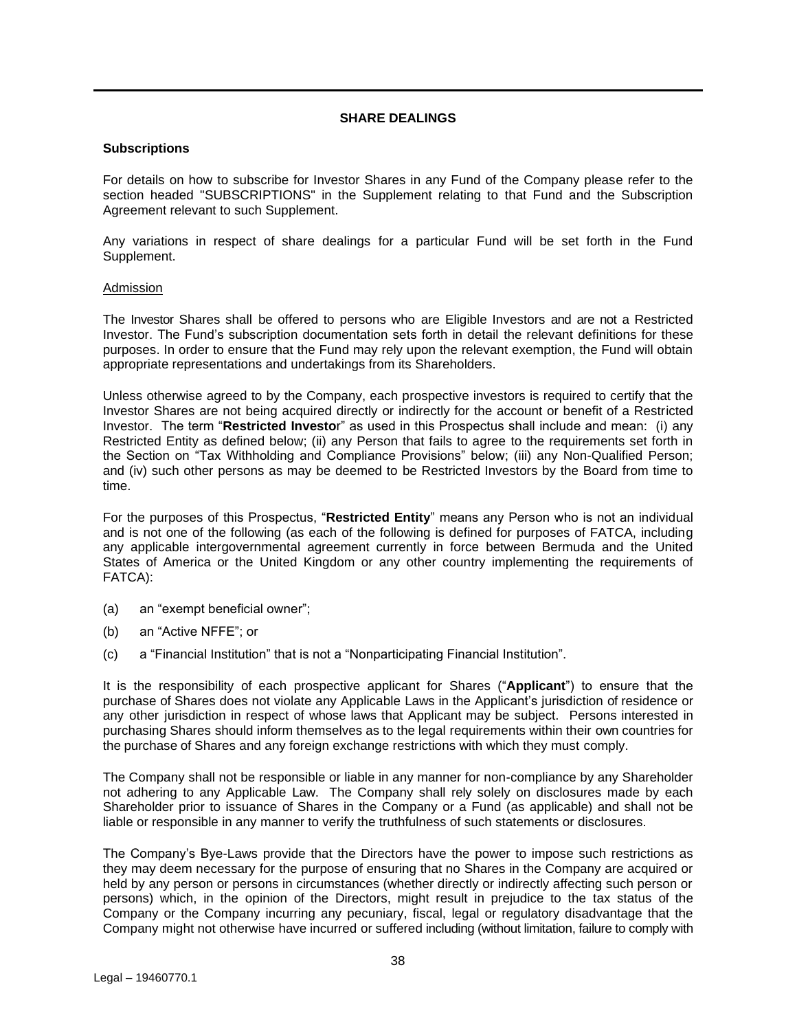## SHARE DEALINGS

### Subscriptions

For details on how to subscribe for Investor Shares in any Fund of the Company please refer to the section headed "SUBSCRIPTIONS" in the Supplement relating to that Fund and the Subscription Agreement relevant to such Supplement.

Any variations in respect of share dealings for a particular Fund will be set forth in the Fund Supplement.

Admission

The Investor Shares shall be offered to persons who are Eligible Investors and are not a Restricted Investor. The Fund's subscription documentation sets forth in detail the relevant definitions for these purposes. In order to ensure that the Fund may rely upon the relevant exemption, the Fund will obtain appropriate representations and undertakings from its Shareholders.

Unless otherwise agreed to by the Company, each prospective investors is required to certify that the Investor Shares are not being acquired directly or indirectly for the account or benefit of a Restricted Investor. The term "**Restricted Investor**" as used in this Prospectus shall include and mean: (i) any Restricted Entity as defined below; (ii) any Person that fails to agree to the requirements set forth in the Section on "Tax Withholding and Compliance Provisions" below; (iii) any Non-Qualified Person; and (iv) such other persons as may be deemed to be Restricted Investors by the Board from time to time.

For the purposes of this Prospectus, "**Restricted Entity**" means any Person who is not an individual and is not one of the following (as each of the following is defined for purposes of FATCA, including any applicable intergovernmental agreement currently in force between Bermuda and the United States of America or the United Kingdom or any other country implementing the requirements of FATCA):

(a) an "exempt beneficial owner";

(b) an "Active NFFE"; or

(c) a "Financial Institution" that is not a "Nonparticipating Financial Institution".

It is the responsibility of each prospective applicant for Shares ("**Applicant**") to ensure that the purchase of Shares does not violate any Applicable Laws in the Applicant's jurisdiction of residence or any other jurisdiction in respect of whose laws that Applicant may be subject. Persons interested in purchasing Shares should inform themselves as to the legal requirements within their own countries for the purchase of Shares and any foreign exchange restrictions with which they must comply.

The Company shall not be responsible or liable in any manner for non-compliance by any Shareholder not adhering to any Applicable Law. The Company shall rely solely on disclosures made by each Shareholder prior to issuance of Shares in the Company or a Fund (as applicable) and shall not be liable or responsible in any manner to verify the truthfulness of such statements or disclosures.

The Company's Bye-Laws provide that the Directors have the power to impose such restrictions as they may deem necessary for the purpose of ensuring that no Shares in the Company are acquired or held by any person or persons in circumstances (whether directly or indirectly affecting such person or persons) which, in the opinion of the Directors, might result in prejudice to the tax status of the Company or the Company incurring any pecuniary, fiscal, legal or regulatory disadvantage that the Company might not otherwise have incurred or suffered including (without limitation, failure to comply with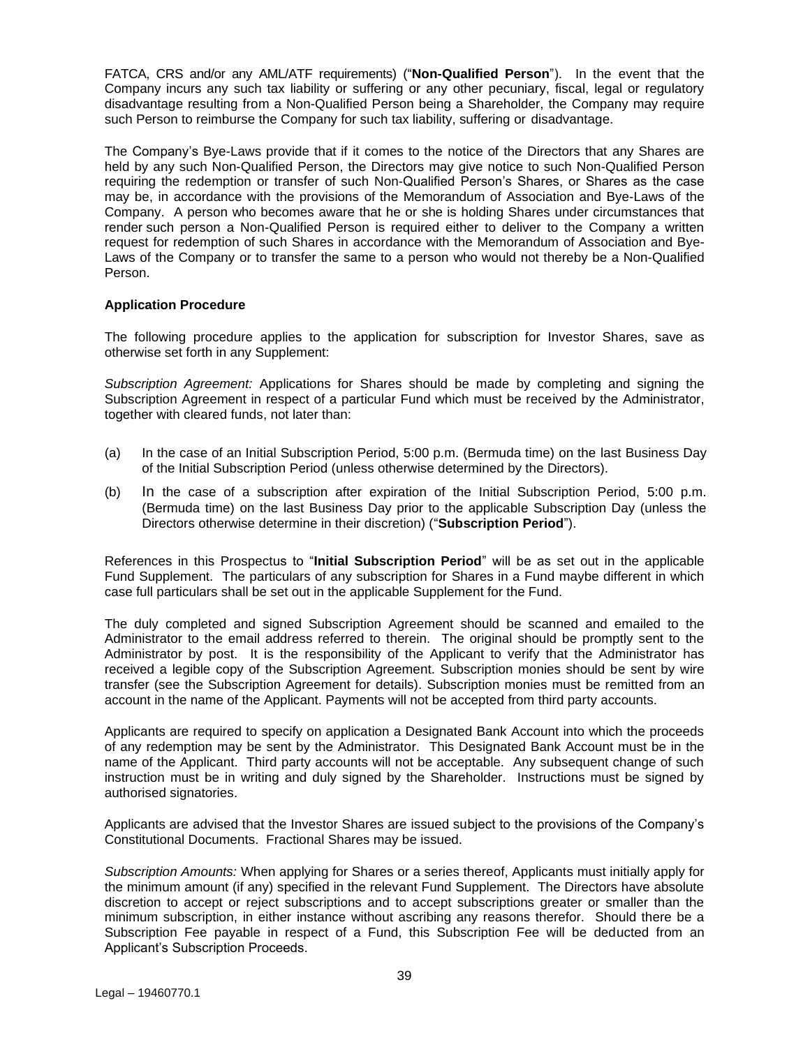FATCA, CRS and/or any AML/ATF requirements) ("**Non-Qualified Person**"). In the event that the Company incurs any such tax liability or suffering or any other pecuniary, fiscal, legal or regulatory disadvantage resulting from a Non-Qualified Person being a Shareholder, the Company may require such Person to reimburse the Company for such tax liability, suffering or disadvantage.

The Company's Bye-Laws provide that if it comes to the notice of the Directors that any Shares are held by any such Non-Qualified Person, the Directors may give notice to such Non-Qualified Person requiring the redemption or transfer of such Non-Qualified Person's Shares, or Shares as the case may be, in accordance with the provisions of the Memorandum of Association and Bye-Laws of the Company. A person who becomes aware that he or she is holding Shares under circumstances that render such person a Non-Qualified Person is required either to deliver to the Company a written request for redemption of such Shares in accordance with the Memorandum of Association and Bye-Laws of the Company or to transfer the same to a person who would not thereby be a Non-Qualified Person.

**Application Procedure**

The following procedure applies to the application for subscription for Investor Shares, save as otherwise set forth in any Supplement:

*Subscription Agreement:* Applications for Shares should be made by completing and signing the Subscription Agreement in respect of a particular Fund which must be received by the Administrator, together with cleared funds, not later than:

(a) In the case of an Initial Subscription Period, 5:00 p.m. (Bermuda time) on the last Business Day of the Initial Subscription Period (unless otherwise determined by the Directors).

(b) In the case of a subscription after expiration of the Initial Subscription Period, 5:00 p.m. (Bermuda time) on the last Business Day prior to the applicable Subscription Day (unless the Directors otherwise determine in their discretion) ("**Subscription Period**").

References in this Prospectus to "**Initial Subscription Period**" will be as set out in the applicable Fund Supplement. The particulars of any subscription for Shares in a Fund maybe different in which case full particulars shall be set out in the applicable Supplement for the Fund.

The duly completed and signed Subscription Agreement should be scanned and emailed to the Administrator to the email address referred to therein. The original should be promptly sent to the Administrator by post. It is the responsibility of the Applicant to verify that the Administrator has received a legible copy of the Subscription Agreement. Subscription monies should be sent by wire transfer (see the Subscription Agreement for details). Subscription monies must be remitted from an account in the name of the Applicant. Payments will not be accepted from third party accounts.

Applicants are required to specify on application a Designated Bank Account into which the proceeds of any redemption may be sent by the Administrator. This Designated Bank Account must be in the name of the Applicant. Third party accounts will not be acceptable. Any subsequent change of such instruction must be in writing and duly signed by the Shareholder. Instructions must be signed by authorised signatories.

Applicants are advised that the Investor Shares are issued subject to the provisions of the Company's Constitutional Documents. Fractional Shares may be issued.

*Subscription Amounts:* When applying for Shares or a series thereof, Applicants must initially apply for the minimum amount (if any) specified in the relevant Fund Supplement. The Directors have absolute discretion to accept or reject subscriptions and to accept subscriptions greater or smaller than the minimum subscription, in either instance without ascribing any reasons therefor. Should there be a Subscription Fee payable in respect of a Fund, this Subscription Fee will be deducted from an Applicant's Subscription Proceeds.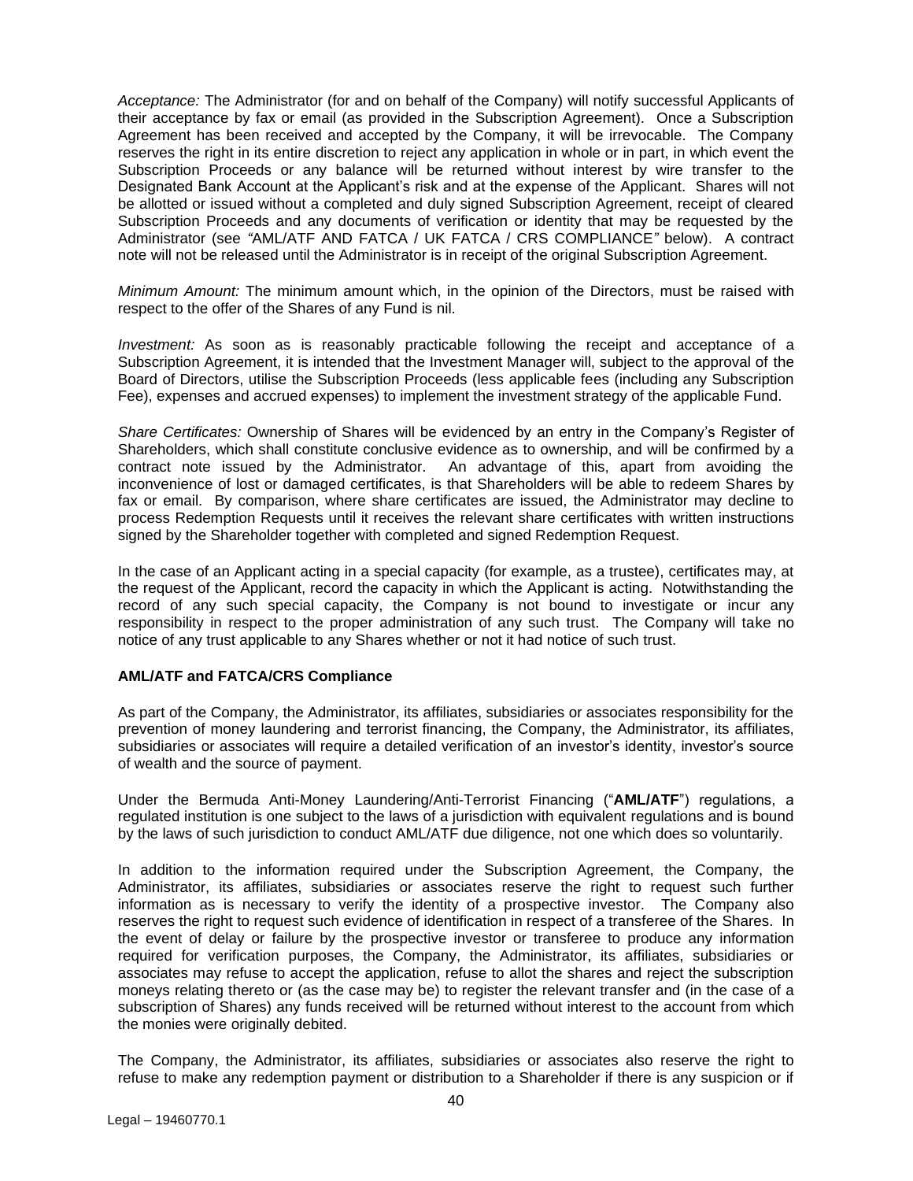*Acceptance:* The Administrator (for and on behalf of the Company) will notify successful Applicants of their acceptance by fax or email (as provided in the Subscription Agreement). Once a Subscription Agreement has been received and accepted by the Company, it will be irrevocable. The Company reserves the right in its entire discretion to reject any application in whole or in part, in which event the Subscription Proceeds or any balance will be returned without interest by wire transfer to the Designated Bank Account at the Applicant's risk and at the expense of the Applicant. Shares will not be allotted or issued without a completed and duly signed Subscription Agreement, receipt of cleared Subscription Proceeds and any documents of verification or identity that may be requested by the Administrator (see *"*AML/ATF AND FATCA / UK FATCA / CRS COMPLIANCE*"* below). A contract note will not be released until the Administrator is in receipt of the original Subscription Agreement.

*Minimum Amount:* The minimum amount which, in the opinion of the Directors, must be raised with respect to the offer of the Shares of any Fund is nil.

*Investment:* As soon as is reasonably practicable following the receipt and acceptance of a Subscription Agreement, it is intended that the Investment Manager will, subject to the approval of the Board of Directors, utilise the Subscription Proceeds (less applicable fees (including any Subscription Fee), expenses and accrued expenses) to implement the investment strategy of the applicable Fund.

*Share Certificates:* Ownership of Shares will be evidenced by an entry in the Company's Register of Shareholders, which shall constitute conclusive evidence as to ownership, and will be confirmed by a contract note issued by the Administrator. An advantage of this, apart from avoiding the inconvenience of lost or damaged certificates, is that Shareholders will be able to redeem Shares by fax or email. By comparison, where share certificates are issued, the Administrator may decline to process Redemption Requests until it receives the relevant share certificates with written instructions signed by the Shareholder together with completed and signed Redemption Request.

In the case of an Applicant acting in a special capacity (for example, as a trustee), certificates may, at the request of the Applicant, record the capacity in which the Applicant is acting. Notwithstanding the record of any such special capacity, the Company is not bound to investigate or incur any responsibility in respect to the proper administration of any such trust. The Company will take no notice of any trust applicable to any Shares whether or not it had notice of such trust.

**AML/ATF and FATCA/CRS Compliance**

As part of the Company, the Administrator, its affiliates, subsidiaries or associates responsibility for the prevention of money laundering and terrorist financing, the Company, the Administrator, its affiliates, subsidiaries or associates will require a detailed verification of an investor's identity, investor's source of wealth and the source of payment.

Under the Bermuda Anti-Money Laundering/Anti-Terrorist Financing ("**AML/ATF**") regulations, a regulated institution is one subject to the laws of a jurisdiction with equivalent regulations and is bound by the laws of such jurisdiction to conduct AML/ATF due diligence, not one which does so voluntarily.

In addition to the information required under the Subscription Agreement, the Company, the Administrator, its affiliates, subsidiaries or associates reserve the right to request such further information as is necessary to verify the identity of a prospective investor. The Company also reserves the right to request such evidence of identification in respect of a transferee of the Shares. In the event of delay or failure by the prospective investor or transferee to produce any information required for verification purposes, the Company, the Administrator, its affiliates, subsidiaries or associates may refuse to accept the application, refuse to allot the shares and reject the subscription moneys relating thereto or (as the case may be) to register the relevant transfer and (in the case of a subscription of Shares) any funds received will be returned without interest to the account from which the monies were originally debited.

The Company, the Administrator, its affiliates, subsidiaries or associates also reserve the right to refuse to make any redemption payment or distribution to a Shareholder if there is any suspicion or if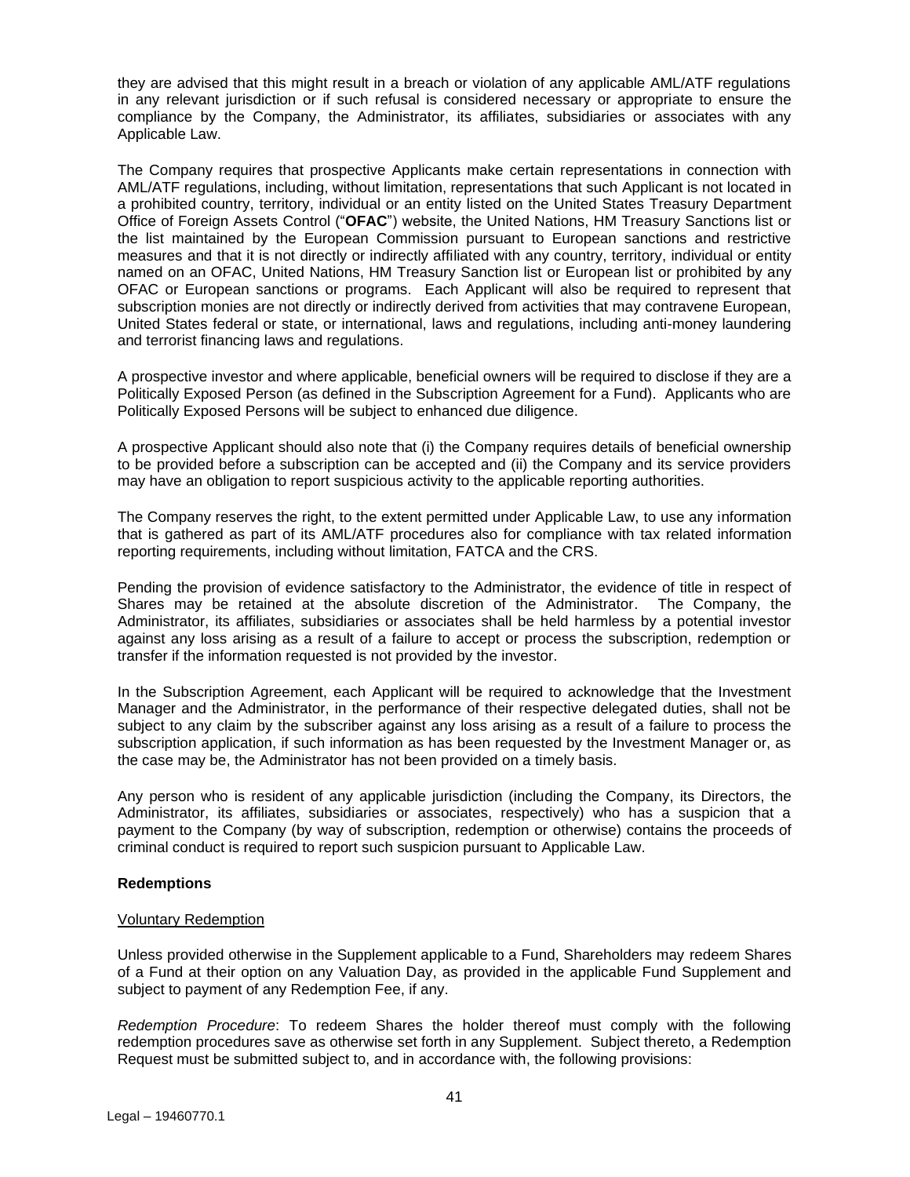they are advised that this might result in a breach or violation of any applicable AML/ATF regulations in any relevant jurisdiction or if such refusal is considered necessary or appropriate to ensure the compliance by the Company, the Administrator, its affiliates, subsidiaries or associates with any Applicable Law.

The Company requires that prospective Applicants make certain representations in connection with AML/ATF regulations, including, without limitation, representations that such Applicant is not located in a prohibited country, territory, individual or an entity listed on the United States Treasury Department Office of Foreign Assets Control ("**OFAC**") website, the United Nations, HM Treasury Sanctions list or the list maintained by the European Commission pursuant to European sanctions and restrictive measures and that it is not directly or indirectly affiliated with any country, territory, individual or entity named on an OFAC, United Nations, HM Treasury Sanction list or European list or prohibited by any OFAC or European sanctions or programs. Each Applicant will also be required to represent that subscription monies are not directly or indirectly derived from activities that may contravene European, United States federal or state, or international, laws and regulations, including anti-money laundering and terrorist financing laws and regulations.

A prospective investor and where applicable, beneficial owners will be required to disclose if they are a Politically Exposed Person (as defined in the Subscription Agreement for a Fund). Applicants who are Politically Exposed Persons will be subject to enhanced due diligence.

A prospective Applicant should also note that (i) the Company requires details of beneficial ownership to be provided before a subscription can be accepted and (ii) the Company and its service providers may have an obligation to report suspicious activity to the applicable reporting authorities.

The Company reserves the right, to the extent permitted under Applicable Law, to use any information that is gathered as part of its AML/ATF procedures also for compliance with tax related information reporting requirements, including without limitation, FATCA and the CRS.

Pending the provision of evidence satisfactory to the Administrator, the evidence of title in respect of Shares may be retained at the absolute discretion of the Administrator. The Company, the Administrator, its affiliates, subsidiaries or associates shall be held harmless by a potential investor against any loss arising as a result of a failure to accept or process the subscription, redemption or transfer if the information requested is not provided by the investor.

In the Subscription Agreement, each Applicant will be required to acknowledge that the Investment Manager and the Administrator, in the performance of their respective delegated duties, shall not be subject to any claim by the subscriber against any loss arising as a result of a failure to process the subscription application, if such information as has been requested by the Investment Manager or, as the case may be, the Administrator has not been provided on a timely basis.

Any person who is resident of any applicable jurisdiction (including the Company, its Directors, the Administrator, its affiliates, subsidiaries or associates, respectively) who has a suspicion that a payment to the Company (by way of subscription, redemption or otherwise) contains the proceeds of criminal conduct is required to report such suspicion pursuant to Applicable Law.

**Redemptions**

Voluntary Redemption

Unless provided otherwise in the Supplement applicable to a Fund, Shareholders may redeem Shares of a Fund at their option on any Valuation Day, as provided in the applicable Fund Supplement and subject to payment of any Redemption Fee, if any.

*Redemption Procedure*: To redeem Shares the holder thereof must comply with the following redemption procedures save as otherwise set forth in any Supplement. Subject thereto, a Redemption Request must be submitted subject to, and in accordance with, the following provisions: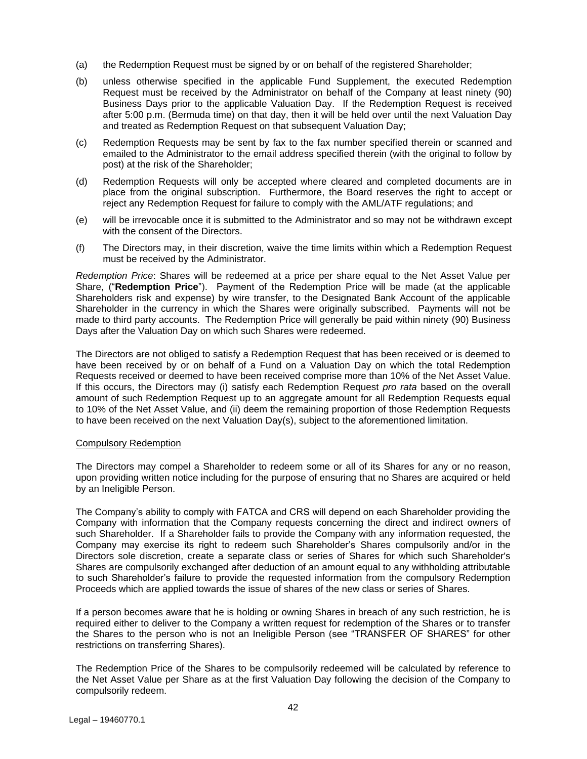(a) the Redemption Request must be signed by or on behalf of the registered Shareholder;

(b) unless otherwise specified in the applicable Fund Supplement, the executed Redemption Request must be received by the Administrator on behalf of the Company at least ninety (90) Business Days prior to the applicable Valuation Day. If the Redemption Request is received after 5:00 p.m. (Bermuda time) on that day, then it will be held over until the next Valuation Day and treated as Redemption Request on that subsequent Valuation Day;

(c) Redemption Requests may be sent by fax to the fax number specified therein or scanned and emailed to the Administrator to the email address specified therein (with the original to follow by post) at the risk of the Shareholder;

(d) Redemption Requests will only be accepted where cleared and completed documents are in place from the original subscription. Furthermore, the Board reserves the right to accept or reject any Redemption Request for failure to comply with the AML/ATF regulations; and

(e) will be irrevocable once it is submitted to the Administrator and so may not be withdrawn except with the consent of the Directors.

(f) The Directors may, in their discretion, waive the time limits within which a Redemption Request must be received by the Administrator.

*Redemption Price*: Shares will be redeemed at a price per share equal to the Net Asset Value per Share, ("**Redemption Price**"). Payment of the Redemption Price will be made (at the applicable Shareholders risk and expense) by wire transfer, to the Designated Bank Account of the applicable Shareholder in the currency in which the Shares were originally subscribed. Payments will not be made to third party accounts. The Redemption Price will generally be paid within ninety (90) Business Days after the Valuation Day on which such Shares were redeemed.

The Directors are not obliged to satisfy a Redemption Request that has been received or is deemed to have been received by or on behalf of a Fund on a Valuation Day on which the total Redemption Requests received or deemed to have been received comprise more than 10% of the Net Asset Value. If this occurs, the Directors may (i) satisfy each Redemption Request *pro rata* based on the overall amount of such Redemption Request up to an aggregate amount for all Redemption Requests equal to 10% of the Net Asset Value, and (ii) deem the remaining proportion of those Redemption Requests to have been received on the next Valuation Day(s), subject to the aforementioned limitation.

Compulsory Redemption

The Directors may compel a Shareholder to redeem some or all of its Shares for any or no reason, upon providing written notice including for the purpose of ensuring that no Shares are acquired or held by an Ineligible Person.

The Company's ability to comply with FATCA and CRS will depend on each Shareholder providing the Company with information that the Company requests concerning the direct and indirect owners of such Shareholder. If a Shareholder fails to provide the Company with any information requested, the Company may exercise its right to redeem such Shareholder's Shares compulsorily and/or in the Directors sole discretion, create a separate class or series of Shares for which such Shareholder's Shares are compulsorily exchanged after deduction of an amount equal to any withholding attributable to such Shareholder's failure to provide the requested information from the compulsory Redemption Proceeds which are applied towards the issue of shares of the new class or series of Shares.

If a person becomes aware that he is holding or owning Shares in breach of any such restriction, he is required either to deliver to the Company a written request for redemption of the Shares or to transfer the Shares to the person who is not an Ineligible Person (see "TRANSFER OF SHARES" for other restrictions on transferring Shares).

The Redemption Price of the Shares to be compulsorily redeemed will be calculated by reference to the Net Asset Value per Share as at the first Valuation Day following the decision of the Company to compulsorily redeem.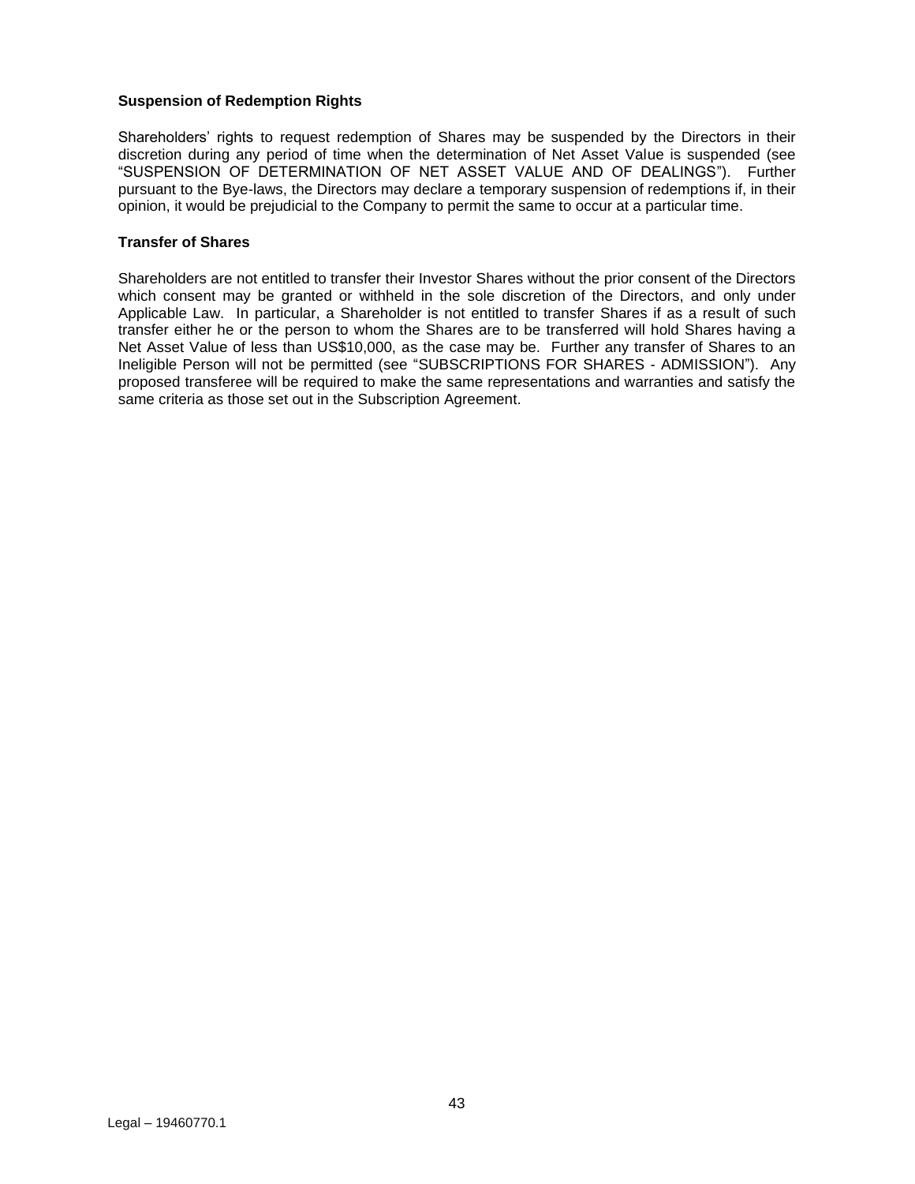**Suspension of Redemption Rights**

Shareholders' rights to request redemption of Shares may be suspended by the Directors in their discretion during any period of time when the determination of Net Asset Value is suspended (see "SUSPENSION OF DETERMINATION OF NET ASSET VALUE AND OF DEALINGS"). Further pursuant to the Bye-laws, the Directors may declare a temporary suspension of redemptions if, in their opinion, it would be prejudicial to the Company to permit the same to occur at a particular time.

**Transfer of Shares**

Shareholders are not entitled to transfer their Investor Shares without the prior consent of the Directors which consent may be granted or withheld in the sole discretion of the Directors, and only under Applicable Law. In particular, a Shareholder is not entitled to transfer Shares if as a result of such transfer either he or the person to whom the Shares are to be transferred will hold Shares having a Net Asset Value of less than US$10,000, as the case may be. Further any transfer of Shares to an Ineligible Person will not be permitted (see "SUBSCRIPTIONS FOR SHARES - ADMISSION"). Any proposed transferee will be required to make the same representations and warranties and satisfy the same criteria as those set out in the Subscription Agreement.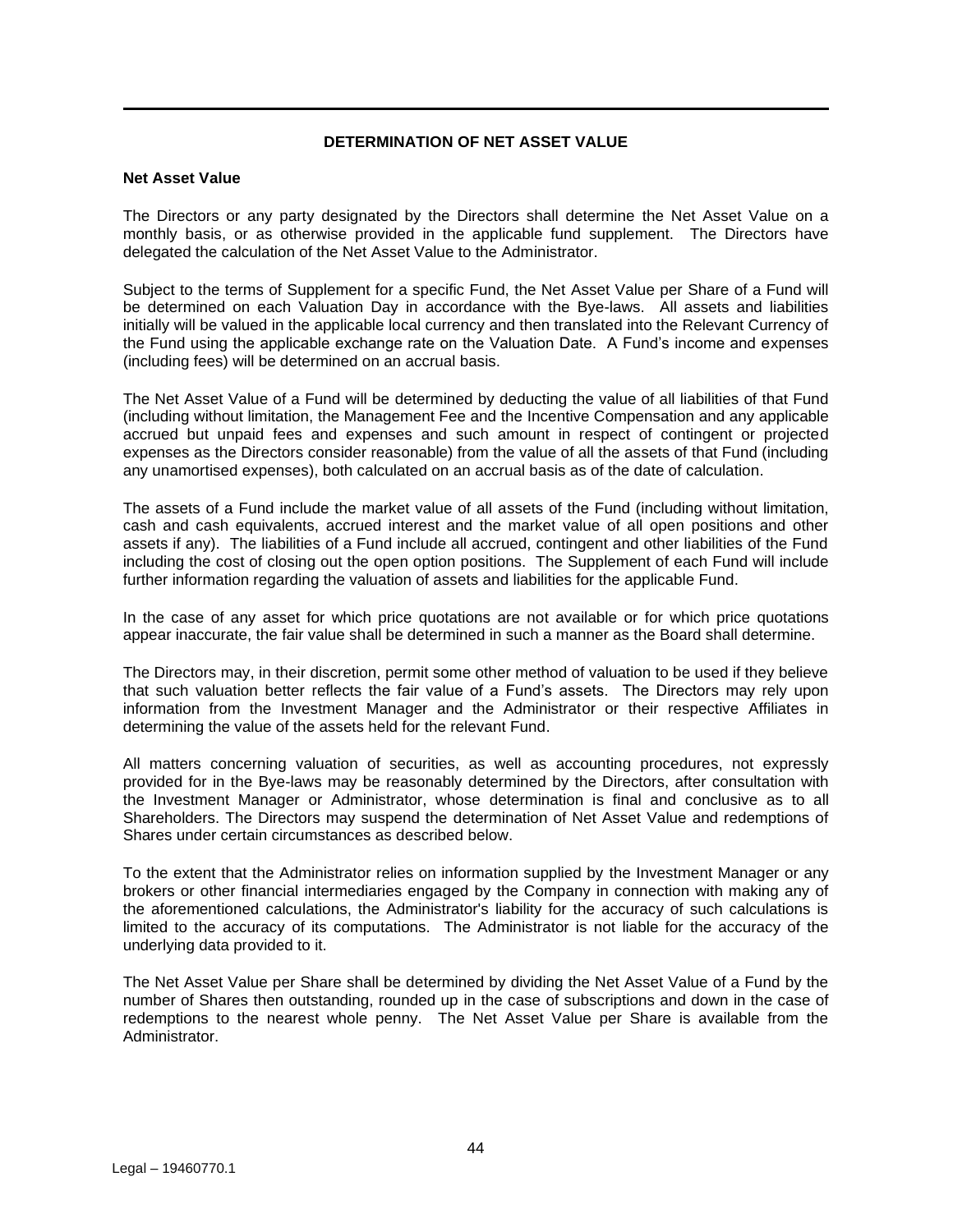## DETERMINATION OF NET ASSET VALUE

**Net Asset Value**

The Directors or any party designated by the Directors shall determine the Net Asset Value on a monthly basis, or as otherwise provided in the applicable fund supplement. The Directors have delegated the calculation of the Net Asset Value to the Administrator.

Subject to the terms of Supplement for a specific Fund, the Net Asset Value per Share of a Fund will be determined on each Valuation Day in accordance with the Bye-laws. All assets and liabilities initially will be valued in the applicable local currency and then translated into the Relevant Currency of the Fund using the applicable exchange rate on the Valuation Date. A Fund's income and expenses (including fees) will be determined on an accrual basis.

The Net Asset Value of a Fund will be determined by deducting the value of all liabilities of that Fund (including without limitation, the Management Fee and the Incentive Compensation and any applicable accrued but unpaid fees and expenses and such amount in respect of contingent or projected expenses as the Directors consider reasonable) from the value of all the assets of that Fund (including any unamortised expenses), both calculated on an accrual basis as of the date of calculation.

The assets of a Fund include the market value of all assets of the Fund (including without limitation, cash and cash equivalents, accrued interest and the market value of all open positions and other assets if any). The liabilities of a Fund include all accrued, contingent and other liabilities of the Fund including the cost of closing out the open option positions. The Supplement of each Fund will include further information regarding the valuation of assets and liabilities for the applicable Fund.

In the case of any asset for which price quotations are not available or for which price quotations appear inaccurate, the fair value shall be determined in such a manner as the Board shall determine.

The Directors may, in their discretion, permit some other method of valuation to be used if they believe that such valuation better reflects the fair value of a Fund's assets. The Directors may rely upon information from the Investment Manager and the Administrator or their respective Affiliates in determining the value of the assets held for the relevant Fund.

All matters concerning valuation of securities, as well as accounting procedures, not expressly provided for in the Bye-laws may be reasonably determined by the Directors, after consultation with the Investment Manager or Administrator, whose determination is final and conclusive as to all Shareholders. The Directors may suspend the determination of Net Asset Value and redemptions of Shares under certain circumstances as described below.

To the extent that the Administrator relies on information supplied by the Investment Manager or any brokers or other financial intermediaries engaged by the Company in connection with making any of the aforementioned calculations, the Administrator's liability for the accuracy of such calculations is limited to the accuracy of its computations. The Administrator is not liable for the accuracy of the underlying data provided to it.

The Net Asset Value per Share shall be determined by dividing the Net Asset Value of a Fund by the number of Shares then outstanding, rounded up in the case of subscriptions and down in the case of redemptions to the nearest whole penny. The Net Asset Value per Share is available from the Administrator.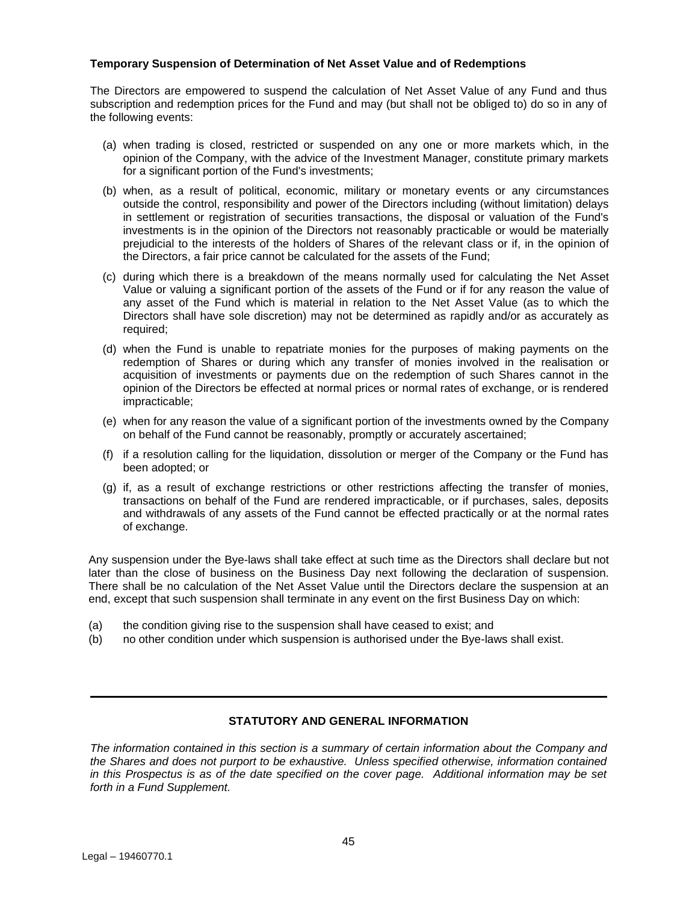**Temporary Suspension of Determination of Net Asset Value and of Redemptions**

The Directors are empowered to suspend the calculation of Net Asset Value of any Fund and thus subscription and redemption prices for the Fund and may (but shall not be obliged to) do so in any of the following events:

(a) when trading is closed, restricted or suspended on any one or more markets which, in the opinion of the Company, with the advice of the Investment Manager, constitute primary markets for a significant portion of the Fund's investments;

(b) when, as a result of political, economic, military or monetary events or any circumstances outside the control, responsibility and power of the Directors including (without limitation) delays in settlement or registration of securities transactions, the disposal or valuation of the Fund's investments is in the opinion of the Directors not reasonably practicable or would be materially prejudicial to the interests of the holders of Shares of the relevant class or if, in the opinion of the Directors, a fair price cannot be calculated for the assets of the Fund;

(c) during which there is a breakdown of the means normally used for calculating the Net Asset Value or valuing a significant portion of the assets of the Fund or if for any reason the value of any asset of the Fund which is material in relation to the Net Asset Value (as to which the Directors shall have sole discretion) may not be determined as rapidly and/or as accurately as required;

(d) when the Fund is unable to repatriate monies for the purposes of making payments on the redemption of Shares or during which any transfer of monies involved in the realisation or acquisition of investments or payments due on the redemption of such Shares cannot in the opinion of the Directors be effected at normal prices or normal rates of exchange, or is rendered impracticable;

(e) when for any reason the value of a significant portion of the investments owned by the Company on behalf of the Fund cannot be reasonably, promptly or accurately ascertained;

(f) if a resolution calling for the liquidation, dissolution or merger of the Company or the Fund has been adopted; or

(g) if, as a result of exchange restrictions or other restrictions affecting the transfer of monies, transactions on behalf of the Fund are rendered impracticable, or if purchases, sales, deposits and withdrawals of any assets of the Fund cannot be effected practically or at the normal rates of exchange.

Any suspension under the Bye-laws shall take effect at such time as the Directors shall declare but not later than the close of business on the Business Day next following the declaration of suspension. There shall be no calculation of the Net Asset Value until the Directors declare the suspension at an end, except that such suspension shall terminate in any event on the first Business Day on which:

(a) the condition giving rise to the suspension shall have ceased to exist; and
(b) no other condition under which suspension is authorised under the Bye-laws shall exist.

---

## STATUTORY AND GENERAL INFORMATION

*The information contained in this section is a summary of certain information about the Company and the Shares and does not purport to be exhaustive. Unless specified otherwise, information contained in this Prospectus is as of the date specified on the cover page. Additional information may be set forth in a Fund Supplement.*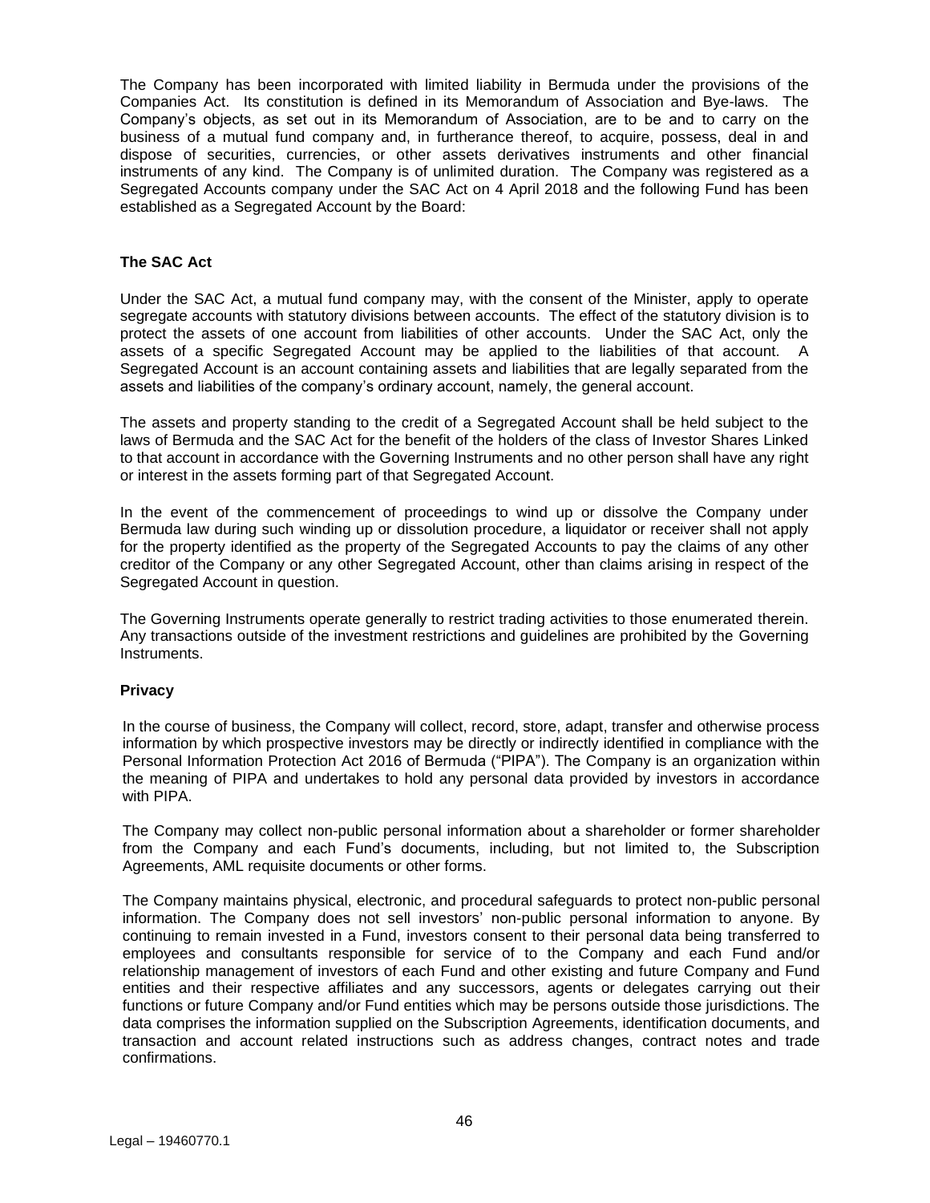The Company has been incorporated with limited liability in Bermuda under the provisions of the Companies Act. Its constitution is defined in its Memorandum of Association and Bye-laws. The Company's objects, as set out in its Memorandum of Association, are to be and to carry on the business of a mutual fund company and, in furtherance thereof, to acquire, possess, deal in and dispose of securities, currencies, or other assets derivatives instruments and other financial instruments of any kind. The Company is of unlimited duration. The Company was registered as a Segregated Accounts company under the SAC Act on 4 April 2018 and the following Fund has been established as a Segregated Account by the Board:

**The SAC Act**

Under the SAC Act, a mutual fund company may, with the consent of the Minister, apply to operate segregate accounts with statutory divisions between accounts. The effect of the statutory division is to protect the assets of one account from liabilities of other accounts. Under the SAC Act, only the assets of a specific Segregated Account may be applied to the liabilities of that account. A Segregated Account is an account containing assets and liabilities that are legally separated from the assets and liabilities of the company's ordinary account, namely, the general account.

The assets and property standing to the credit of a Segregated Account shall be held subject to the laws of Bermuda and the SAC Act for the benefit of the holders of the class of Investor Shares Linked to that account in accordance with the Governing Instruments and no other person shall have any right or interest in the assets forming part of that Segregated Account.

In the event of the commencement of proceedings to wind up or dissolve the Company under Bermuda law during such winding up or dissolution procedure, a liquidator or receiver shall not apply for the property identified as the property of the Segregated Accounts to pay the claims of any other creditor of the Company or any other Segregated Account, other than claims arising in respect of the Segregated Account in question.

The Governing Instruments operate generally to restrict trading activities to those enumerated therein. Any transactions outside of the investment restrictions and guidelines are prohibited by the Governing Instruments.

**Privacy**

In the course of business, the Company will collect, record, store, adapt, transfer and otherwise process information by which prospective investors may be directly or indirectly identified in compliance with the Personal Information Protection Act 2016 of Bermuda ("PIPA"). The Company is an organization within the meaning of PIPA and undertakes to hold any personal data provided by investors in accordance with PIPA.

The Company may collect non-public personal information about a shareholder or former shareholder from the Company and each Fund's documents, including, but not limited to, the Subscription Agreements, AML requisite documents or other forms.

The Company maintains physical, electronic, and procedural safeguards to protect non-public personal information. The Company does not sell investors' non-public personal information to anyone. By continuing to remain invested in a Fund, investors consent to their personal data being transferred to employees and consultants responsible for service of to the Company and each Fund and/or relationship management of investors of each Fund and other existing and future Company and Fund entities and their respective affiliates and any successors, agents or delegates carrying out their functions or future Company and/or Fund entities which may be persons outside those jurisdictions. The data comprises the information supplied on the Subscription Agreements, identification documents, and transaction and account related instructions such as address changes, contract notes and trade confirmations.

Legal – 19460770.1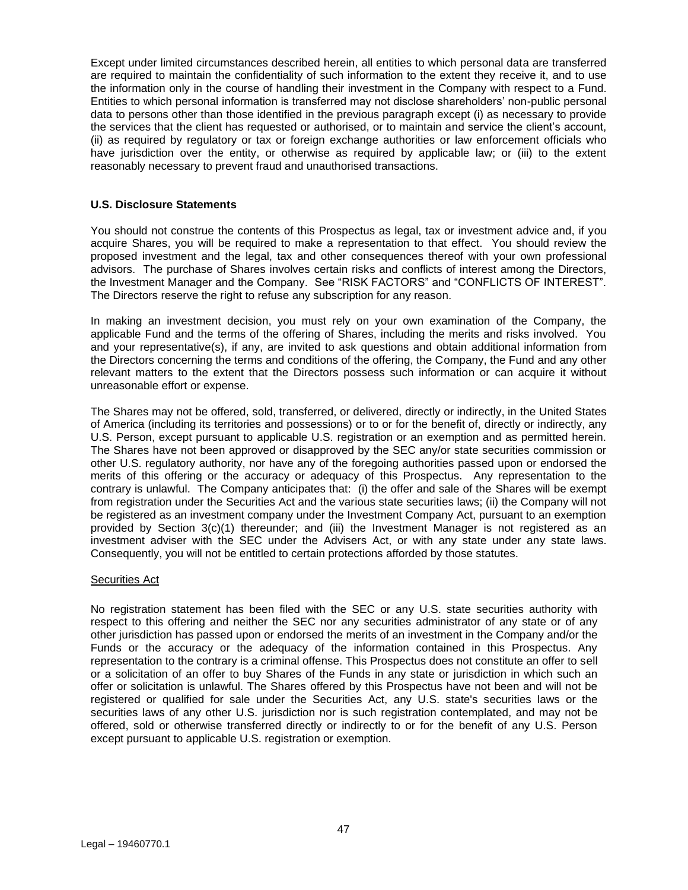Except under limited circumstances described herein, all entities to which personal data are transferred are required to maintain the confidentiality of such information to the extent they receive it, and to use the information only in the course of handling their investment in the Company with respect to a Fund. Entities to which personal information is transferred may not disclose shareholders' non-public personal data to persons other than those identified in the previous paragraph except (i) as necessary to provide the services that the client has requested or authorised, or to maintain and service the client's account, (ii) as required by regulatory or tax or foreign exchange authorities or law enforcement officials who have jurisdiction over the entity, or otherwise as required by applicable law; or (iii) to the extent reasonably necessary to prevent fraud and unauthorised transactions.

**U.S. Disclosure Statements**

You should not construe the contents of this Prospectus as legal, tax or investment advice and, if you acquire Shares, you will be required to make a representation to that effect. You should review the proposed investment and the legal, tax and other consequences thereof with your own professional advisors. The purchase of Shares involves certain risks and conflicts of interest among the Directors, the Investment Manager and the Company. See "RISK FACTORS" and "CONFLICTS OF INTEREST". The Directors reserve the right to refuse any subscription for any reason.

In making an investment decision, you must rely on your own examination of the Company, the applicable Fund and the terms of the offering of Shares, including the merits and risks involved. You and your representative(s), if any, are invited to ask questions and obtain additional information from the Directors concerning the terms and conditions of the offering, the Company, the Fund and any other relevant matters to the extent that the Directors possess such information or can acquire it without unreasonable effort or expense.

The Shares may not be offered, sold, transferred, or delivered, directly or indirectly, in the United States of America (including its territories and possessions) or to or for the benefit of, directly or indirectly, any U.S. Person, except pursuant to applicable U.S. registration or an exemption and as permitted herein. The Shares have not been approved or disapproved by the SEC any/or state securities commission or other U.S. regulatory authority, nor have any of the foregoing authorities passed upon or endorsed the merits of this offering or the accuracy or adequacy of this Prospectus. Any representation to the contrary is unlawful. The Company anticipates that: (i) the offer and sale of the Shares will be exempt from registration under the Securities Act and the various state securities laws; (ii) the Company will not be registered as an investment company under the Investment Company Act, pursuant to an exemption provided by Section 3(c)(1) thereunder; and (iii) the Investment Manager is not registered as an investment adviser with the SEC under the Advisers Act, or with any state under any state laws. Consequently, you will not be entitled to certain protections afforded by those statutes.

Securities Act

No registration statement has been filed with the SEC or any U.S. state securities authority with respect to this offering and neither the SEC nor any securities administrator of any state or of any other jurisdiction has passed upon or endorsed the merits of an investment in the Company and/or the Funds or the accuracy or the adequacy of the information contained in this Prospectus. Any representation to the contrary is a criminal offense. This Prospectus does not constitute an offer to sell or a solicitation of an offer to buy Shares of the Funds in any state or jurisdiction in which such an offer or solicitation is unlawful. The Shares offered by this Prospectus have not been and will not be registered or qualified for sale under the Securities Act, any U.S. state's securities laws or the securities laws of any other U.S. jurisdiction nor is such registration contemplated, and may not be offered, sold or otherwise transferred directly or indirectly to or for the benefit of any U.S. Person except pursuant to applicable U.S. registration or exemption.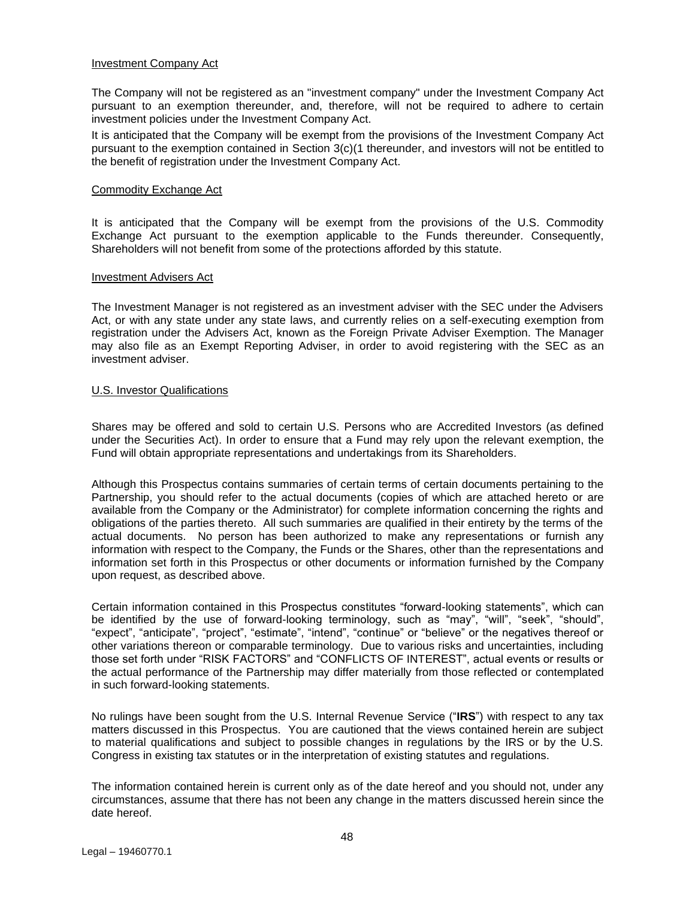Investment Company Act

The Company will not be registered as an "investment company" under the Investment Company Act pursuant to an exemption thereunder, and, therefore, will not be required to adhere to certain investment policies under the Investment Company Act.

It is anticipated that the Company will be exempt from the provisions of the Investment Company Act pursuant to the exemption contained in Section 3(c)(1 thereunder, and investors will not be entitled to the benefit of registration under the Investment Company Act.

Commodity Exchange Act

It is anticipated that the Company will be exempt from the provisions of the U.S. Commodity Exchange Act pursuant to the exemption applicable to the Funds thereunder. Consequently, Shareholders will not benefit from some of the protections afforded by this statute.

Investment Advisers Act

The Investment Manager is not registered as an investment adviser with the SEC under the Advisers Act, or with any state under any state laws, and currently relies on a self-executing exemption from registration under the Advisers Act, known as the Foreign Private Adviser Exemption. The Manager may also file as an Exempt Reporting Adviser, in order to avoid registering with the SEC as an investment adviser.

U.S. Investor Qualifications

Shares may be offered and sold to certain U.S. Persons who are Accredited Investors (as defined under the Securities Act). In order to ensure that a Fund may rely upon the relevant exemption, the Fund will obtain appropriate representations and undertakings from its Shareholders.

Although this Prospectus contains summaries of certain terms of certain documents pertaining to the Partnership, you should refer to the actual documents (copies of which are attached hereto or are available from the Company or the Administrator) for complete information concerning the rights and obligations of the parties thereto. All such summaries are qualified in their entirety by the terms of the actual documents. No person has been authorized to make any representations or furnish any information with respect to the Company, the Funds or the Shares, other than the representations and information set forth in this Prospectus or other documents or information furnished by the Company upon request, as described above.

Certain information contained in this Prospectus constitutes "forward-looking statements", which can be identified by the use of forward-looking terminology, such as "may", "will", "seek", "should", "expect", "anticipate", "project", "estimate", "intend", "continue" or "believe" or the negatives thereof or other variations thereon or comparable terminology. Due to various risks and uncertainties, including those set forth under "RISK FACTORS" and "CONFLICTS OF INTEREST", actual events or results or the actual performance of the Partnership may differ materially from those reflected or contemplated in such forward-looking statements.

No rulings have been sought from the U.S. Internal Revenue Service ("**IRS**") with respect to any tax matters discussed in this Prospectus. You are cautioned that the views contained herein are subject to material qualifications and subject to possible changes in regulations by the IRS or by the U.S. Congress in existing tax statutes or in the interpretation of existing statutes and regulations.

The information contained herein is current only as of the date hereof and you should not, under any circumstances, assume that there has not been any change in the matters discussed herein since the date hereof.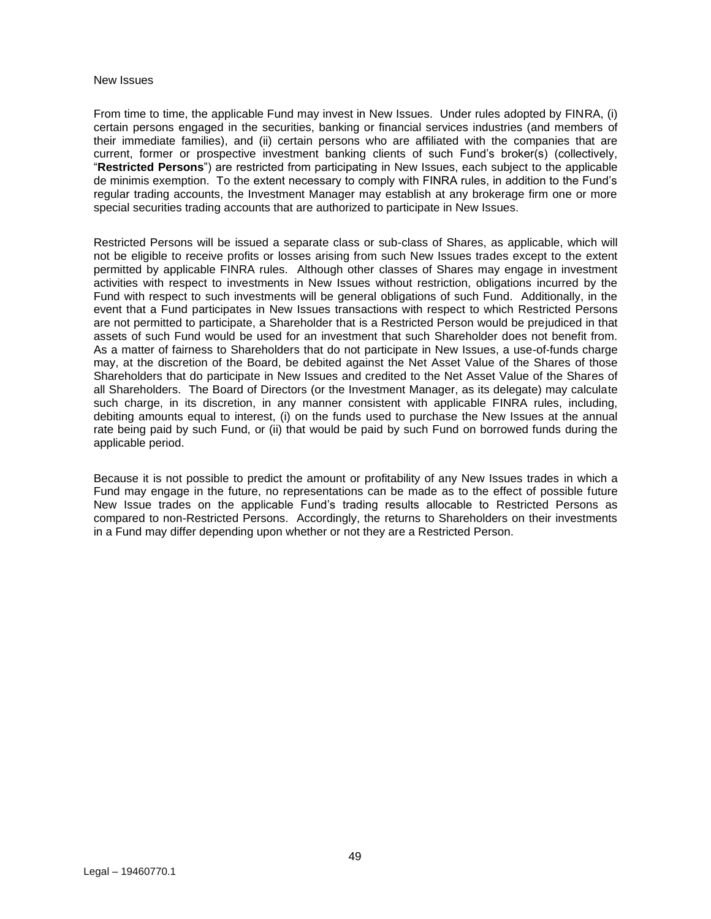New Issues

From time to time, the applicable Fund may invest in New Issues. Under rules adopted by FINRA, (i) certain persons engaged in the securities, banking or financial services industries (and members of their immediate families), and (ii) certain persons who are affiliated with the companies that are current, former or prospective investment banking clients of such Fund's broker(s) (collectively, "**Restricted Persons**") are restricted from participating in New Issues, each subject to the applicable de minimis exemption. To the extent necessary to comply with FINRA rules, in addition to the Fund's regular trading accounts, the Investment Manager may establish at any brokerage firm one or more special securities trading accounts that are authorized to participate in New Issues.

Restricted Persons will be issued a separate class or sub-class of Shares, as applicable, which will not be eligible to receive profits or losses arising from such New Issues trades except to the extent permitted by applicable FINRA rules. Although other classes of Shares may engage in investment activities with respect to investments in New Issues without restriction, obligations incurred by the Fund with respect to such investments will be general obligations of such Fund. Additionally, in the event that a Fund participates in New Issues transactions with respect to which Restricted Persons are not permitted to participate, a Shareholder that is a Restricted Person would be prejudiced in that assets of such Fund would be used for an investment that such Shareholder does not benefit from. As a matter of fairness to Shareholders that do not participate in New Issues, a use-of-funds charge may, at the discretion of the Board, be debited against the Net Asset Value of the Shares of those Shareholders that do participate in New Issues and credited to the Net Asset Value of the Shares of all Shareholders. The Board of Directors (or the Investment Manager, as its delegate) may calculate such charge, in its discretion, in any manner consistent with applicable FINRA rules, including, debiting amounts equal to interest, (i) on the funds used to purchase the New Issues at the annual rate being paid by such Fund, or (ii) that would be paid by such Fund on borrowed funds during the applicable period.

Because it is not possible to predict the amount or profitability of any New Issues trades in which a Fund may engage in the future, no representations can be made as to the effect of possible future New Issue trades on the applicable Fund's trading results allocable to Restricted Persons as compared to non-Restricted Persons. Accordingly, the returns to Shareholders on their investments in a Fund may differ depending upon whether or not they are a Restricted Person.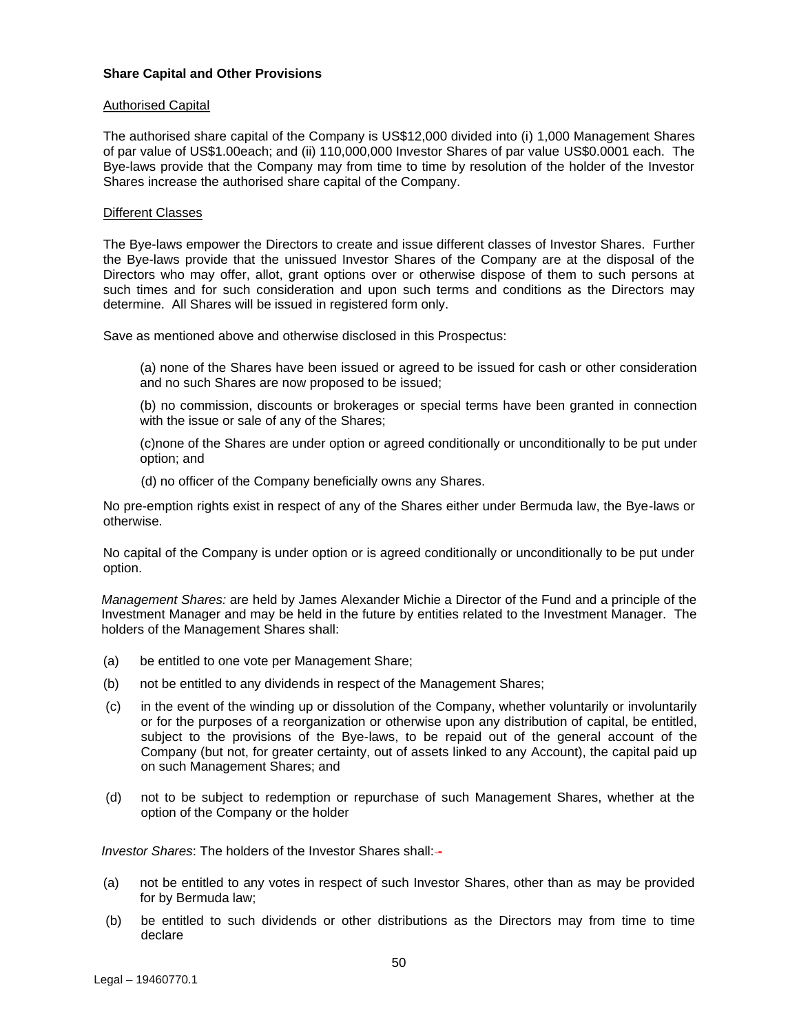**Share Capital and Other Provisions**

Authorised Capital

The authorised share capital of the Company is US$12,000 divided into (i) 1,000 Management Shares of par value of US$1.00each; and (ii) 110,000,000 Investor Shares of par value US$0.0001 each. The Bye-laws provide that the Company may from time to time by resolution of the holder of the Investor Shares increase the authorised share capital of the Company.

Different Classes

The Bye-laws empower the Directors to create and issue different classes of Investor Shares. Further the Bye-laws provide that the unissued Investor Shares of the Company are at the disposal of the Directors who may offer, allot, grant options over or otherwise dispose of them to such persons at such times and for such consideration and upon such terms and conditions as the Directors may determine. All Shares will be issued in registered form only.

Save as mentioned above and otherwise disclosed in this Prospectus:

(a) none of the Shares have been issued or agreed to be issued for cash or other consideration and no such Shares are now proposed to be issued;

(b) no commission, discounts or brokerages or special terms have been granted in connection with the issue or sale of any of the Shares;

(c)none of the Shares are under option or agreed conditionally or unconditionally to be put under option; and

(d) no officer of the Company beneficially owns any Shares.

No pre-emption rights exist in respect of any of the Shares either under Bermuda law, the Bye-laws or otherwise.

No capital of the Company is under option or is agreed conditionally or unconditionally to be put under option.

*Management Shares:* are held by James Alexander Michie a Director of the Fund and a principle of the Investment Manager and may be held in the future by entities related to the Investment Manager. The holders of the Management Shares shall:

(a) be entitled to one vote per Management Share;

(b) not be entitled to any dividends in respect of the Management Shares;

(c) in the event of the winding up or dissolution of the Company, whether voluntarily or involuntarily or for the purposes of a reorganization or otherwise upon any distribution of capital, be entitled, subject to the provisions of the Bye-laws, to be repaid out of the general account of the Company (but not, for greater certainty, out of assets linked to any Account), the capital paid up on such Management Shares; and

(d) not to be subject to redemption or repurchase of such Management Shares, whether at the option of the Company or the holder

*Investor Shares*: The holders of the Investor Shares shall:

(a) not be entitled to any votes in respect of such Investor Shares, other than as may be provided for by Bermuda law;

(b) be entitled to such dividends or other distributions as the Directors may from time to time declare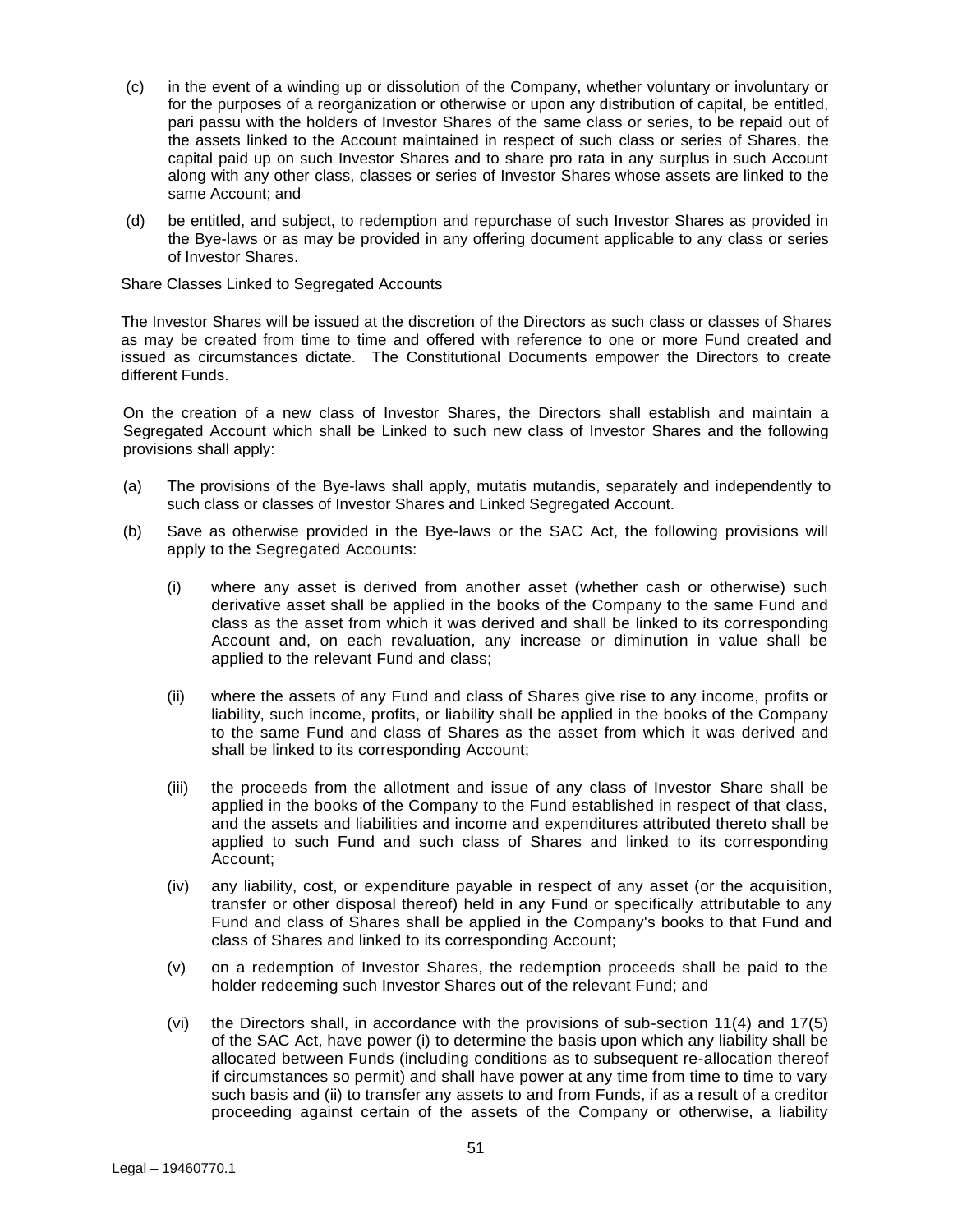(c) in the event of a winding up or dissolution of the Company, whether voluntary or involuntary or for the purposes of a reorganization or otherwise or upon any distribution of capital, be entitled, pari passu with the holders of Investor Shares of the same class or series, to be repaid out of the assets linked to the Account maintained in respect of such class or series of Shares, the capital paid up on such Investor Shares and to share pro rata in any surplus in such Account along with any other class, classes or series of Investor Shares whose assets are linked to the same Account; and

(d) be entitled, and subject, to redemption and repurchase of such Investor Shares as provided in the Bye-laws or as may be provided in any offering document applicable to any class or series of Investor Shares.

Share Classes Linked to Segregated Accounts

The Investor Shares will be issued at the discretion of the Directors as such class or classes of Shares as may be created from time to time and offered with reference to one or more Fund created and issued as circumstances dictate. The Constitutional Documents empower the Directors to create different Funds.

On the creation of a new class of Investor Shares, the Directors shall establish and maintain a Segregated Account which shall be Linked to such new class of Investor Shares and the following provisions shall apply:

(a) The provisions of the Bye-laws shall apply, mutatis mutandis, separately and independently to such class or classes of Investor Shares and Linked Segregated Account.

(b) Save as otherwise provided in the Bye-laws or the SAC Act, the following provisions will apply to the Segregated Accounts:

 (i) where any asset is derived from another asset (whether cash or otherwise) such derivative asset shall be applied in the books of the Company to the same Fund and class as the asset from which it was derived and shall be linked to its corresponding Account and, on each revaluation, any increase or diminution in value shall be applied to the relevant Fund and class;

 (ii) where the assets of any Fund and class of Shares give rise to any income, profits or liability, such income, profits, or liability shall be applied in the books of the Company to the same Fund and class of Shares as the asset from which it was derived and shall be linked to its corresponding Account;

 (iii) the proceeds from the allotment and issue of any class of Investor Share shall be applied in the books of the Company to the Fund established in respect of that class, and the assets and liabilities and income and expenditures attributed thereto shall be applied to such Fund and such class of Shares and linked to its corresponding Account;

 (iv) any liability, cost, or expenditure payable in respect of any asset (or the acquisition, transfer or other disposal thereof) held in any Fund or specifically attributable to any Fund and class of Shares shall be applied in the Company's books to that Fund and class of Shares and linked to its corresponding Account;

 (v) on a redemption of Investor Shares, the redemption proceeds shall be paid to the holder redeeming such Investor Shares out of the relevant Fund; and

 (vi) the Directors shall, in accordance with the provisions of sub-section 11(4) and 17(5) of the SAC Act, have power (i) to determine the basis upon which any liability shall be allocated between Funds (including conditions as to subsequent re-allocation thereof if circumstances so permit) and shall have power at any time from time to time to vary such basis and (ii) to transfer any assets to and from Funds, if as a result of a creditor proceeding against certain of the assets of the Company or otherwise, a liability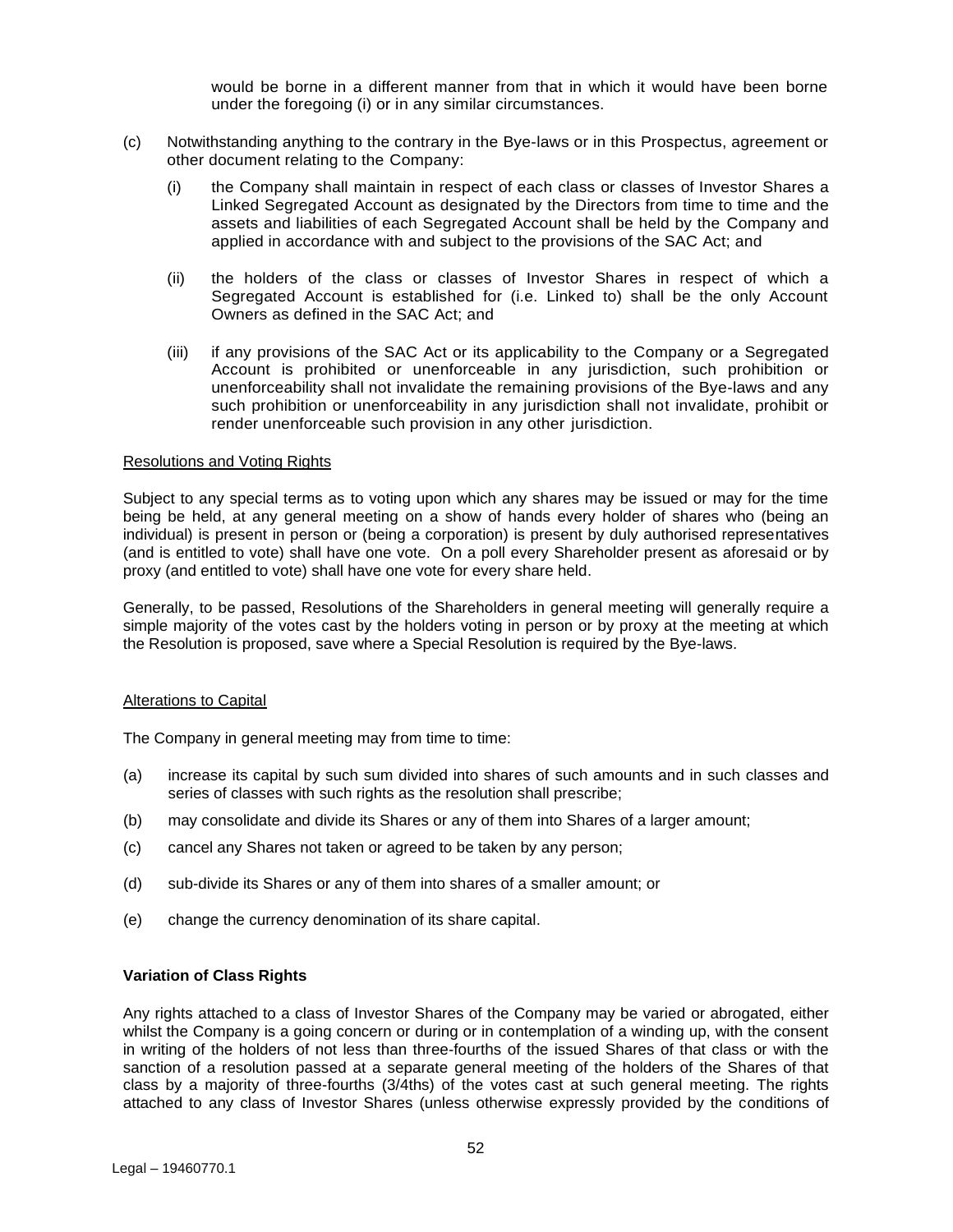would be borne in a different manner from that in which it would have been borne under the foregoing (i) or in any similar circumstances.

(c) Notwithstanding anything to the contrary in the Bye-laws or in this Prospectus, agreement or other document relating to the Company:

 (i) the Company shall maintain in respect of each class or classes of Investor Shares a Linked Segregated Account as designated by the Directors from time to time and the assets and liabilities of each Segregated Account shall be held by the Company and applied in accordance with and subject to the provisions of the SAC Act; and

 (ii) the holders of the class or classes of Investor Shares in respect of which a Segregated Account is established for (i.e. Linked to) shall be the only Account Owners as defined in the SAC Act; and

 (iii) if any provisions of the SAC Act or its applicability to the Company or a Segregated Account is prohibited or unenforceable in any jurisdiction, such prohibition or unenforceability shall not invalidate the remaining provisions of the Bye-laws and any such prohibition or unenforceability in any jurisdiction shall not invalidate, prohibit or render unenforceable such provision in any other jurisdiction.

Resolutions and Voting Rights

Subject to any special terms as to voting upon which any shares may be issued or may for the time being be held, at any general meeting on a show of hands every holder of shares who (being an individual) is present in person or (being a corporation) is present by duly authorised representatives (and is entitled to vote) shall have one vote. On a poll every Shareholder present as aforesaid or by proxy (and entitled to vote) shall have one vote for every share held.

Generally, to be passed, Resolutions of the Shareholders in general meeting will generally require a simple majority of the votes cast by the holders voting in person or by proxy at the meeting at which the Resolution is proposed, save where a Special Resolution is required by the Bye-laws.

Alterations to Capital

The Company in general meeting may from time to time:

(a) increase its capital by such sum divided into shares of such amounts and in such classes and series of classes with such rights as the resolution shall prescribe;

(b) may consolidate and divide its Shares or any of them into Shares of a larger amount;

(c) cancel any Shares not taken or agreed to be taken by any person;

(d) sub-divide its Shares or any of them into shares of a smaller amount; or

(e) change the currency denomination of its share capital.

**Variation of Class Rights**

Any rights attached to a class of Investor Shares of the Company may be varied or abrogated, either whilst the Company is a going concern or during or in contemplation of a winding up, with the consent in writing of the holders of not less than three-fourths of the issued Shares of that class or with the sanction of a resolution passed at a separate general meeting of the holders of the Shares of that class by a majority of three-fourths (3/4ths) of the votes cast at such general meeting. The rights attached to any class of Investor Shares (unless otherwise expressly provided by the conditions of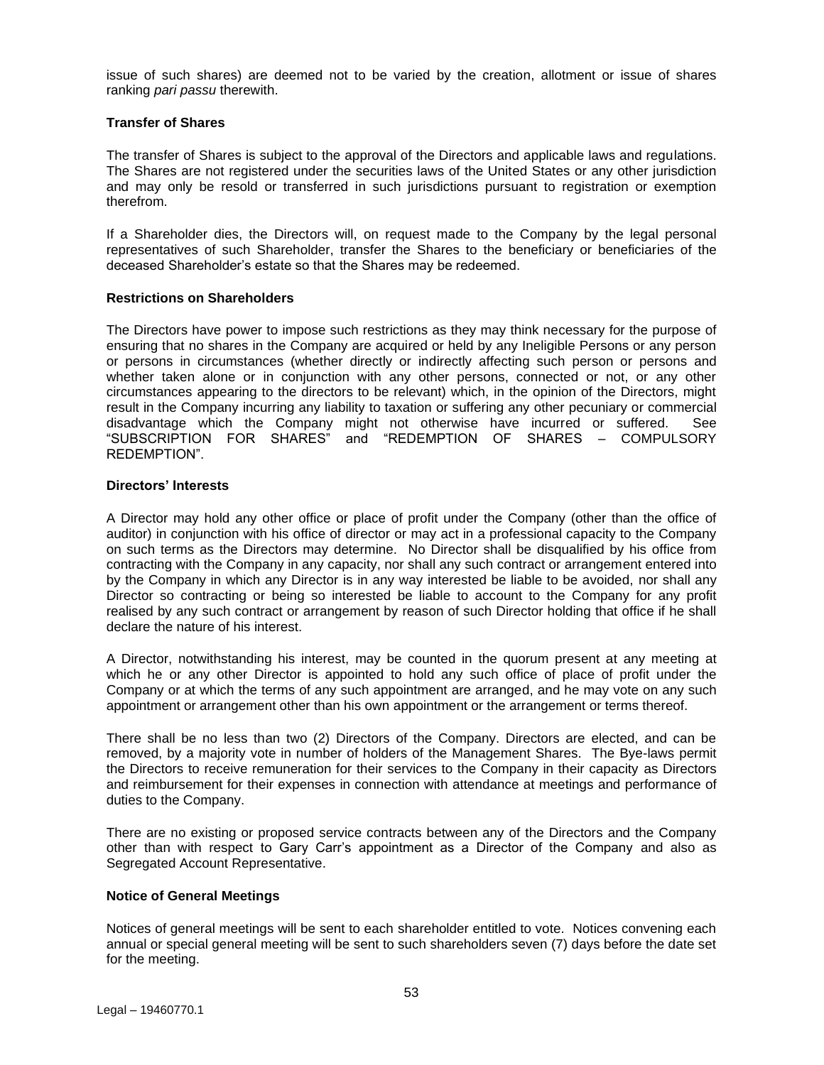issue of such shares) are deemed not to be varied by the creation, allotment or issue of shares ranking *pari passu* therewith.

**Transfer of Shares**

The transfer of Shares is subject to the approval of the Directors and applicable laws and regulations. The Shares are not registered under the securities laws of the United States or any other jurisdiction and may only be resold or transferred in such jurisdictions pursuant to registration or exemption therefrom.

If a Shareholder dies, the Directors will, on request made to the Company by the legal personal representatives of such Shareholder, transfer the Shares to the beneficiary or beneficiaries of the deceased Shareholder's estate so that the Shares may be redeemed.

**Restrictions on Shareholders**

The Directors have power to impose such restrictions as they may think necessary for the purpose of ensuring that no shares in the Company are acquired or held by any Ineligible Persons or any person or persons in circumstances (whether directly or indirectly affecting such person or persons and whether taken alone or in conjunction with any other persons, connected or not, or any other circumstances appearing to the directors to be relevant) which, in the opinion of the Directors, might result in the Company incurring any liability to taxation or suffering any other pecuniary or commercial disadvantage which the Company might not otherwise have incurred or suffered. See "SUBSCRIPTION FOR SHARES" and "REDEMPTION OF SHARES – COMPULSORY REDEMPTION".

**Directors' Interests**

A Director may hold any other office or place of profit under the Company (other than the office of auditor) in conjunction with his office of director or may act in a professional capacity to the Company on such terms as the Directors may determine. No Director shall be disqualified by his office from contracting with the Company in any capacity, nor shall any such contract or arrangement entered into by the Company in which any Director is in any way interested be liable to be avoided, nor shall any Director so contracting or being so interested be liable to account to the Company for any profit realised by any such contract or arrangement by reason of such Director holding that office if he shall declare the nature of his interest.

A Director, notwithstanding his interest, may be counted in the quorum present at any meeting at which he or any other Director is appointed to hold any such office of place of profit under the Company or at which the terms of any such appointment are arranged, and he may vote on any such appointment or arrangement other than his own appointment or the arrangement or terms thereof.

There shall be no less than two (2) Directors of the Company. Directors are elected, and can be removed, by a majority vote in number of holders of the Management Shares. The Bye-laws permit the Directors to receive remuneration for their services to the Company in their capacity as Directors and reimbursement for their expenses in connection with attendance at meetings and performance of duties to the Company.

There are no existing or proposed service contracts between any of the Directors and the Company other than with respect to Gary Carr's appointment as a Director of the Company and also as Segregated Account Representative.

**Notice of General Meetings**

Notices of general meetings will be sent to each shareholder entitled to vote. Notices convening each annual or special general meeting will be sent to such shareholders seven (7) days before the date set for the meeting.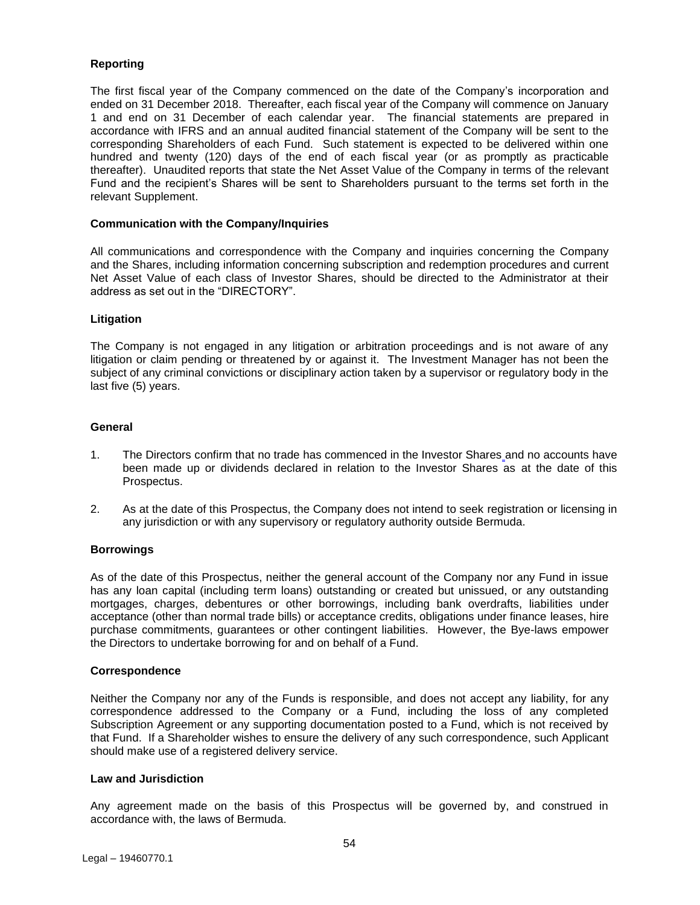### Reporting

The first fiscal year of the Company commenced on the date of the Company's incorporation and ended on 31 December 2018. Thereafter, each fiscal year of the Company will commence on January 1 and end on 31 December of each calendar year. The financial statements are prepared in accordance with IFRS and an annual audited financial statement of the Company will be sent to the corresponding Shareholders of each Fund. Such statement is expected to be delivered within one hundred and twenty (120) days of the end of each fiscal year (or as promptly as practicable thereafter). Unaudited reports that state the Net Asset Value of the Company in terms of the relevant Fund and the recipient's Shares will be sent to Shareholders pursuant to the terms set forth in the relevant Supplement.

### Communication with the Company/Inquiries

All communications and correspondence with the Company and inquiries concerning the Company and the Shares, including information concerning subscription and redemption procedures and current Net Asset Value of each class of Investor Shares, should be directed to the Administrator at their address as set out in the "DIRECTORY".

### Litigation

The Company is not engaged in any litigation or arbitration proceedings and is not aware of any litigation or claim pending or threatened by or against it. The Investment Manager has not been the subject of any criminal convictions or disciplinary action taken by a supervisor or regulatory body in the last five (5) years.

### General

1. The Directors confirm that no trade has commenced in the Investor Shares and no accounts have been made up or dividends declared in relation to the Investor Shares as at the date of this Prospectus.

2. As at the date of this Prospectus, the Company does not intend to seek registration or licensing in any jurisdiction or with any supervisory or regulatory authority outside Bermuda.

### Borrowings

As of the date of this Prospectus, neither the general account of the Company nor any Fund in issue has any loan capital (including term loans) outstanding or created but unissued, or any outstanding mortgages, charges, debentures or other borrowings, including bank overdrafts, liabilities under acceptance (other than normal trade bills) or acceptance credits, obligations under finance leases, hire purchase commitments, guarantees or other contingent liabilities. However, the Bye-laws empower the Directors to undertake borrowing for and on behalf of a Fund.

### Correspondence

Neither the Company nor any of the Funds is responsible, and does not accept any liability, for any correspondence addressed to the Company or a Fund, including the loss of any completed Subscription Agreement or any supporting documentation posted to a Fund, which is not received by that Fund. If a Shareholder wishes to ensure the delivery of any such correspondence, such Applicant should make use of a registered delivery service.

### Law and Jurisdiction

Any agreement made on the basis of this Prospectus will be governed by, and construed in accordance with, the laws of Bermuda.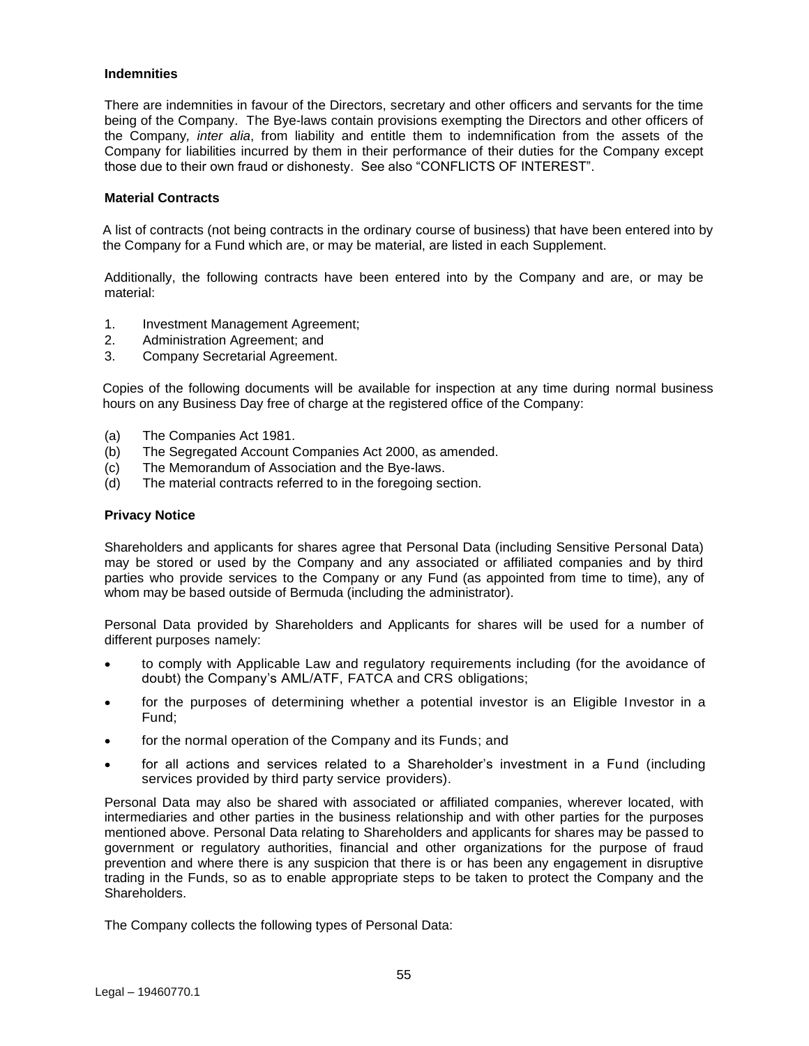**Indemnities**

There are indemnities in favour of the Directors, secretary and other officers and servants for the time being of the Company. The Bye-laws contain provisions exempting the Directors and other officers of the Company, *inter alia*, from liability and entitle them to indemnification from the assets of the Company for liabilities incurred by them in their performance of their duties for the Company except those due to their own fraud or dishonesty. See also "CONFLICTS OF INTEREST".

**Material Contracts**

A list of contracts (not being contracts in the ordinary course of business) that have been entered into by the Company for a Fund which are, or may be material, are listed in each Supplement.

Additionally, the following contracts have been entered into by the Company and are, or may be material:

1. Investment Management Agreement;
2. Administration Agreement; and
3. Company Secretarial Agreement.

Copies of the following documents will be available for inspection at any time during normal business hours on any Business Day free of charge at the registered office of the Company:

(a) The Companies Act 1981.
(b) The Segregated Account Companies Act 2000, as amended.
(c) The Memorandum of Association and the Bye-laws.
(d) The material contracts referred to in the foregoing section.

**Privacy Notice**

Shareholders and applicants for shares agree that Personal Data (including Sensitive Personal Data) may be stored or used by the Company and any associated or affiliated companies and by third parties who provide services to the Company or any Fund (as appointed from time to time), any of whom may be based outside of Bermuda (including the administrator).

Personal Data provided by Shareholders and Applicants for shares will be used for a number of different purposes namely:

- to comply with Applicable Law and regulatory requirements including (for the avoidance of doubt) the Company's AML/ATF, FATCA and CRS obligations;
- for the purposes of determining whether a potential investor is an Eligible Investor in a Fund;
- for the normal operation of the Company and its Funds; and
- for all actions and services related to a Shareholder's investment in a Fund (including services provided by third party service providers).

Personal Data may also be shared with associated or affiliated companies, wherever located, with intermediaries and other parties in the business relationship and with other parties for the purposes mentioned above. Personal Data relating to Shareholders and applicants for shares may be passed to government or regulatory authorities, financial and other organizations for the purpose of fraud prevention and where there is any suspicion that there is or has been any engagement in disruptive trading in the Funds, so as to enable appropriate steps to be taken to protect the Company and the Shareholders.

The Company collects the following types of Personal Data: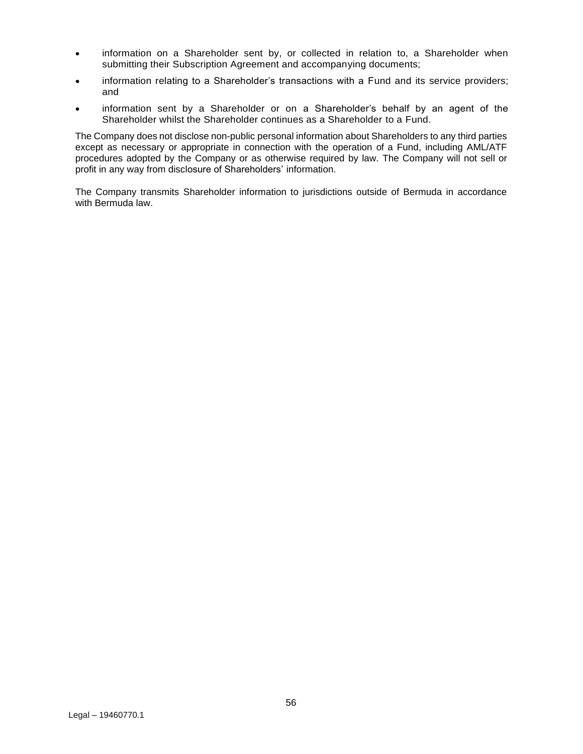- information on a Shareholder sent by, or collected in relation to, a Shareholder when submitting their Subscription Agreement and accompanying documents;
- information relating to a Shareholder's transactions with a Fund and its service providers; and
- information sent by a Shareholder or on a Shareholder's behalf by an agent of the Shareholder whilst the Shareholder continues as a Shareholder to a Fund.

The Company does not disclose non-public personal information about Shareholders to any third parties except as necessary or appropriate in connection with the operation of a Fund, including AML/ATF procedures adopted by the Company or as otherwise required by law. The Company will not sell or profit in any way from disclosure of Shareholders' information.

The Company transmits Shareholder information to jurisdictions outside of Bermuda in accordance with Bermuda law.